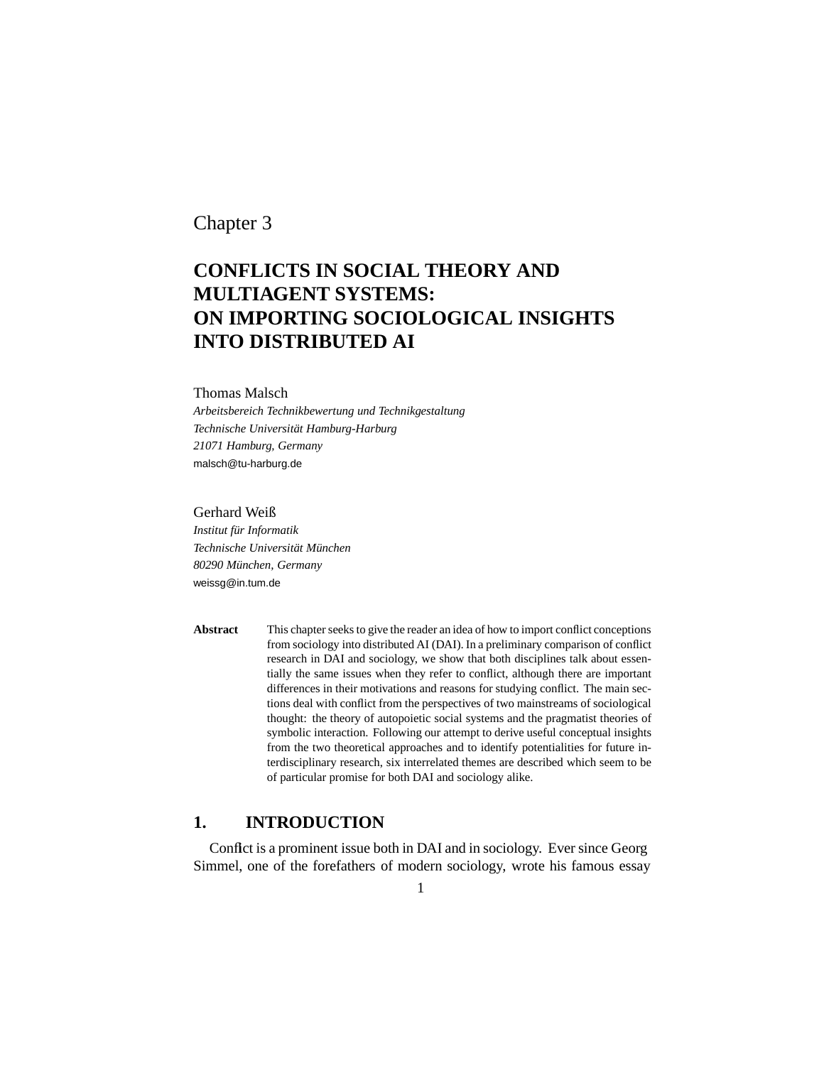Chapter 3

# CONFLICTS IN SOCIAL THEORY AND MULTIAGENT SYSTEMS: ON IMPORTING SOCIOLOGICAL INSIGHTS INTO DISTRIBUTED AI

Thomas Malsch
*Arbeitsbereich Technikbewertung und Technikgestaltung*
*Technische Universität Hamburg-Harburg*
*21071 Hamburg, Germany*
malsch@tu-harburg.de

Gerhard Weiß
*Institut für Informatik*
*Technische Universität München*
*80290 München, Germany*
weissg@in.tum.de

**Abstract** This chapter seeks to give the reader an idea of how to import conflict conceptions from sociology into distributed AI (DAI). In a preliminary comparison of conflict research in DAI and sociology, we show that both disciplines talk about essentially the same issues when they refer to conflict, although there are important differences in their motivations and reasons for studying conflict. The main sections deal with conflict from the perspectives of two mainstreams of sociological thought: the theory of autopoietic social systems and the pragmatist theories of symbolic interaction. Following our attempt to derive useful conceptual insights from the two theoretical approaches and to identify potentialities for future interdisciplinary research, six interrelated themes are described which seem to be of particular promise for both DAI and sociology alike.

## 1. INTRODUCTION

Conflict is a prominent issue both in DAI and in sociology. Ever since Georg Simmel, one of the forefathers of modern sociology, wrote his famous essay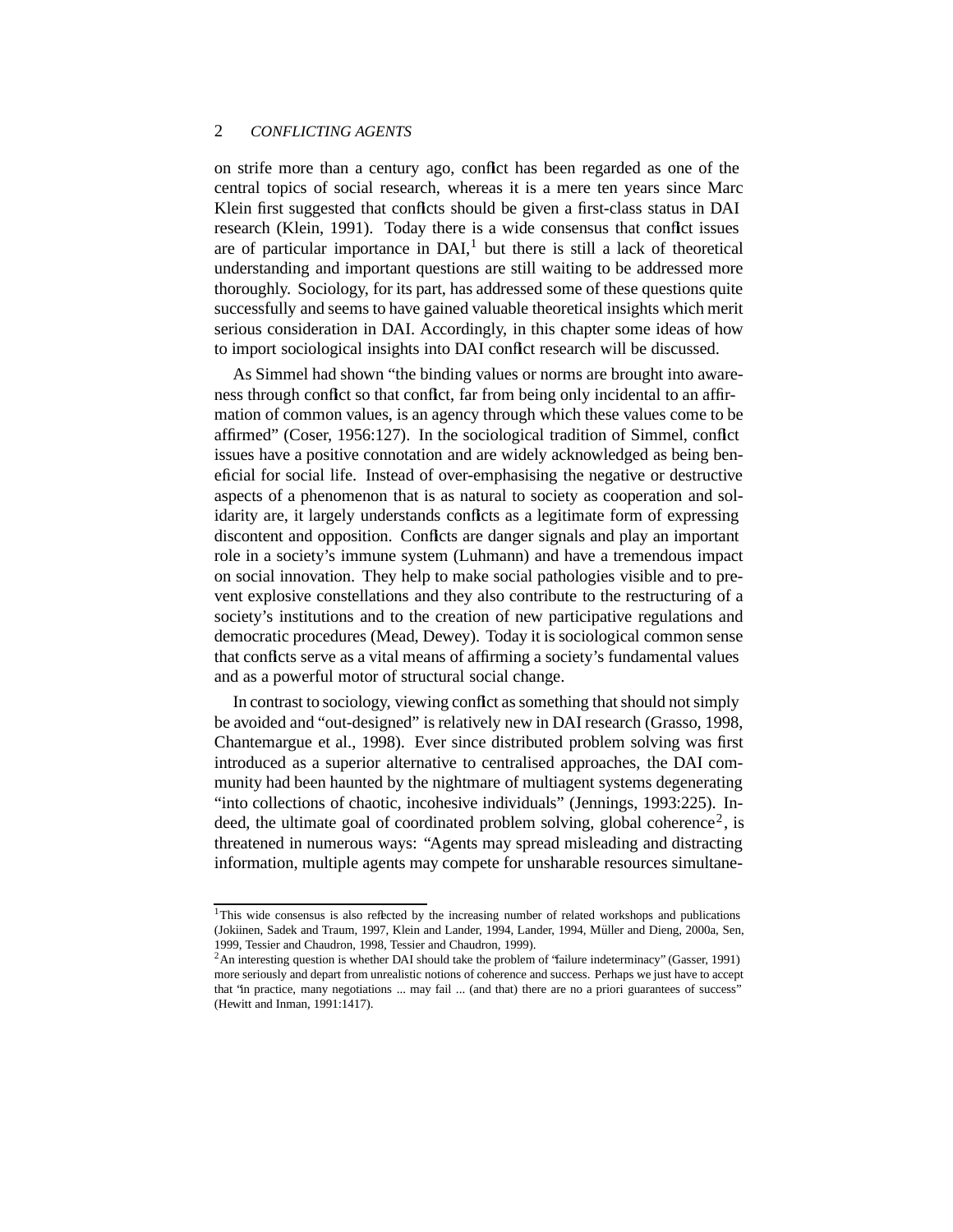on strife more than a century ago, conflict has been regarded as one of the central topics of social research, whereas it is a mere ten years since Marc Klein first suggested that conflicts should be given a first-class status in DAI research (Klein, 1991). Today there is a wide consensus that conflict issues are of particular importance in DAI,[1] but there is still a lack of theoretical understanding and important questions are still waiting to be addressed more thoroughly. Sociology, for its part, has addressed some of these questions quite successfully and seems to have gained valuable theoretical insights which merit serious consideration in DAI. Accordingly, in this chapter some ideas of how to import sociological insights into DAI conflict research will be discussed.

As Simmel had shown "the binding values or norms are brought into awareness through conflict so that conflict, far from being only incidental to an affirmation of common values, is an agency through which these values come to be affirmed" (Coser, 1956:127). In the sociological tradition of Simmel, conflict issues have a positive connotation and are widely acknowledged as being beneficial for social life. Instead of over-emphasising the negative or destructive aspects of a phenomenon that is as natural to society as cooperation and solidarity are, it largely understands conflicts as a legitimate form of expressing discontent and opposition. Conflicts are danger signals and play an important role in a society's immune system (Luhmann) and have a tremendous impact on social innovation. They help to make social pathologies visible and to prevent explosive constellations and they also contribute to the restructuring of a society's institutions and to the creation of new participative regulations and democratic procedures (Mead, Dewey). Today it is sociological common sense that conflicts serve as a vital means of affirming a society's fundamental values and as a powerful motor of structural social change.

In contrast to sociology, viewing conflict as something that should not simply be avoided and "out-designed" is relatively new in DAI research (Grasso, 1998, Chantemargue et al., 1998). Ever since distributed problem solving was first introduced as a superior alternative to centralised approaches, the DAI community had been haunted by the nightmare of multiagent systems degenerating "into collections of chaotic, incohesive individuals" (Jennings, 1993:225). Indeed, the ultimate goal of coordinated problem solving, global coherence[2], is threatened in numerous ways: "Agents may spread misleading and distracting information, multiple agents may compete for unsharable resources simultane-

---

[1] This wide consensus is also reflected by the increasing number of related workshops and publications (Jokiinen, Sadek and Traum, 1997, Klein and Lander, 1994, Lander, 1994, Müller and Dieng, 2000a, Sen, 1999, Tessier and Chaudron, 1998, Tessier and Chaudron, 1999).

[2] An interesting question is whether DAI should take the problem of "failure indeterminacy" (Gasser, 1991) more seriously and depart from unrealistic notions of coherence and success. Perhaps we just have to accept that "in practice, many negotiations ... may fail ... (and that) there are no a priori guarantees of success" (Hewitt and Inman, 1991:1417).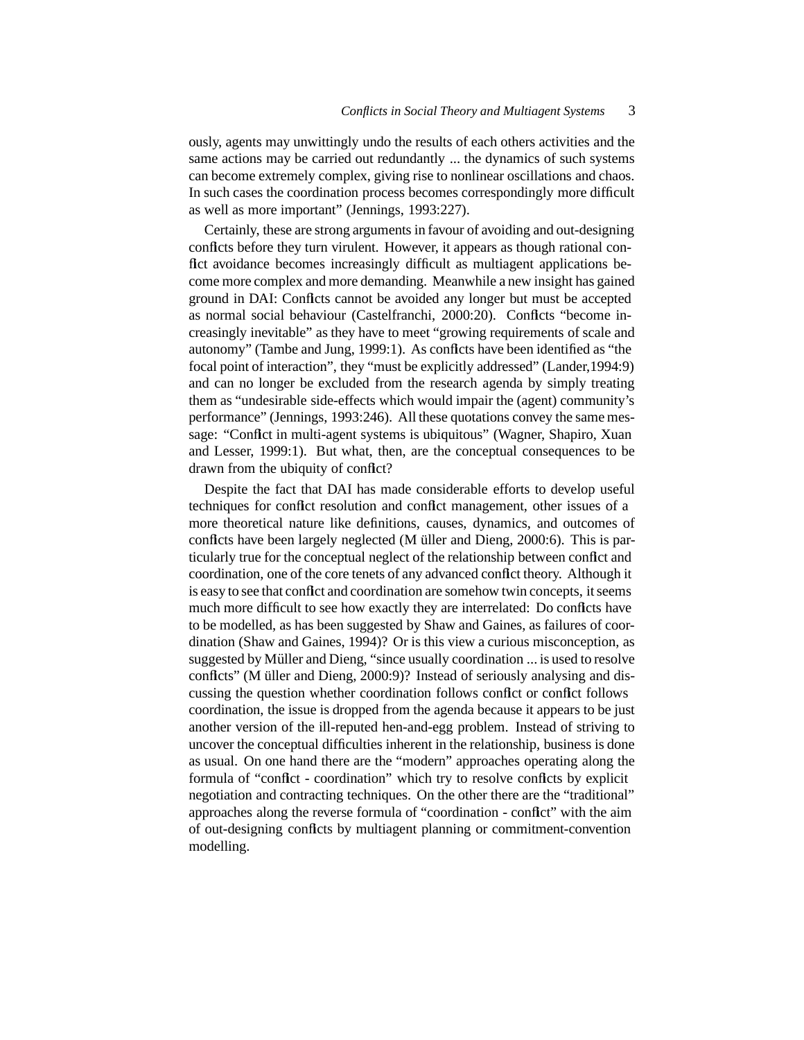ously, agents may unwittingly undo the results of each others activities and the same actions may be carried out redundantly ... the dynamics of such systems can become extremely complex, giving rise to nonlinear oscillations and chaos. In such cases the coordination process becomes correspondingly more difficult as well as more important" (Jennings, 1993:227).

Certainly, these are strong arguments in favour of avoiding and out-designing conflicts before they turn virulent. However, it appears as though rational conflict avoidance becomes increasingly difficult as multiagent applications become more complex and more demanding. Meanwhile a new insight has gained ground in DAI: Conflicts cannot be avoided any longer but must be accepted as normal social behaviour (Castelfranchi, 2000:20). Conflicts "become increasingly inevitable" as they have to meet "growing requirements of scale and autonomy" (Tambe and Jung, 1999:1). As conflicts have been identified as "the focal point of interaction", they "must be explicitly addressed" (Lander,1994:9) and can no longer be excluded from the research agenda by simply treating them as "undesirable side-effects which would impair the (agent) community's performance" (Jennings, 1993:246). All these quotations convey the same message: "Conflict in multi-agent systems is ubiquitous" (Wagner, Shapiro, Xuan and Lesser, 1999:1). But what, then, are the conceptual consequences to be drawn from the ubiquity of conflict?

Despite the fact that DAI has made considerable efforts to develop useful techniques for conflict resolution and conflict management, other issues of a more theoretical nature like definitions, causes, dynamics, and outcomes of conflicts have been largely neglected (M üller and Dieng, 2000:6). This is particularly true for the conceptual neglect of the relationship between conflict and coordination, one of the core tenets of any advanced conflict theory. Although it is easy to see that conflict and coordination are somehow twin concepts, it seems much more difficult to see how exactly they are interrelated: Do conflicts have to be modelled, as has been suggested by Shaw and Gaines, as failures of coordination (Shaw and Gaines, 1994)? Or is this view a curious misconception, as suggested by Müller and Dieng, "since usually coordination ... is used to resolve conflicts" (M üller and Dieng, 2000:9)? Instead of seriously analysing and discussing the question whether coordination follows conflict or conflict follows coordination, the issue is dropped from the agenda because it appears to be just another version of the ill-reputed hen-and-egg problem. Instead of striving to uncover the conceptual difficulties inherent in the relationship, business is done as usual. On one hand there are the "modern" approaches operating along the formula of "conflict - coordination" which try to resolve conflicts by explicit negotiation and contracting techniques. On the other there are the "traditional" approaches along the reverse formula of "coordination - conflict" with the aim of out-designing conflicts by multiagent planning or commitment-convention modelling.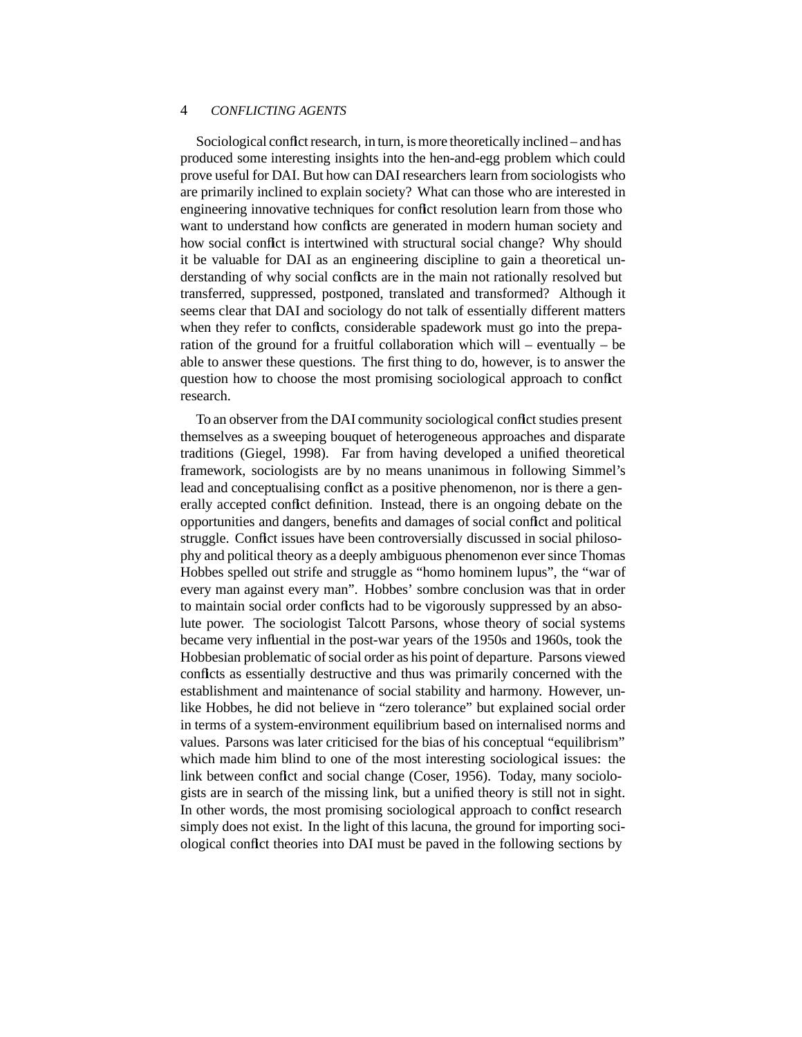Sociological conflict research, in turn, is more theoretically inclined – and has produced some interesting insights into the hen-and-egg problem which could prove useful for DAI. But how can DAI researchers learn from sociologists who are primarily inclined to explain society? What can those who are interested in engineering innovative techniques for conflict resolution learn from those who want to understand how conflicts are generated in modern human society and how social conflict is intertwined with structural social change? Why should it be valuable for DAI as an engineering discipline to gain a theoretical understanding of why social conflicts are in the main not rationally resolved but transferred, suppressed, postponed, translated and transformed? Although it seems clear that DAI and sociology do not talk of essentially different matters when they refer to conflicts, considerable spadework must go into the preparation of the ground for a fruitful collaboration which will – eventually – be able to answer these questions. The first thing to do, however, is to answer the question how to choose the most promising sociological approach to conflict research.

To an observer from the DAI community sociological conflict studies present themselves as a sweeping bouquet of heterogeneous approaches and disparate traditions (Giegel, 1998). Far from having developed a unified theoretical framework, sociologists are by no means unanimous in following Simmel's lead and conceptualising conflict as a positive phenomenon, nor is there a generally accepted conflict definition. Instead, there is an ongoing debate on the opportunities and dangers, benefits and damages of social conflict and political struggle. Conflict issues have been controversially discussed in social philosophy and political theory as a deeply ambiguous phenomenon ever since Thomas Hobbes spelled out strife and struggle as "homo hominem lupus", the "war of every man against every man". Hobbes' sombre conclusion was that in order to maintain social order conflicts had to be vigorously suppressed by an absolute power. The sociologist Talcott Parsons, whose theory of social systems became very influential in the post-war years of the 1950s and 1960s, took the Hobbesian problematic of social order as his point of departure. Parsons viewed conflicts as essentially destructive and thus was primarily concerned with the establishment and maintenance of social stability and harmony. However, unlike Hobbes, he did not believe in "zero tolerance" but explained social order in terms of a system-environment equilibrium based on internalised norms and values. Parsons was later criticised for the bias of his conceptual "equilibrism" which made him blind to one of the most interesting sociological issues: the link between conflict and social change (Coser, 1956). Today, many sociologists are in search of the missing link, but a unified theory is still not in sight. In other words, the most promising sociological approach to conflict research simply does not exist. In the light of this lacuna, the ground for importing sociological conflict theories into DAI must be paved in the following sections by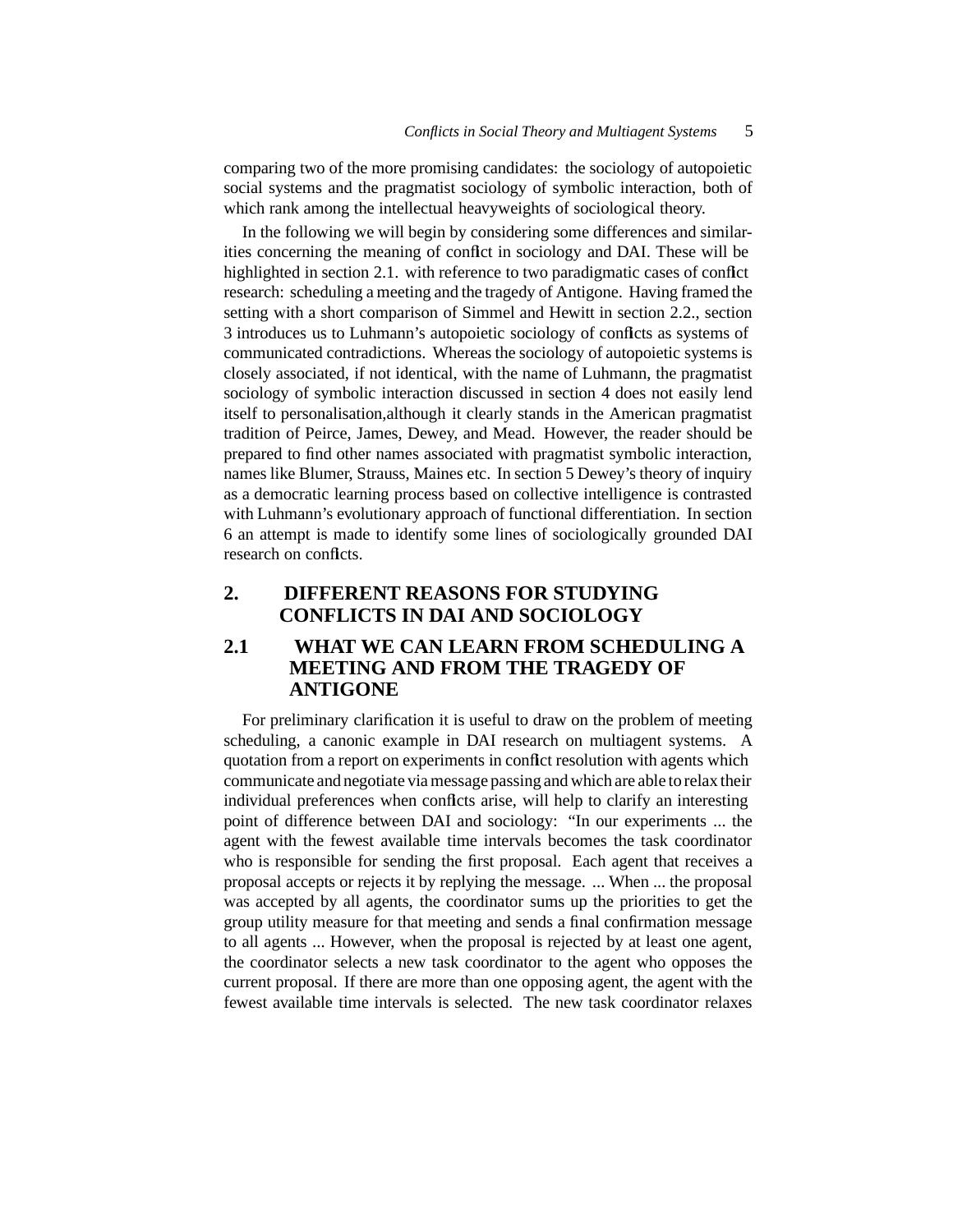comparing two of the more promising candidates: the sociology of autopoietic social systems and the pragmatist sociology of symbolic interaction, both of which rank among the intellectual heavyweights of sociological theory.

In the following we will begin by considering some differences and similarities concerning the meaning of conflict in sociology and DAI. These will be highlighted in section 2.1. with reference to two paradigmatic cases of conflict research: scheduling a meeting and the tragedy of Antigone. Having framed the setting with a short comparison of Simmel and Hewitt in section 2.2., section 3 introduces us to Luhmann's autopoietic sociology of conflicts as systems of communicated contradictions. Whereas the sociology of autopoietic systems is closely associated, if not identical, with the name of Luhmann, the pragmatist sociology of symbolic interaction discussed in section 4 does not easily lend itself to personalisation,although it clearly stands in the American pragmatist tradition of Peirce, James, Dewey, and Mead. However, the reader should be prepared to find other names associated with pragmatist symbolic interaction, names like Blumer, Strauss, Maines etc. In section 5 Dewey's theory of inquiry as a democratic learning process based on collective intelligence is contrasted with Luhmann's evolutionary approach of functional differentiation. In section 6 an attempt is made to identify some lines of sociologically grounded DAI research on conflicts.

## 2. DIFFERENT REASONS FOR STUDYING CONFLICTS IN DAI AND SOCIOLOGY

### 2.1 WHAT WE CAN LEARN FROM SCHEDULING A MEETING AND FROM THE TRAGEDY OF ANTIGONE

For preliminary clarification it is useful to draw on the problem of meeting scheduling, a canonic example in DAI research on multiagent systems. A quotation from a report on experiments in conflict resolution with agents which communicate and negotiate via message passing and which are able to relax their individual preferences when conflicts arise, will help to clarify an interesting point of difference between DAI and sociology: "In our experiments ... the agent with the fewest available time intervals becomes the task coordinator who is responsible for sending the first proposal. Each agent that receives a proposal accepts or rejects it by replying the message. ... When ... the proposal was accepted by all agents, the coordinator sums up the priorities to get the group utility measure for that meeting and sends a final confirmation message to all agents ... However, when the proposal is rejected by at least one agent, the coordinator selects a new task coordinator to the agent who opposes the current proposal. If there are more than one opposing agent, the agent with the fewest available time intervals is selected. The new task coordinator relaxes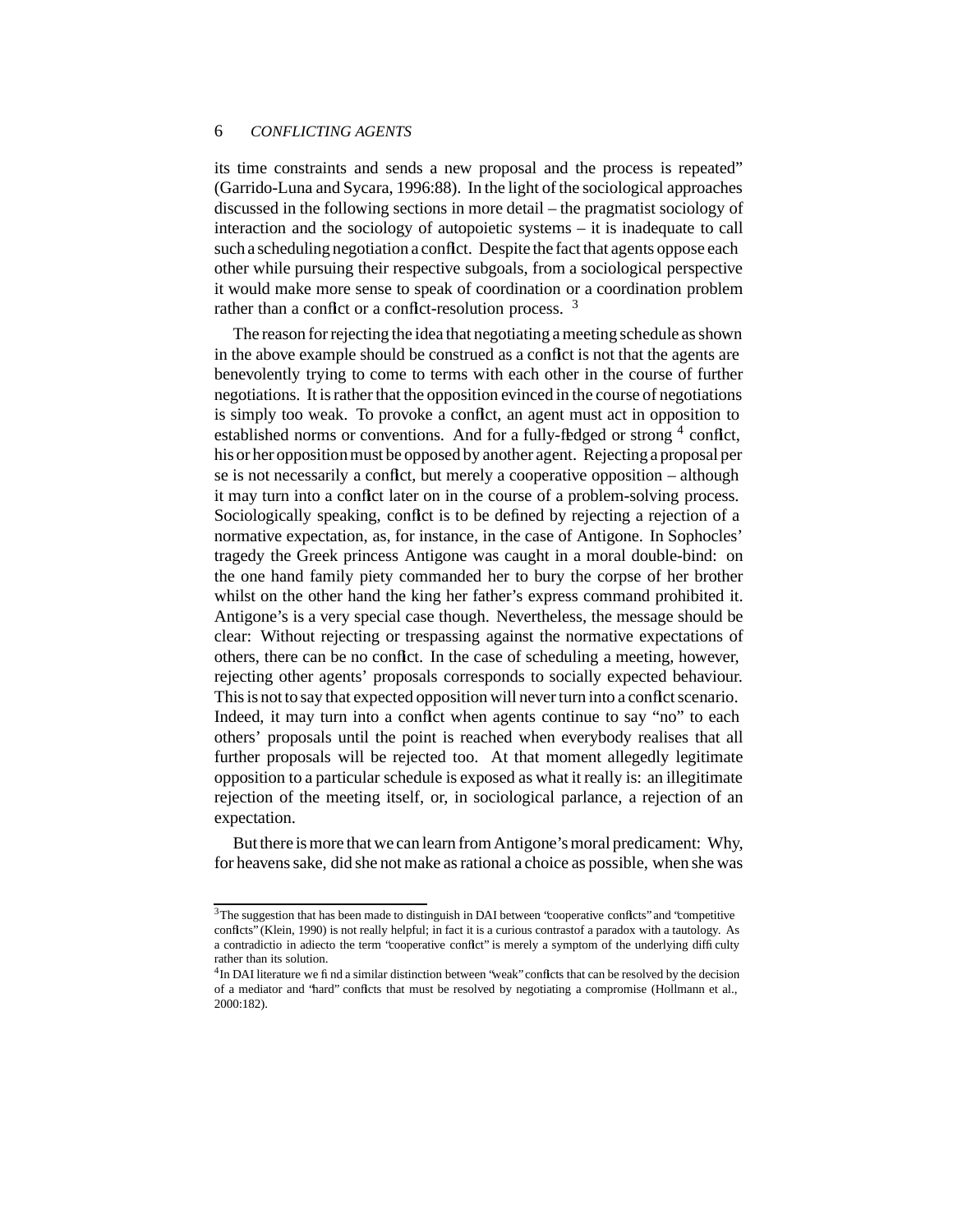its time constraints and sends a new proposal and the process is repeated" (Garrido-Luna and Sycara, 1996:88). In the light of the sociological approaches discussed in the following sections in more detail – the pragmatist sociology of interaction and the sociology of autopoietic systems – it is inadequate to call such a scheduling negotiation a conflict. Despite the fact that agents oppose each other while pursuing their respective subgoals, from a sociological perspective it would make more sense to speak of coordination or a coordination problem rather than a conflict or a conflict-resolution process. [3]

The reason for rejecting the idea that negotiating a meeting schedule as shown in the above example should be construed as a conflict is not that the agents are benevolently trying to come to terms with each other in the course of further negotiations. It is rather that the opposition evinced in the course of negotiations is simply too weak. To provoke a conflict, an agent must act in opposition to established norms or conventions. And for a fully-fledged or strong [4] conflict, his or her opposition must be opposed by another agent. Rejecting a proposal per se is not necessarily a conflict, but merely a cooperative opposition – although it may turn into a conflict later on in the course of a problem-solving process. Sociologically speaking, conflict is to be defined by rejecting a rejection of a normative expectation, as, for instance, in the case of Antigone. In Sophocles' tragedy the Greek princess Antigone was caught in a moral double-bind: on the one hand family piety commanded her to bury the corpse of her brother whilst on the other hand the king her father's express command prohibited it. Antigone's is a very special case though. Nevertheless, the message should be clear: Without rejecting or trespassing against the normative expectations of others, there can be no conflict. In the case of scheduling a meeting, however, rejecting other agents' proposals corresponds to socially expected behaviour. This is not to say that expected opposition will never turn into a conflict scenario. Indeed, it may turn into a conflict when agents continue to say "no" to each others' proposals until the point is reached when everybody realises that all further proposals will be rejected too. At that moment allegedly legitimate opposition to a particular schedule is exposed as what it really is: an illegitimate rejection of the meeting itself, or, in sociological parlance, a rejection of an expectation.

But there is more that we can learn from Antigone's moral predicament: Why, for heavens sake, did she not make as rational a choice as possible, when she was

[3] The suggestion that has been made to distinguish in DAI between "cooperative conflicts" and "competitive conflicts" (Klein, 1990) is not really helpful; in fact it is a curious contrast of a paradox with a tautology. As a contradictio in adiecto the term "cooperative conflict" is merely a symptom of the underlying difficulty rather than its solution.

[4] In DAI literature we find a similar distinction between "weak" conflicts that can be resolved by the decision of a mediator and "hard" conflicts that must be resolved by negotiating a compromise (Hollmann et al., 2000:182).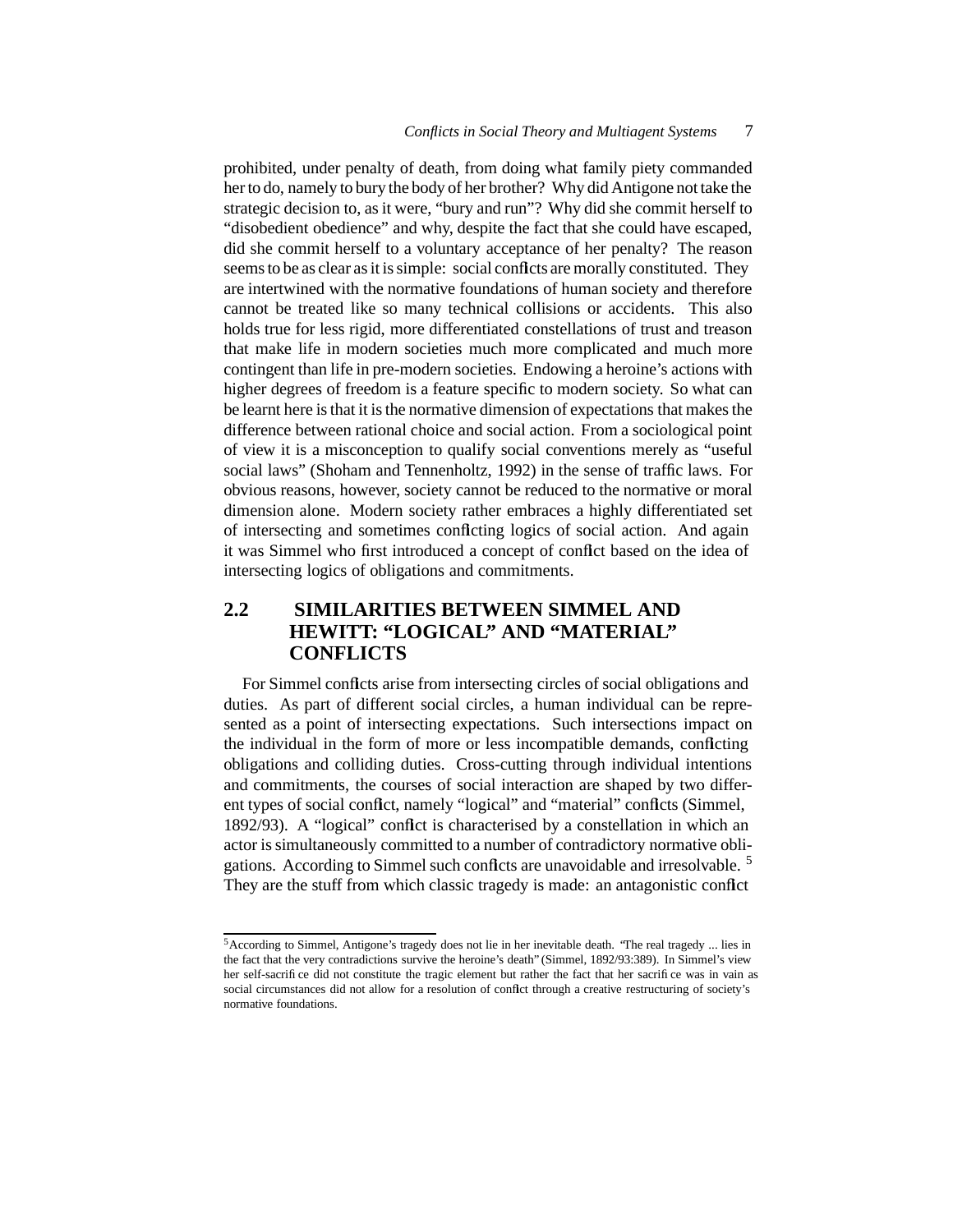prohibited, under penalty of death, from doing what family piety commanded her to do, namely to bury the body of her brother? Why did Antigone not take the strategic decision to, as it were, "bury and run"? Why did she commit herself to "disobedient obedience" and why, despite the fact that she could have escaped, did she commit herself to a voluntary acceptance of her penalty? The reason seems to be as clear as it is simple: social conflicts are morally constituted. They are intertwined with the normative foundations of human society and therefore cannot be treated like so many technical collisions or accidents. This also holds true for less rigid, more differentiated constellations of trust and treason that make life in modern societies much more complicated and much more contingent than life in pre-modern societies. Endowing a heroine's actions with higher degrees of freedom is a feature specific to modern society. So what can be learnt here is that it is the normative dimension of expectations that makes the difference between rational choice and social action. From a sociological point of view it is a misconception to qualify social conventions merely as "useful social laws" (Shoham and Tennenholtz, 1992) in the sense of traffic laws. For obvious reasons, however, society cannot be reduced to the normative or moral dimension alone. Modern society rather embraces a highly differentiated set of intersecting and sometimes conflicting logics of social action. And again it was Simmel who first introduced a concept of conflict based on the idea of intersecting logics of obligations and commitments.

## 2.2 SIMILARITIES BETWEEN SIMMEL AND HEWITT: "LOGICAL" AND "MATERIAL" CONFLICTS

For Simmel conflicts arise from intersecting circles of social obligations and duties. As part of different social circles, a human individual can be represented as a point of intersecting expectations. Such intersections impact on the individual in the form of more or less incompatible demands, conflicting obligations and colliding duties. Cross-cutting through individual intentions and commitments, the courses of social interaction are shaped by two different types of social conflict, namely "logical" and "material" conflicts (Simmel, 1892/93). A "logical" conflict is characterised by a constellation in which an actor is simultaneously committed to a number of contradictory normative obligations. According to Simmel such conflicts are unavoidable and irresolvable. [5] They are the stuff from which classic tragedy is made: an antagonistic conflict

[5] According to Simmel, Antigone's tragedy does not lie in her inevitable death. "The real tragedy ... lies in the fact that the very contradictions survive the heroine's death" (Simmel, 1892/93:389). In Simmel's view her self-sacrifice did not constitute the tragic element but rather the fact that her sacrifice was in vain as social circumstances did not allow for a resolution of conflict through a creative restructuring of society's normative foundations.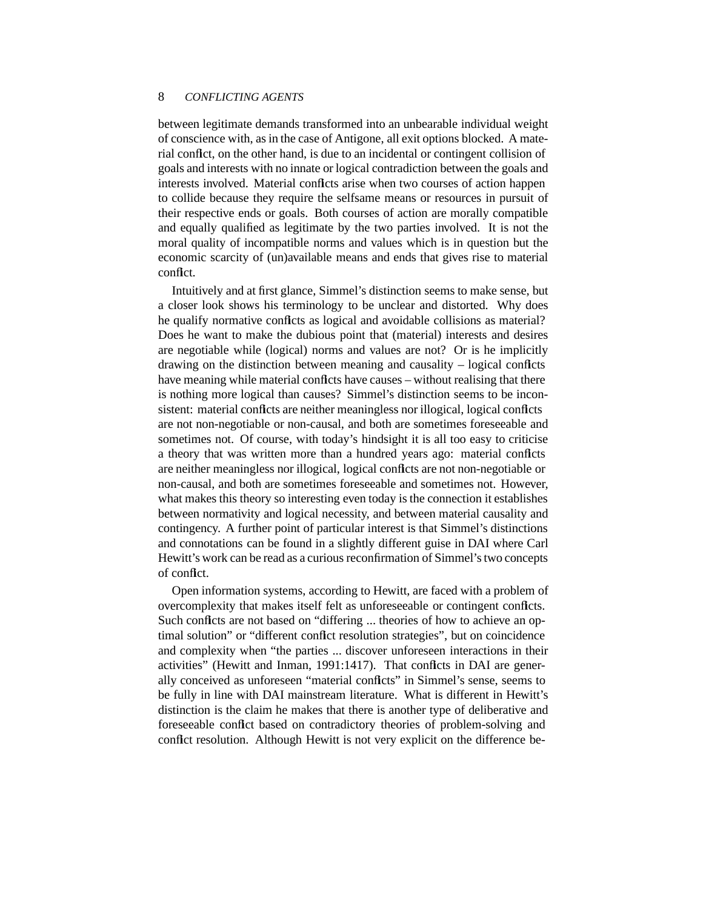between legitimate demands transformed into an unbearable individual weight of conscience with, as in the case of Antigone, all exit options blocked. A material conflict, on the other hand, is due to an incidental or contingent collision of goals and interests with no innate or logical contradiction between the goals and interests involved. Material conflicts arise when two courses of action happen to collide because they require the selfsame means or resources in pursuit of their respective ends or goals. Both courses of action are morally compatible and equally qualified as legitimate by the two parties involved. It is not the moral quality of incompatible norms and values which is in question but the economic scarcity of (un)available means and ends that gives rise to material conflict.

Intuitively and at first glance, Simmel's distinction seems to make sense, but a closer look shows his terminology to be unclear and distorted. Why does he qualify normative conflicts as logical and avoidable collisions as material? Does he want to make the dubious point that (material) interests and desires are negotiable while (logical) norms and values are not? Or is he implicitly drawing on the distinction between meaning and causality – logical conflicts have meaning while material conflicts have causes – without realising that there is nothing more logical than causes? Simmel's distinction seems to be inconsistent: material conflicts are neither meaningless nor illogical, logical conflicts are not non-negotiable or non-causal, and both are sometimes foreseeable and sometimes not. Of course, with today's hindsight it is all too easy to criticise a theory that was written more than a hundred years ago: material conflicts are neither meaningless nor illogical, logical conflicts are not non-negotiable or non-causal, and both are sometimes foreseeable and sometimes not. However, what makes this theory so interesting even today is the connection it establishes between normativity and logical necessity, and between material causality and contingency. A further point of particular interest is that Simmel's distinctions and connotations can be found in a slightly different guise in DAI where Carl Hewitt's work can be read as a curious reconfirmation of Simmel's two concepts of conflict.

Open information systems, according to Hewitt, are faced with a problem of overcomplexity that makes itself felt as unforeseeable or contingent conflicts. Such conflicts are not based on "differing ... theories of how to achieve an optimal solution" or "different conflict resolution strategies", but on coincidence and complexity when "the parties ... discover unforeseen interactions in their activities" (Hewitt and Inman, 1991:1417). That conflicts in DAI are generally conceived as unforeseen "material conflicts" in Simmel's sense, seems to be fully in line with DAI mainstream literature. What is different in Hewitt's distinction is the claim he makes that there is another type of deliberative and foreseeable conflict based on contradictory theories of problem-solving and conflict resolution. Although Hewitt is not very explicit on the difference be-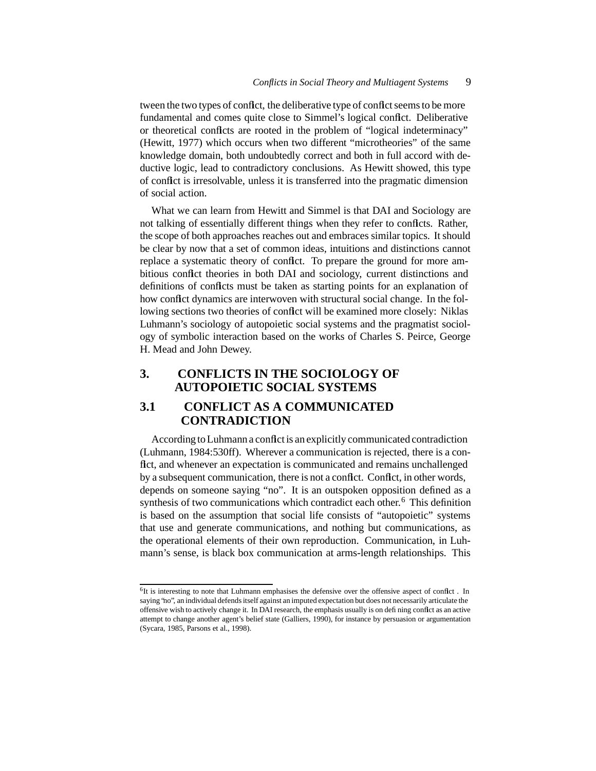tween the two types of conflict, the deliberative type of conflict seems to be more fundamental and comes quite close to Simmel's logical conflict. Deliberative or theoretical conflicts are rooted in the problem of "logical indeterminacy" (Hewitt, 1977) which occurs when two different "microtheories" of the same knowledge domain, both undoubtedly correct and both in full accord with deductive logic, lead to contradictory conclusions. As Hewitt showed, this type of conflict is irresolvable, unless it is transferred into the pragmatic dimension of social action.

What we can learn from Hewitt and Simmel is that DAI and Sociology are not talking of essentially different things when they refer to conflicts. Rather, the scope of both approaches reaches out and embraces similar topics. It should be clear by now that a set of common ideas, intuitions and distinctions cannot replace a systematic theory of conflict. To prepare the ground for more ambitious conflict theories in both DAI and sociology, current distinctions and definitions of conflicts must be taken as starting points for an explanation of how conflict dynamics are interwoven with structural social change. In the following sections two theories of conflict will be examined more closely: Niklas Luhmann's sociology of autopoietic social systems and the pragmatist sociology of symbolic interaction based on the works of Charles S. Peirce, George H. Mead and John Dewey.

## 3. CONFLICTS IN THE SOCIOLOGY OF AUTOPOIETIC SOCIAL SYSTEMS

### 3.1 CONFLICT AS A COMMUNICATED CONTRADICTION

According to Luhmann a conflict is an explicitly communicated contradiction (Luhmann, 1984:530ff). Wherever a communication is rejected, there is a conflict, and whenever an expectation is communicated and remains unchallenged by a subsequent communication, there is not a conflict. Conflict, in other words, depends on someone saying "no". It is an outspoken opposition defined as a synthesis of two communications which contradict each other.[6] This definition is based on the assumption that social life consists of "autopoietic" systems that use and generate communications, and nothing but communications, as the operational elements of their own reproduction. Communication, in Luhmann's sense, is black box communication at arms-length relationships. This

[6] It is interesting to note that Luhmann emphasises the defensive over the offensive aspect of conflict . In saying "no", an individual defends itself against an imputed expectation but does not necessarily articulate the offensive wish to actively change it. In DAI research, the emphasis usually is on defining conflict as an active attempt to change another agent's belief state (Galliers, 1990), for instance by persuasion or argumentation (Sycara, 1985, Parsons et al., 1998).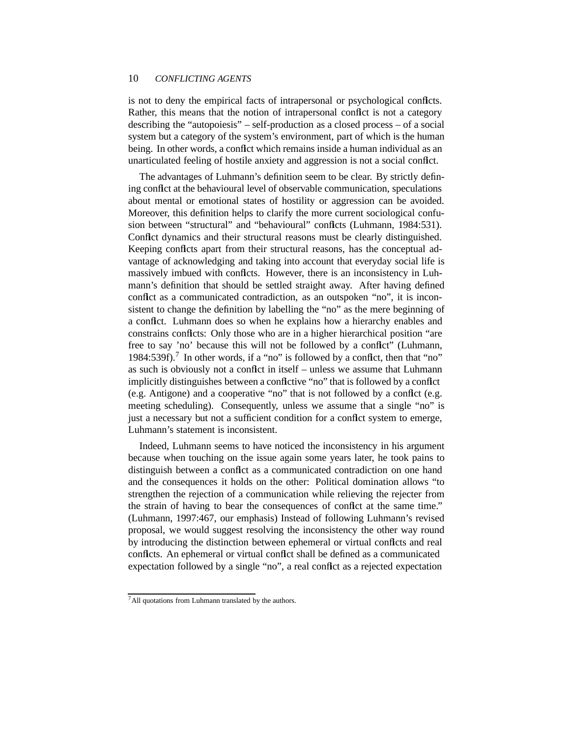is not to deny the empirical facts of intrapersonal or psychological conflicts. Rather, this means that the notion of intrapersonal conflict is not a category describing the "autopoiesis" – self-production as a closed process – of a social system but a category of the system's environment, part of which is the human being. In other words, a conflict which remains inside a human individual as an unarticulated feeling of hostile anxiety and aggression is not a social conflict.

The advantages of Luhmann's definition seem to be clear. By strictly defining conflict at the behavioural level of observable communication, speculations about mental or emotional states of hostility or aggression can be avoided. Moreover, this definition helps to clarify the more current sociological confusion between "structural" and "behavioural" conflicts (Luhmann, 1984:531). Conflict dynamics and their structural reasons must be clearly distinguished. Keeping conflicts apart from their structural reasons, has the conceptual advantage of acknowledging and taking into account that everyday social life is massively imbued with conflicts. However, there is an inconsistency in Luhmann's definition that should be settled straight away. After having defined conflict as a communicated contradiction, as an outspoken "no", it is inconsistent to change the definition by labelling the "no" as the mere beginning of a conflict. Luhmann does so when he explains how a hierarchy enables and constrains conflicts: Only those who are in a higher hierarchical position "are free to say 'no' because this will not be followed by a conflict" (Luhmann, 1984:539f).[7] In other words, if a "no" is followed by a conflict, then that "no" as such is obviously not a conflict in itself – unless we assume that Luhmann implicitly distinguishes between a conflictive "no" that is followed by a conflict (e.g. Antigone) and a cooperative "no" that is not followed by a conflict (e.g. meeting scheduling). Consequently, unless we assume that a single "no" is just a necessary but not a sufficient condition for a conflict system to emerge, Luhmann's statement is inconsistent.

Indeed, Luhmann seems to have noticed the inconsistency in his argument because when touching on the issue again some years later, he took pains to distinguish between a conflict as a communicated contradiction on one hand and the consequences it holds on the other: Political domination allows "to strengthen the rejection of a communication while relieving the rejecter from the strain of having to bear the consequences of conflict at the same time." (Luhmann, 1997:467, our emphasis) Instead of following Luhmann's revised proposal, we would suggest resolving the inconsistency the other way round by introducing the distinction between ephemeral or virtual conflicts and real conflicts. An ephemeral or virtual conflict shall be defined as a communicated expectation followed by a single "no", a real conflict as a rejected expectation

[7] All quotations from Luhmann translated by the authors.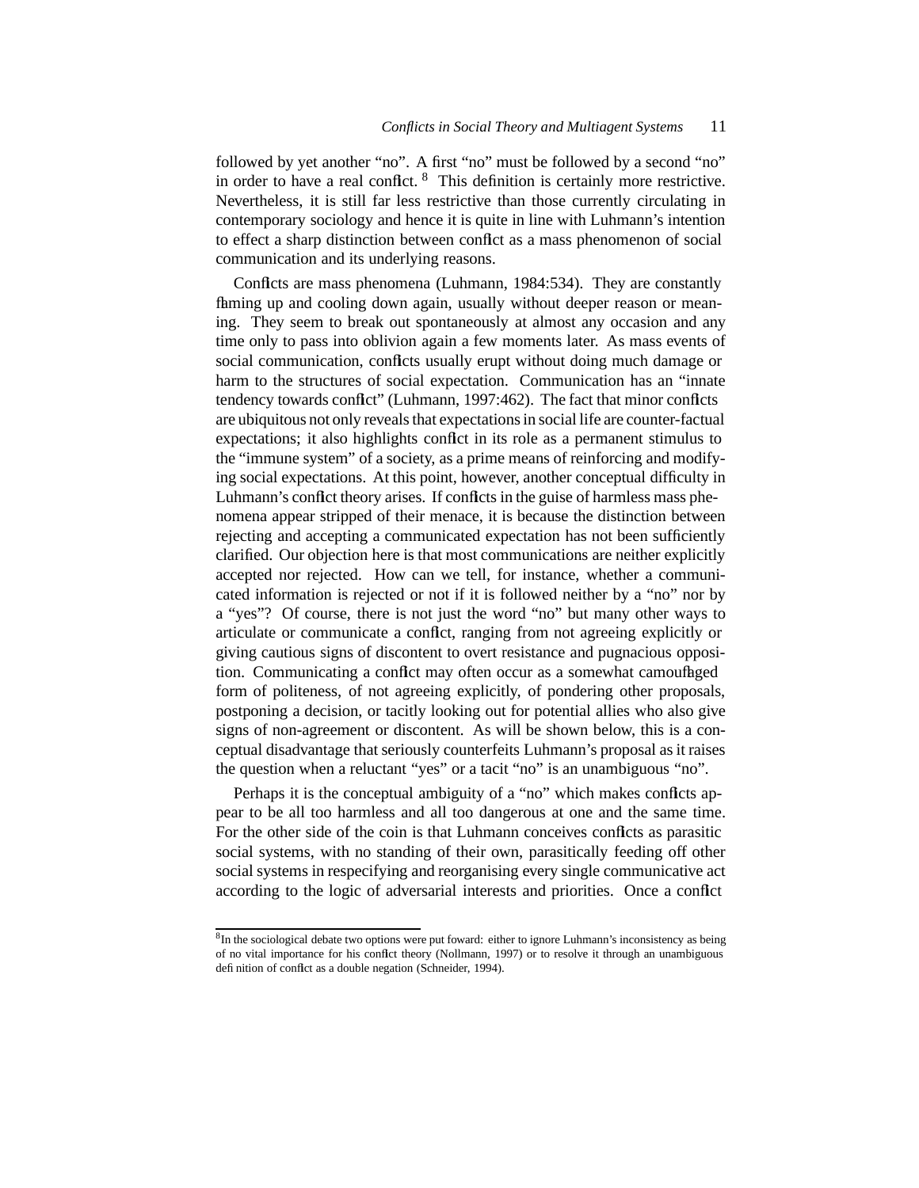followed by yet another "no". A first "no" must be followed by a second "no" in order to have a real conflict. [8] This definition is certainly more restrictive. Nevertheless, it is still far less restrictive than those currently circulating in contemporary sociology and hence it is quite in line with Luhmann's intention to effect a sharp distinction between conflict as a mass phenomenon of social communication and its underlying reasons.

Conflicts are mass phenomena (Luhmann, 1984:534). They are constantly flaming up and cooling down again, usually without deeper reason or meaning. They seem to break out spontaneously at almost any occasion and any time only to pass into oblivion again a few moments later. As mass events of social communication, conflicts usually erupt without doing much damage or harm to the structures of social expectation. Communication has an "innate tendency towards conflict" (Luhmann, 1997:462). The fact that minor conflicts are ubiquitous not only reveals that expectations in social life are counter-factual expectations; it also highlights conflict in its role as a permanent stimulus to the "immune system" of a society, as a prime means of reinforcing and modifying social expectations. At this point, however, another conceptual difficulty in Luhmann's conflict theory arises. If conflicts in the guise of harmless mass phenomena appear stripped of their menace, it is because the distinction between rejecting and accepting a communicated expectation has not been sufficiently clarified. Our objection here is that most communications are neither explicitly accepted nor rejected. How can we tell, for instance, whether a communicated information is rejected or not if it is followed neither by a "no" nor by a "yes"? Of course, there is not just the word "no" but many other ways to articulate or communicate a conflict, ranging from not agreeing explicitly or giving cautious signs of discontent to overt resistance and pugnacious opposition. Communicating a conflict may often occur as a somewhat camouflaged form of politeness, of not agreeing explicitly, of pondering other proposals, postponing a decision, or tacitly looking out for potential allies who also give signs of non-agreement or discontent. As will be shown below, this is a conceptual disadvantage that seriously counterfeits Luhmann's proposal as it raises the question when a reluctant "yes" or a tacit "no" is an unambiguous "no".

Perhaps it is the conceptual ambiguity of a "no" which makes conflicts appear to be all too harmless and all too dangerous at one and the same time. For the other side of the coin is that Luhmann conceives conflicts as parasitic social systems, with no standing of their own, parasitically feeding off other social systems in respecifying and reorganising every single communicative act according to the logic of adversarial interests and priorities. Once a conflict

[8] In the sociological debate two options were put foward: either to ignore Luhmann's inconsistency as being of no vital importance for his conflict theory (Nollmann, 1997) or to resolve it through an unambiguous definition of conflict as a double negation (Schneider, 1994).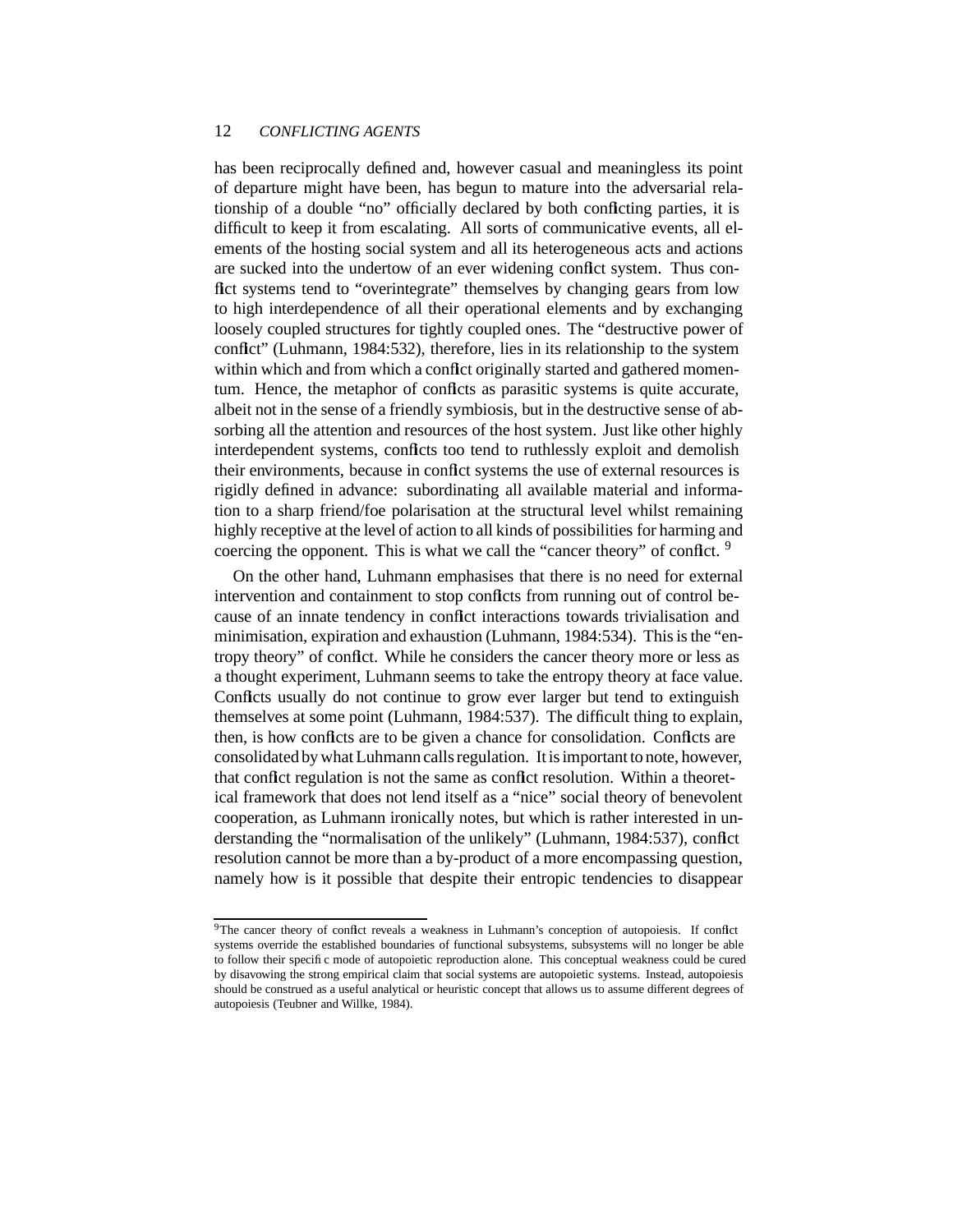has been reciprocally defined and, however casual and meaningless its point of departure might have been, has begun to mature into the adversarial relationship of a double "no" officially declared by both conflicting parties, it is difficult to keep it from escalating. All sorts of communicative events, all elements of the hosting social system and all its heterogeneous acts and actions are sucked into the undertow of an ever widening conflict system. Thus conflict systems tend to "overintegrate" themselves by changing gears from low to high interdependence of all their operational elements and by exchanging loosely coupled structures for tightly coupled ones. The "destructive power of conflict" (Luhmann, 1984:532), therefore, lies in its relationship to the system within which and from which a conflict originally started and gathered momentum. Hence, the metaphor of conflicts as parasitic systems is quite accurate, albeit not in the sense of a friendly symbiosis, but in the destructive sense of absorbing all the attention and resources of the host system. Just like other highly interdependent systems, conflicts too tend to ruthlessly exploit and demolish their environments, because in conflict systems the use of external resources is rigidly defined in advance: subordinating all available material and information to a sharp friend/foe polarisation at the structural level whilst remaining highly receptive at the level of action to all kinds of possibilities for harming and coercing the opponent. This is what we call the "cancer theory" of conflict. [9]

On the other hand, Luhmann emphasises that there is no need for external intervention and containment to stop conflicts from running out of control because of an innate tendency in conflict interactions towards trivialisation and minimisation, expiration and exhaustion (Luhmann, 1984:534). This is the "entropy theory" of conflict. While he considers the cancer theory more or less as a thought experiment, Luhmann seems to take the entropy theory at face value. Conflicts usually do not continue to grow ever larger but tend to extinguish themselves at some point (Luhmann, 1984:537). The difficult thing to explain, then, is how conflicts are to be given a chance for consolidation. Conflicts are consolidated by what Luhmann calls regulation. It is important to note, however, that conflict regulation is not the same as conflict resolution. Within a theoretical framework that does not lend itself as a "nice" social theory of benevolent cooperation, as Luhmann ironically notes, but which is rather interested in understanding the "normalisation of the unlikely" (Luhmann, 1984:537), conflict resolution cannot be more than a by-product of a more encompassing question, namely how is it possible that despite their entropic tendencies to disappear

[9] The cancer theory of conflict reveals a weakness in Luhmann's conception of autopoiesis. If conflict systems override the established boundaries of functional subsystems, subsystems will no longer be able to follow their specific mode of autopoietic reproduction alone. This conceptual weakness could be cured by disavowing the strong empirical claim that social systems are autopoietic systems. Instead, autopoiesis should be construed as a useful analytical or heuristic concept that allows us to assume different degrees of autopoiesis (Teubner and Willke, 1984).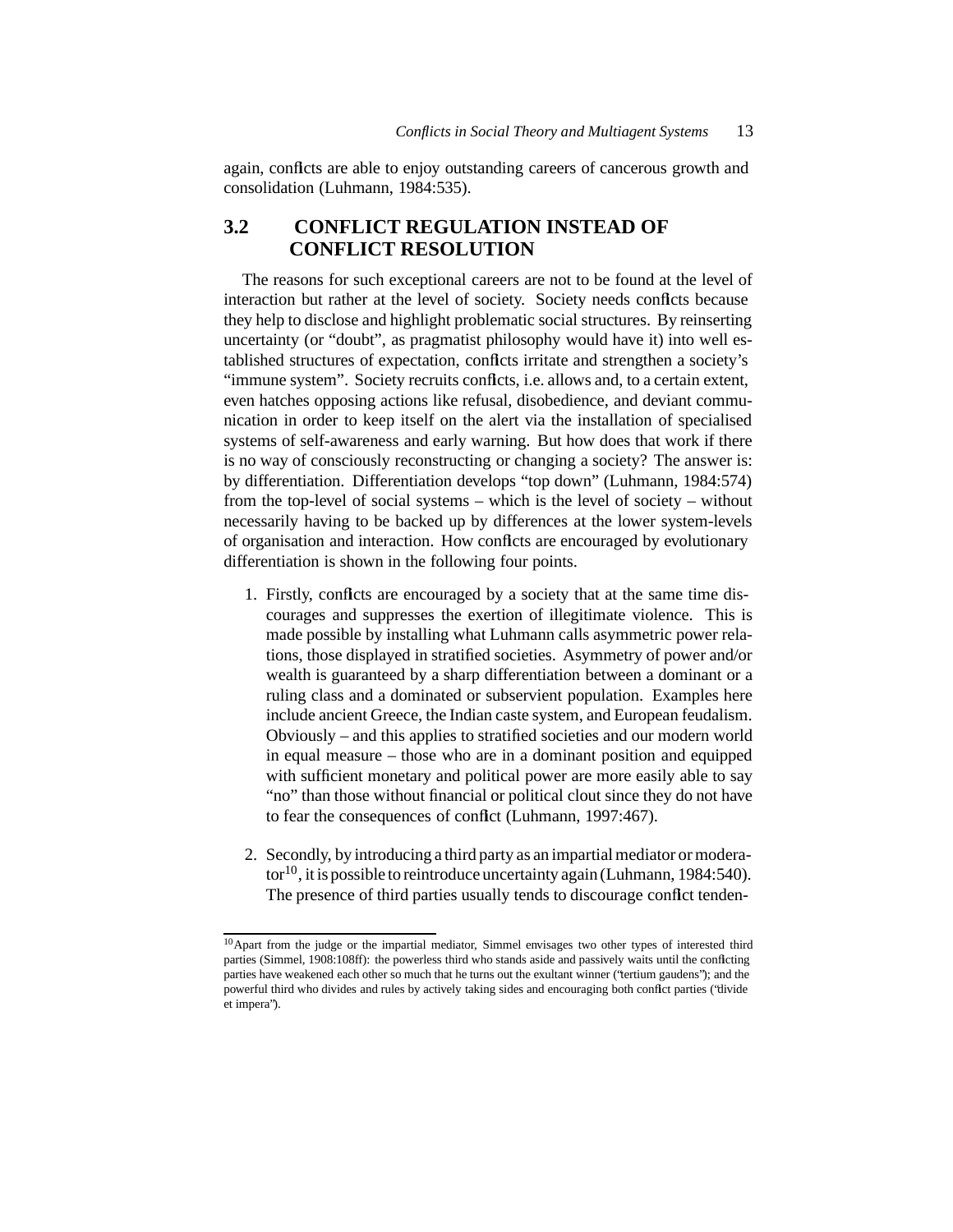again, conflicts are able to enjoy outstanding careers of cancerous growth and consolidation (Luhmann, 1984:535).

## 3.2 CONFLICT REGULATION INSTEAD OF CONFLICT RESOLUTION

The reasons for such exceptional careers are not to be found at the level of interaction but rather at the level of society. Society needs conflicts because they help to disclose and highlight problematic social structures. By reinserting uncertainty (or "doubt", as pragmatist philosophy would have it) into well established structures of expectation, conflicts irritate and strengthen a society's "immune system". Society recruits conflicts, i.e. allows and, to a certain extent, even hatches opposing actions like refusal, disobedience, and deviant communication in order to keep itself on the alert via the installation of specialised systems of self-awareness and early warning. But how does that work if there is no way of consciously reconstructing or changing a society? The answer is: by differentiation. Differentiation develops "top down" (Luhmann, 1984:574) from the top-level of social systems – which is the level of society – without necessarily having to be backed up by differences at the lower system-levels of organisation and interaction. How conflicts are encouraged by evolutionary differentiation is shown in the following four points.

1. Firstly, conflicts are encouraged by a society that at the same time discourages and suppresses the exertion of illegitimate violence. This is made possible by installing what Luhmann calls asymmetric power relations, those displayed in stratified societies. Asymmetry of power and/or wealth is guaranteed by a sharp differentiation between a dominant or a ruling class and a dominated or subservient population. Examples here include ancient Greece, the Indian caste system, and European feudalism. Obviously – and this applies to stratified societies and our modern world in equal measure – those who are in a dominant position and equipped with sufficient monetary and political power are more easily able to say "no" than those without financial or political clout since they do not have to fear the consequences of conflict (Luhmann, 1997:467).

2. Secondly, by introducing a third party as an impartial mediator or moderator[10], it is possible to reintroduce uncertainty again (Luhmann, 1984:540). The presence of third parties usually tends to discourage conflict tenden-

[10] Apart from the judge or the impartial mediator, Simmel envisages two other types of interested third parties (Simmel, 1908:108ff): the powerless third who stands aside and passively waits until the conflicting parties have weakened each other so much that he turns out the exultant winner ("tertium gaudens"); and the powerful third who divides and rules by actively taking sides and encouraging both conflict parties ("divide et impera").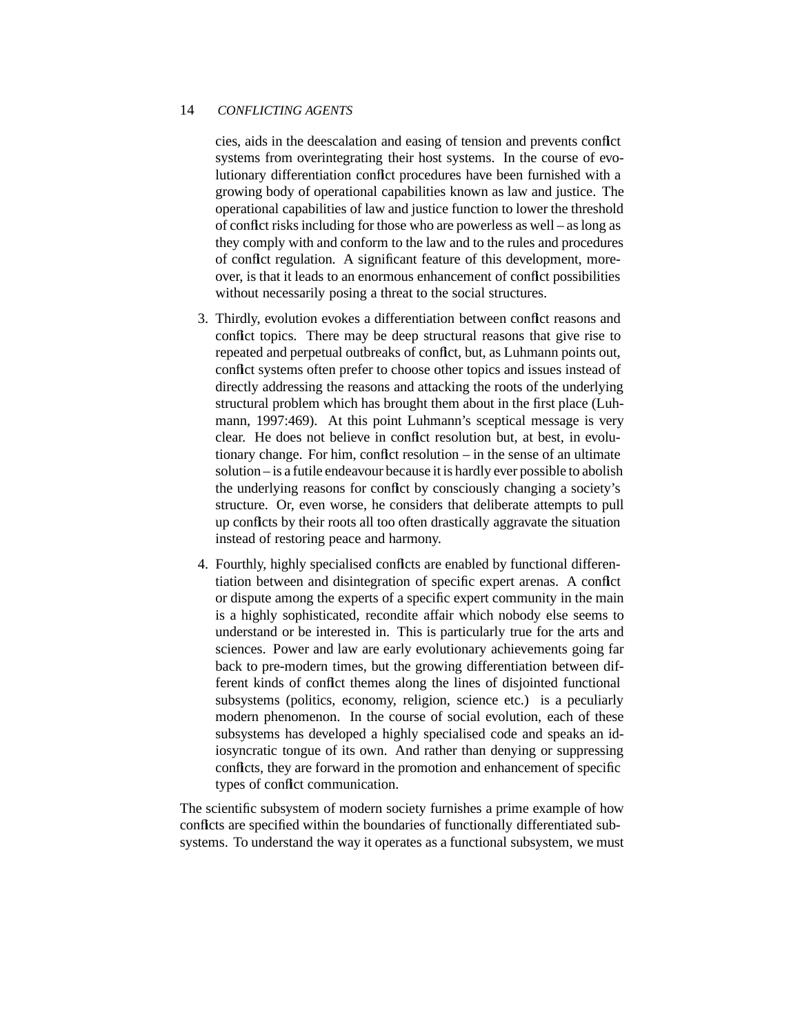cies, aids in the deescalation and easing of tension and prevents conflict systems from overintegrating their host systems. In the course of evolutionary differentiation conflict procedures have been furnished with a growing body of operational capabilities known as law and justice. The operational capabilities of law and justice function to lower the threshold of conflict risks including for those who are powerless as well – as long as they comply with and conform to the law and to the rules and procedures of conflict regulation. A significant feature of this development, moreover, is that it leads to an enormous enhancement of conflict possibilities without necessarily posing a threat to the social structures.

3. Thirdly, evolution evokes a differentiation between conflict reasons and conflict topics. There may be deep structural reasons that give rise to repeated and perpetual outbreaks of conflict, but, as Luhmann points out, conflict systems often prefer to choose other topics and issues instead of directly addressing the reasons and attacking the roots of the underlying structural problem which has brought them about in the first place (Luhmann, 1997:469). At this point Luhmann's sceptical message is very clear. He does not believe in conflict resolution but, at best, in evolutionary change. For him, conflict resolution – in the sense of an ultimate solution – is a futile endeavour because it is hardly ever possible to abolish the underlying reasons for conflict by consciously changing a society's structure. Or, even worse, he considers that deliberate attempts to pull up conflicts by their roots all too often drastically aggravate the situation instead of restoring peace and harmony.

4. Fourthly, highly specialised conflicts are enabled by functional differentiation between and disintegration of specific expert arenas. A conflict or dispute among the experts of a specific expert community in the main is a highly sophisticated, recondite affair which nobody else seems to understand or be interested in. This is particularly true for the arts and sciences. Power and law are early evolutionary achievements going far back to pre-modern times, but the growing differentiation between different kinds of conflict themes along the lines of disjointed functional subsystems (politics, economy, religion, science etc.) is a peculiarly modern phenomenon. In the course of social evolution, each of these subsystems has developed a highly specialised code and speaks an idiosyncratic tongue of its own. And rather than denying or suppressing conflicts, they are forward in the promotion and enhancement of specific types of conflict communication.

The scientific subsystem of modern society furnishes a prime example of how conflicts are specified within the boundaries of functionally differentiated subsystems. To understand the way it operates as a functional subsystem, we must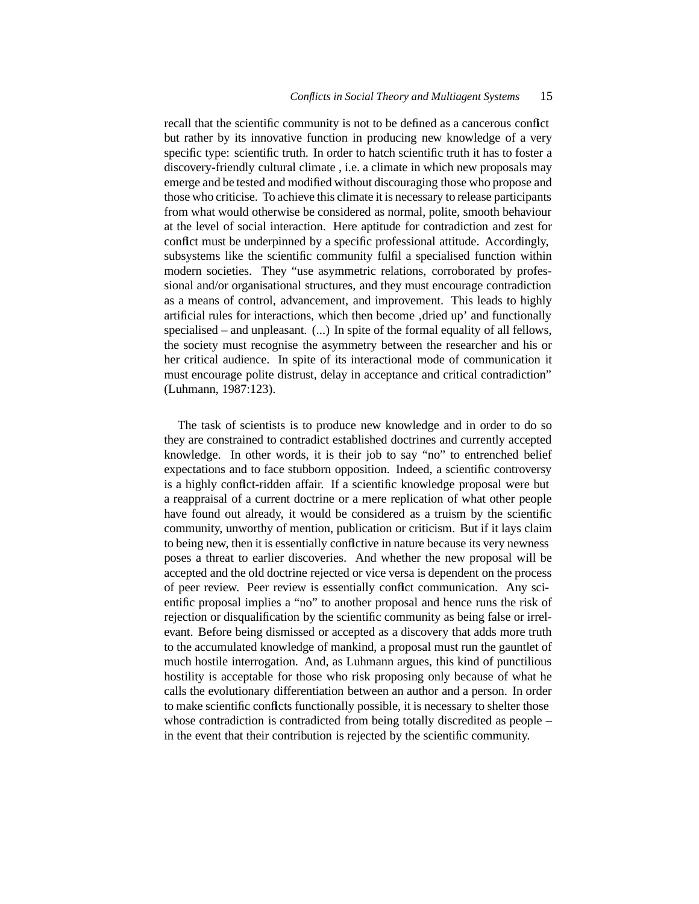recall that the scientific community is not to be defined as a cancerous conflict but rather by its innovative function in producing new knowledge of a very specific type: scientific truth. In order to hatch scientific truth it has to foster a discovery-friendly cultural climate , i.e. a climate in which new proposals may emerge and be tested and modified without discouraging those who propose and those who criticise. To achieve this climate it is necessary to release participants from what would otherwise be considered as normal, polite, smooth behaviour at the level of social interaction. Here aptitude for contradiction and zest for conflict must be underpinned by a specific professional attitude. Accordingly, subsystems like the scientific community fulfil a specialised function within modern societies. They "use asymmetric relations, corroborated by professional and/or organisational structures, and they must encourage contradiction as a means of control, advancement, and improvement. This leads to highly artificial rules for interactions, which then become ‚dried up' and functionally specialised – and unpleasant. (...) In spite of the formal equality of all fellows, the society must recognise the asymmetry between the researcher and his or her critical audience. In spite of its interactional mode of communication it must encourage polite distrust, delay in acceptance and critical contradiction" (Luhmann, 1987:123).

The task of scientists is to produce new knowledge and in order to do so they are constrained to contradict established doctrines and currently accepted knowledge. In other words, it is their job to say "no" to entrenched belief expectations and to face stubborn opposition. Indeed, a scientific controversy is a highly conflict-ridden affair. If a scientific knowledge proposal were but a reappraisal of a current doctrine or a mere replication of what other people have found out already, it would be considered as a truism by the scientific community, unworthy of mention, publication or criticism. But if it lays claim to being new, then it is essentially conflictive in nature because its very newness poses a threat to earlier discoveries. And whether the new proposal will be accepted and the old doctrine rejected or vice versa is dependent on the process of peer review. Peer review is essentially conflict communication. Any scientific proposal implies a "no" to another proposal and hence runs the risk of rejection or disqualification by the scientific community as being false or irrelevant. Before being dismissed or accepted as a discovery that adds more truth to the accumulated knowledge of mankind, a proposal must run the gauntlet of much hostile interrogation. And, as Luhmann argues, this kind of punctilious hostility is acceptable for those who risk proposing only because of what he calls the evolutionary differentiation between an author and a person. In order to make scientific conflicts functionally possible, it is necessary to shelter those whose contradiction is contradicted from being totally discredited as people – in the event that their contribution is rejected by the scientific community.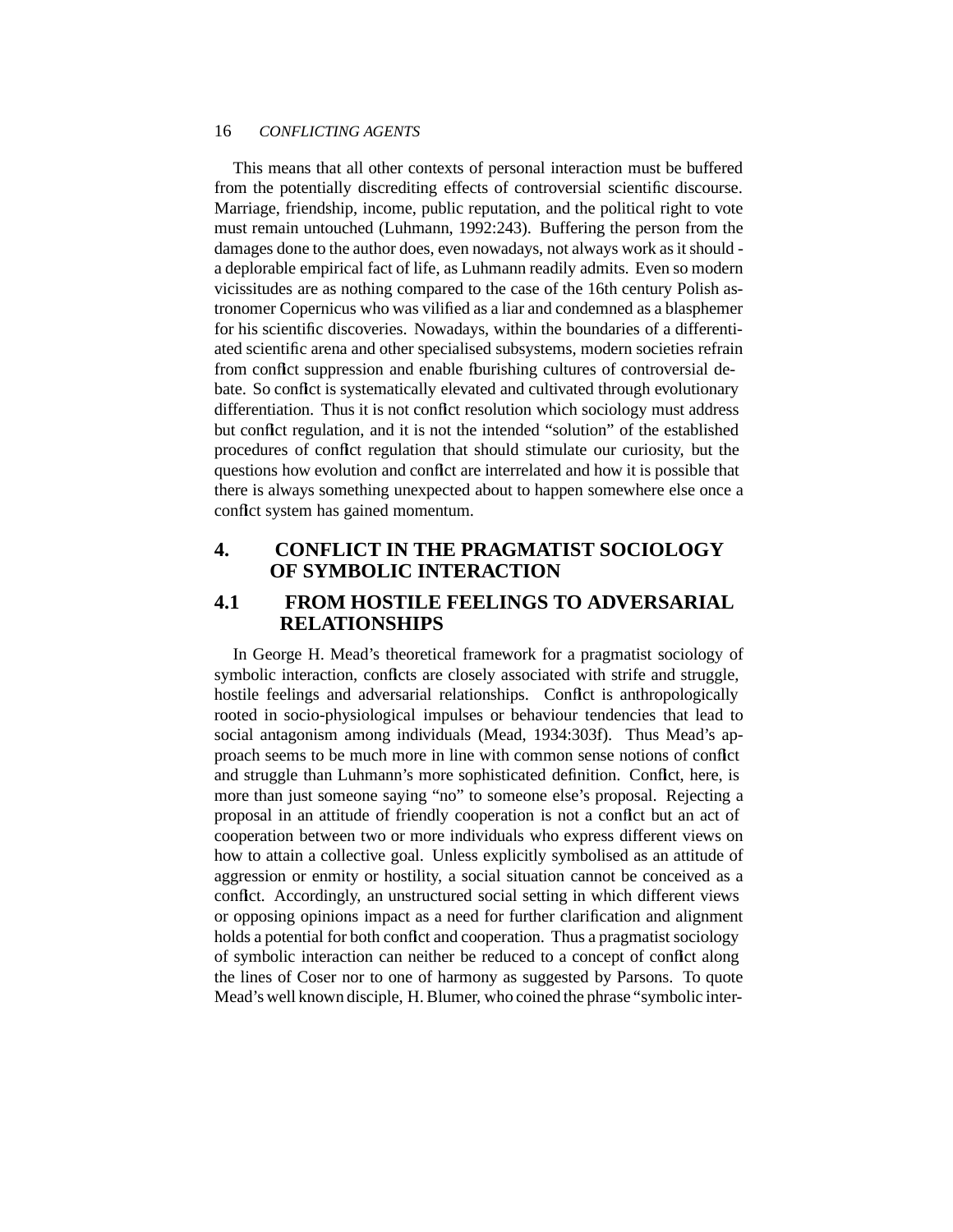This means that all other contexts of personal interaction must be buffered from the potentially discrediting effects of controversial scientific discourse. Marriage, friendship, income, public reputation, and the political right to vote must remain untouched (Luhmann, 1992:243). Buffering the person from the damages done to the author does, even nowadays, not always work as it should - a deplorable empirical fact of life, as Luhmann readily admits. Even so modern vicissitudes are as nothing compared to the case of the 16th century Polish astronomer Copernicus who was vilified as a liar and condemned as a blasphemer for his scientific discoveries. Nowadays, within the boundaries of a differentiated scientific arena and other specialised subsystems, modern societies refrain from conflict suppression and enable flourishing cultures of controversial debate. So conflict is systematically elevated and cultivated through evolutionary differentiation. Thus it is not conflict resolution which sociology must address but conflict regulation, and it is not the intended "solution" of the established procedures of conflict regulation that should stimulate our curiosity, but the questions how evolution and conflict are interrelated and how it is possible that there is always something unexpected about to happen somewhere else once a conflict system has gained momentum.

## 4. CONFLICT IN THE PRAGMATIST SOCIOLOGY OF SYMBOLIC INTERACTION

### 4.1 FROM HOSTILE FEELINGS TO ADVERSARIAL RELATIONSHIPS

In George H. Mead's theoretical framework for a pragmatist sociology of symbolic interaction, conflicts are closely associated with strife and struggle, hostile feelings and adversarial relationships. Conflict is anthropologically rooted in socio-physiological impulses or behaviour tendencies that lead to social antagonism among individuals (Mead, 1934:303f). Thus Mead's approach seems to be much more in line with common sense notions of conflict and struggle than Luhmann's more sophisticated definition. Conflict, here, is more than just someone saying "no" to someone else's proposal. Rejecting a proposal in an attitude of friendly cooperation is not a conflict but an act of cooperation between two or more individuals who express different views on how to attain a collective goal. Unless explicitly symbolised as an attitude of aggression or enmity or hostility, a social situation cannot be conceived as a conflict. Accordingly, an unstructured social setting in which different views or opposing opinions impact as a need for further clarification and alignment holds a potential for both conflict and cooperation. Thus a pragmatist sociology of symbolic interaction can neither be reduced to a concept of conflict along the lines of Coser nor to one of harmony as suggested by Parsons. To quote Mead's well known disciple, H. Blumer, who coined the phrase "symbolic inter-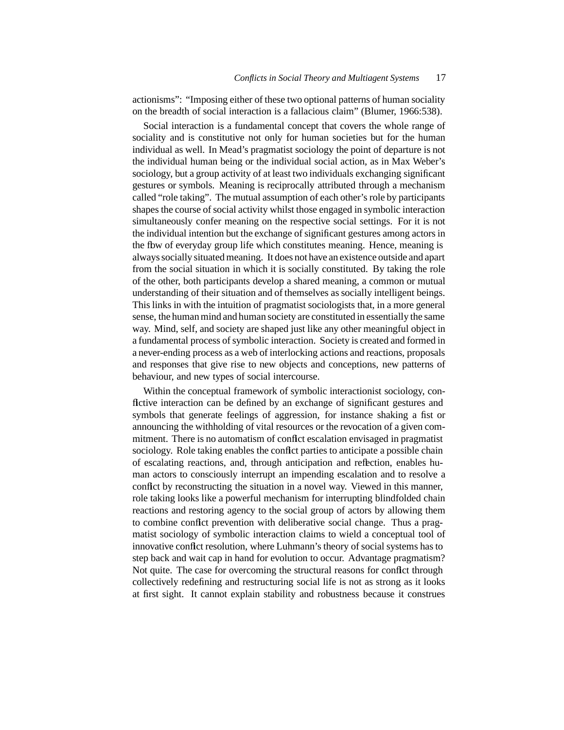actionisms": "Imposing either of these two optional patterns of human sociality on the breadth of social interaction is a fallacious claim" (Blumer, 1966:538).

Social interaction is a fundamental concept that covers the whole range of sociality and is constitutive not only for human societies but for the human individual as well. In Mead's pragmatist sociology the point of departure is not the individual human being or the individual social action, as in Max Weber's sociology, but a group activity of at least two individuals exchanging significant gestures or symbols. Meaning is reciprocally attributed through a mechanism called "role taking". The mutual assumption of each other's role by participants shapes the course of social activity whilst those engaged in symbolic interaction simultaneously confer meaning on the respective social settings. For it is not the individual intention but the exchange of significant gestures among actors in the flow of everyday group life which constitutes meaning. Hence, meaning is always socially situated meaning. It does not have an existence outside and apart from the social situation in which it is socially constituted. By taking the role of the other, both participants develop a shared meaning, a common or mutual understanding of their situation and of themselves as socially intelligent beings. This links in with the intuition of pragmatist sociologists that, in a more general sense, the human mind and human society are constituted in essentially the same way. Mind, self, and society are shaped just like any other meaningful object in a fundamental process of symbolic interaction. Society is created and formed in a never-ending process as a web of interlocking actions and reactions, proposals and responses that give rise to new objects and conceptions, new patterns of behaviour, and new types of social intercourse.

Within the conceptual framework of symbolic interactionist sociology, conflictive interaction can be defined by an exchange of significant gestures and symbols that generate feelings of aggression, for instance shaking a fist or announcing the withholding of vital resources or the revocation of a given commitment. There is no automatism of conflict escalation envisaged in pragmatist sociology. Role taking enables the conflict parties to anticipate a possible chain of escalating reactions, and, through anticipation and reflection, enables human actors to consciously interrupt an impending escalation and to resolve a conflict by reconstructing the situation in a novel way. Viewed in this manner, role taking looks like a powerful mechanism for interrupting blindfolded chain reactions and restoring agency to the social group of actors by allowing them to combine conflict prevention with deliberative social change. Thus a pragmatist sociology of symbolic interaction claims to wield a conceptual tool of innovative conflict resolution, where Luhmann's theory of social systems has to step back and wait cap in hand for evolution to occur. Advantage pragmatism? Not quite. The case for overcoming the structural reasons for conflict through collectively redefining and restructuring social life is not as strong as it looks at first sight. It cannot explain stability and robustness because it construes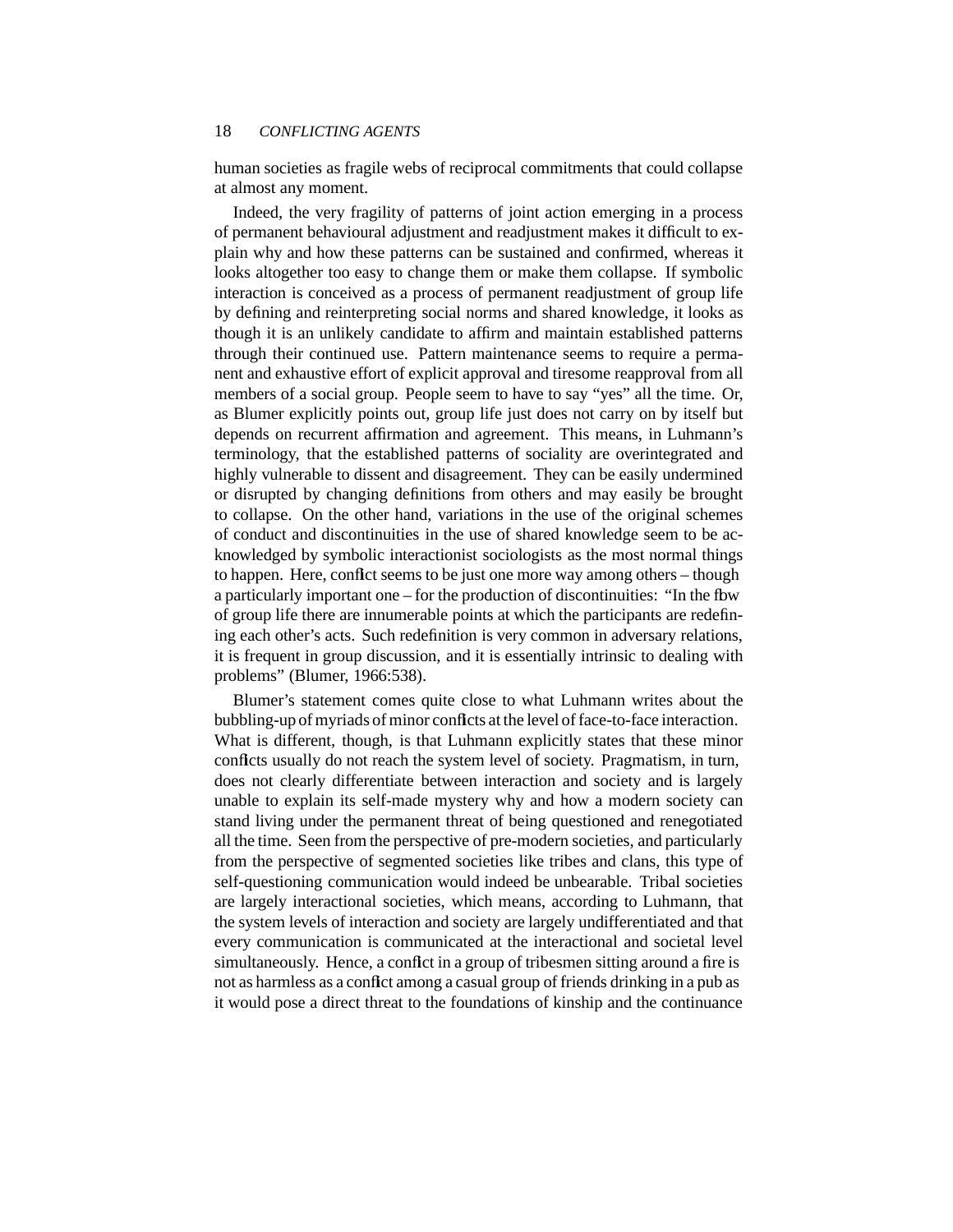human societies as fragile webs of reciprocal commitments that could collapse at almost any moment.

Indeed, the very fragility of patterns of joint action emerging in a process of permanent behavioural adjustment and readjustment makes it difficult to explain why and how these patterns can be sustained and confirmed, whereas it looks altogether too easy to change them or make them collapse. If symbolic interaction is conceived as a process of permanent readjustment of group life by defining and reinterpreting social norms and shared knowledge, it looks as though it is an unlikely candidate to affirm and maintain established patterns through their continued use. Pattern maintenance seems to require a permanent and exhaustive effort of explicit approval and tiresome reapproval from all members of a social group. People seem to have to say "yes" all the time. Or, as Blumer explicitly points out, group life just does not carry on by itself but depends on recurrent affirmation and agreement. This means, in Luhmann's terminology, that the established patterns of sociality are overintegrated and highly vulnerable to dissent and disagreement. They can be easily undermined or disrupted by changing definitions from others and may easily be brought to collapse. On the other hand, variations in the use of the original schemes of conduct and discontinuities in the use of shared knowledge seem to be acknowledged by symbolic interactionist sociologists as the most normal things to happen. Here, conflict seems to be just one more way among others – though a particularly important one – for the production of discontinuities: "In the flow of group life there are innumerable points at which the participants are redefining each other's acts. Such redefinition is very common in adversary relations, it is frequent in group discussion, and it is essentially intrinsic to dealing with problems" (Blumer, 1966:538).

Blumer's statement comes quite close to what Luhmann writes about the bubbling-up of myriads of minor conflicts at the level of face-to-face interaction. What is different, though, is that Luhmann explicitly states that these minor conflicts usually do not reach the system level of society. Pragmatism, in turn, does not clearly differentiate between interaction and society and is largely unable to explain its self-made mystery why and how a modern society can stand living under the permanent threat of being questioned and renegotiated all the time. Seen from the perspective of pre-modern societies, and particularly from the perspective of segmented societies like tribes and clans, this type of self-questioning communication would indeed be unbearable. Tribal societies are largely interactional societies, which means, according to Luhmann, that the system levels of interaction and society are largely undifferentiated and that every communication is communicated at the interactional and societal level simultaneously. Hence, a conflict in a group of tribesmen sitting around a fire is not as harmless as a conflict among a casual group of friends drinking in a pub as it would pose a direct threat to the foundations of kinship and the continuance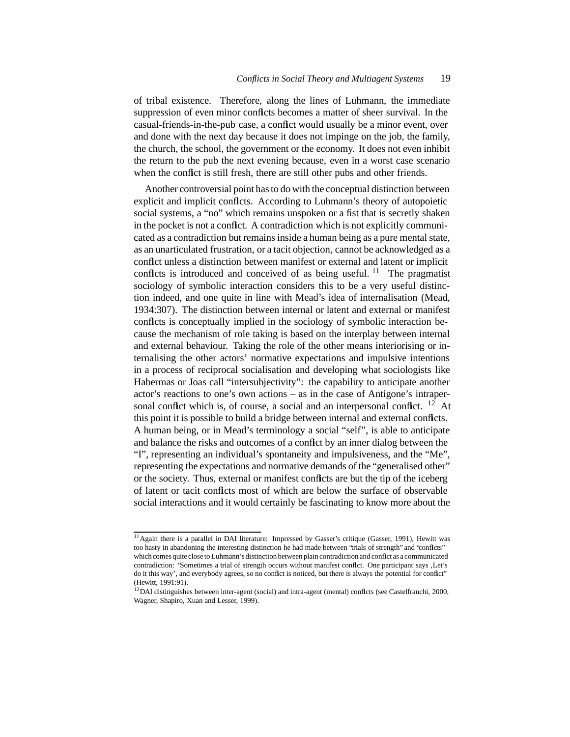of tribal existence. Therefore, along the lines of Luhmann, the immediate suppression of even minor conflicts becomes a matter of sheer survival. In the casual-friends-in-the-pub case, a conflict would usually be a minor event, over and done with the next day because it does not impinge on the job, the family, the church, the school, the government or the economy. It does not even inhibit the return to the pub the next evening because, even in a worst case scenario when the conflict is still fresh, there are still other pubs and other friends.

Another controversial point has to do with the conceptual distinction between explicit and implicit conflicts. According to Luhmann's theory of autopoietic social systems, a "no" which remains unspoken or a fist that is secretly shaken in the pocket is not a conflict. A contradiction which is not explicitly communicated as a contradiction but remains inside a human being as a pure mental state, as an unarticulated frustration, or a tacit objection, cannot be acknowledged as a conflict unless a distinction between manifest or external and latent or implicit conflicts is introduced and conceived of as being useful. [11] The pragmatist sociology of symbolic interaction considers this to be a very useful distinction indeed, and one quite in line with Mead's idea of internalisation (Mead, 1934:307). The distinction between internal or latent and external or manifest conflicts is conceptually implied in the sociology of symbolic interaction because the mechanism of role taking is based on the interplay between internal and external behaviour. Taking the role of the other means interiorising or internalising the other actors' normative expectations and impulsive intentions in a process of reciprocal socialisation and developing what sociologists like Habermas or Joas call "intersubjectivity": the capability to anticipate another actor's reactions to one's own actions – as in the case of Antigone's intrapersonal conflict which is, of course, a social and an interpersonal conflict. [12] At this point it is possible to build a bridge between internal and external conflicts. A human being, or in Mead's terminology a social "self", is able to anticipate and balance the risks and outcomes of a conflict by an inner dialog between the "I", representing an individual's spontaneity and impulsiveness, and the "Me", representing the expectations and normative demands of the "generalised other" or the society. Thus, external or manifest conflicts are but the tip of the iceberg of latent or tacit conflicts most of which are below the surface of observable social interactions and it would certainly be fascinating to know more about the

[11] Again there is a parallel in DAI literature: Impressed by Gasser's critique (Gasser, 1991), Hewitt was too hasty in abandoning the interesting distinction he had made between "trials of strength" and "conflicts" which comes quite close to Luhmann's distinction between plain contradiction and conflict as a communicated contradiction: "Sometimes a trial of strength occurs without manifest conflict. One participant says ,Let's do it this way', and everybody agrees, so no conflict is noticed, but there is always the potential for conflict" (Hewitt, 1991:91).

[12] DAI distinguishes between inter-agent (social) and intra-agent (mental) conflicts (see Castelfranchi, 2000, Wagner, Shapiro, Xuan and Lesser, 1999).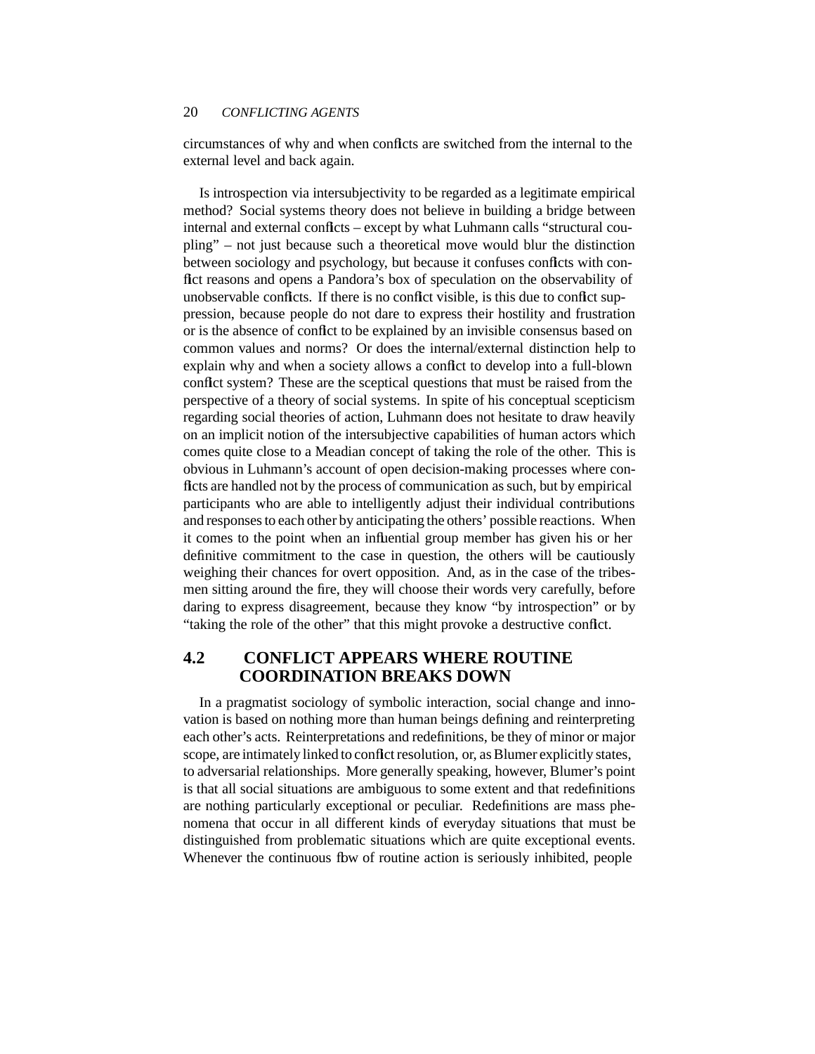circumstances of why and when conflicts are switched from the internal to the external level and back again.

Is introspection via intersubjectivity to be regarded as a legitimate empirical method? Social systems theory does not believe in building a bridge between internal and external conflicts – except by what Luhmann calls "structural coupling" – not just because such a theoretical move would blur the distinction between sociology and psychology, but because it confuses conflicts with conflict reasons and opens a Pandora's box of speculation on the observability of unobservable conflicts. If there is no conflict visible, is this due to conflict suppression, because people do not dare to express their hostility and frustration or is the absence of conflict to be explained by an invisible consensus based on common values and norms? Or does the internal/external distinction help to explain why and when a society allows a conflict to develop into a full-blown conflict system? These are the sceptical questions that must be raised from the perspective of a theory of social systems. In spite of his conceptual scepticism regarding social theories of action, Luhmann does not hesitate to draw heavily on an implicit notion of the intersubjective capabilities of human actors which comes quite close to a Meadian concept of taking the role of the other. This is obvious in Luhmann's account of open decision-making processes where conflicts are handled not by the process of communication as such, but by empirical participants who are able to intelligently adjust their individual contributions and responses to each other by anticipating the others' possible reactions. When it comes to the point when an influential group member has given his or her definitive commitment to the case in question, the others will be cautiously weighing their chances for overt opposition. And, as in the case of the tribesmen sitting around the fire, they will choose their words very carefully, before daring to express disagreement, because they know "by introspection" or by "taking the role of the other" that this might provoke a destructive conflict.

## 4.2 CONFLICT APPEARS WHERE ROUTINE COORDINATION BREAKS DOWN

In a pragmatist sociology of symbolic interaction, social change and innovation is based on nothing more than human beings defining and reinterpreting each other's acts. Reinterpretations and redefinitions, be they of minor or major scope, are intimately linked to conflict resolution, or, as Blumer explicitly states, to adversarial relationships. More generally speaking, however, Blumer's point is that all social situations are ambiguous to some extent and that redefinitions are nothing particularly exceptional or peculiar. Redefinitions are mass phenomena that occur in all different kinds of everyday situations that must be distinguished from problematic situations which are quite exceptional events. Whenever the continuous flow of routine action is seriously inhibited, people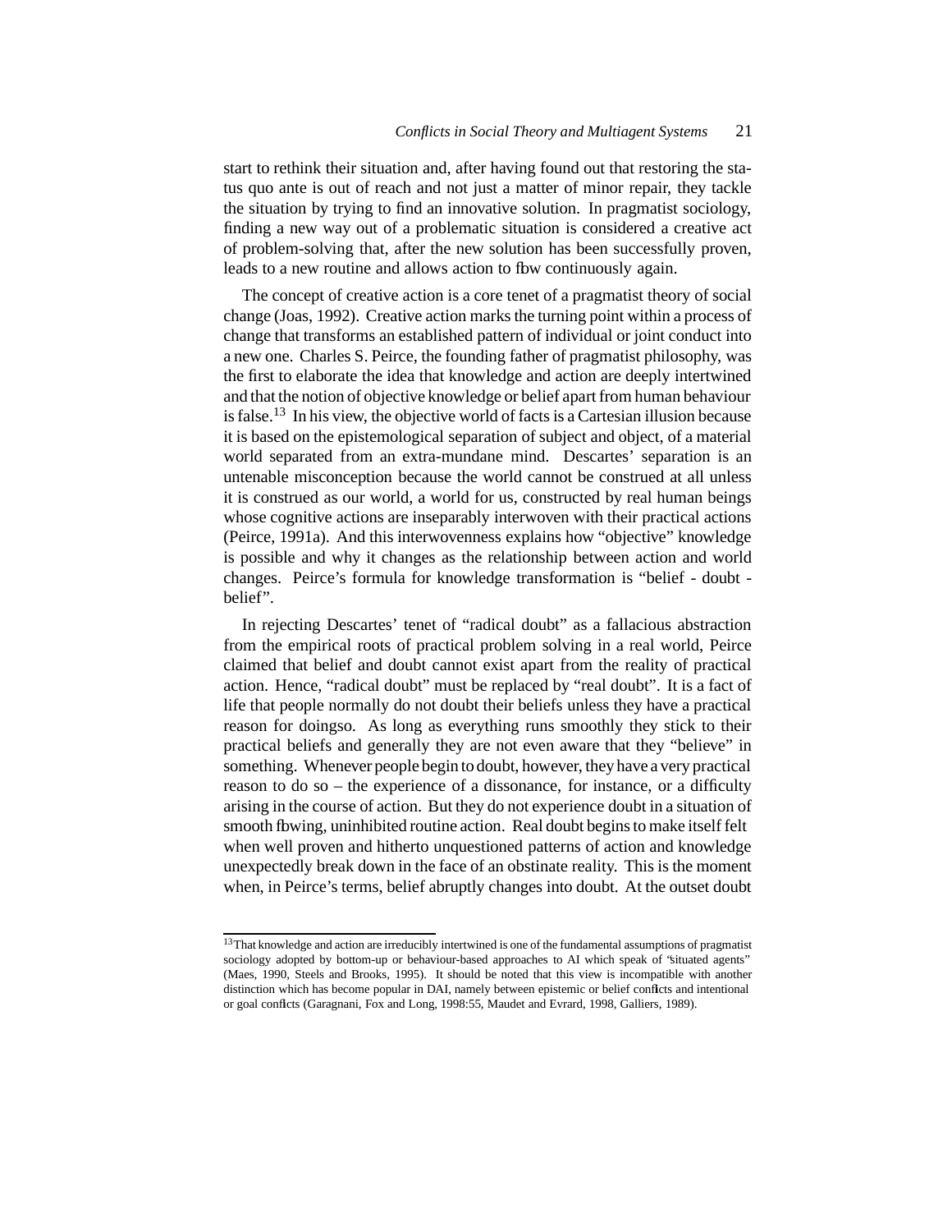start to rethink their situation and, after having found out that restoring the status quo ante is out of reach and not just a matter of minor repair, they tackle the situation by trying to find an innovative solution. In pragmatist sociology, finding a new way out of a problematic situation is considered a creative act of problem-solving that, after the new solution has been successfully proven, leads to a new routine and allows action to flow continuously again.

The concept of creative action is a core tenet of a pragmatist theory of social change (Joas, 1992). Creative action marks the turning point within a process of change that transforms an established pattern of individual or joint conduct into a new one. Charles S. Peirce, the founding father of pragmatist philosophy, was the first to elaborate the idea that knowledge and action are deeply intertwined and that the notion of objective knowledge or belief apart from human behaviour is false.[13] In his view, the objective world of facts is a Cartesian illusion because it is based on the epistemological separation of subject and object, of a material world separated from an extra-mundane mind. Descartes' separation is an untenable misconception because the world cannot be construed at all unless it is construed as our world, a world for us, constructed by real human beings whose cognitive actions are inseparably interwoven with their practical actions (Peirce, 1991a). And this interwovenness explains how "objective" knowledge is possible and why it changes as the relationship between action and world changes. Peirce's formula for knowledge transformation is "belief - doubt - belief".

In rejecting Descartes' tenet of "radical doubt" as a fallacious abstraction from the empirical roots of practical problem solving in a real world, Peirce claimed that belief and doubt cannot exist apart from the reality of practical action. Hence, "radical doubt" must be replaced by "real doubt". It is a fact of life that people normally do not doubt their beliefs unless they have a practical reason for doingso. As long as everything runs smoothly they stick to their practical beliefs and generally they are not even aware that they "believe" in something. Whenever people begin to doubt, however, they have a very practical reason to do so – the experience of a dissonance, for instance, or a difficulty arising in the course of action. But they do not experience doubt in a situation of smooth flowing, uninhibited routine action. Real doubt begins to make itself felt when well proven and hitherto unquestioned patterns of action and knowledge unexpectedly break down in the face of an obstinate reality. This is the moment when, in Peirce's terms, belief abruptly changes into doubt. At the outset doubt

[13] That knowledge and action are irreducibly intertwined is one of the fundamental assumptions of pragmatist sociology adopted by bottom-up or behaviour-based approaches to AI which speak of "situated agents" (Maes, 1990, Steels and Brooks, 1995). It should be noted that this view is incompatible with another distinction which has become popular in DAI, namely between epistemic or belief conflicts and intentional or goal conflicts (Garagnani, Fox and Long, 1998:55, Maudet and Evrard, 1998, Galliers, 1989).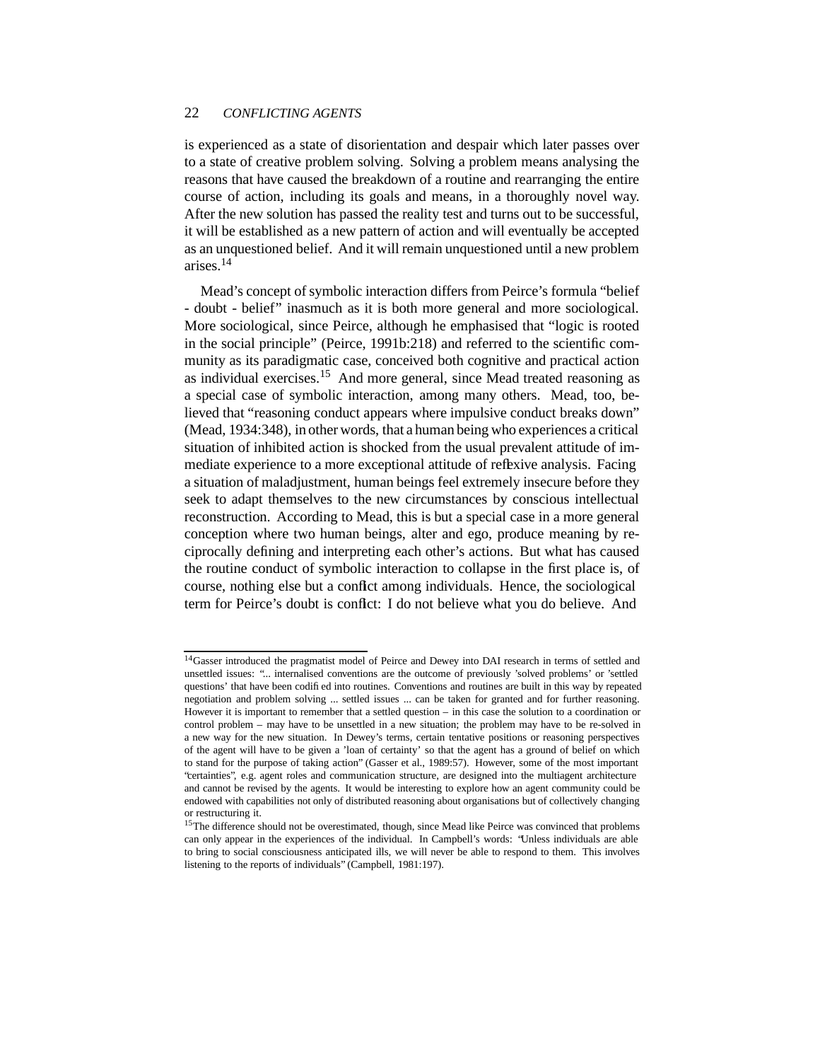is experienced as a state of disorientation and despair which later passes over to a state of creative problem solving. Solving a problem means analysing the reasons that have caused the breakdown of a routine and rearranging the entire course of action, including its goals and means, in a thoroughly novel way. After the new solution has passed the reality test and turns out to be successful, it will be established as a new pattern of action and will eventually be accepted as an unquestioned belief. And it will remain unquestioned until a new problem arises.[14]

Mead's concept of symbolic interaction differs from Peirce's formula "belief - doubt - belief" inasmuch as it is both more general and more sociological. More sociological, since Peirce, although he emphasised that "logic is rooted in the social principle" (Peirce, 1991b:218) and referred to the scientific community as its paradigmatic case, conceived both cognitive and practical action as individual exercises.[15] And more general, since Mead treated reasoning as a special case of symbolic interaction, among many others. Mead, too, believed that "reasoning conduct appears where impulsive conduct breaks down" (Mead, 1934:348), in other words, that a human being who experiences a critical situation of inhibited action is shocked from the usual prevalent attitude of immediate experience to a more exceptional attitude of reflexive analysis. Facing a situation of maladjustment, human beings feel extremely insecure before they seek to adapt themselves to the new circumstances by conscious intellectual reconstruction. According to Mead, this is but a special case in a more general conception where two human beings, alter and ego, produce meaning by reciprocally defining and interpreting each other's actions. But what has caused the routine conduct of symbolic interaction to collapse in the first place is, of course, nothing else but a conflict among individuals. Hence, the sociological term for Peirce's doubt is conflict: I do not believe what you do believe. And

---

[14]Gasser introduced the pragmatist model of Peirce and Dewey into DAI research in terms of settled and unsettled issues: "... internalised conventions are the outcome of previously 'solved problems' or 'settled questions' that have been codified into routines. Conventions and routines are built in this way by repeated negotiation and problem solving ... settled issues ... can be taken for granted and for further reasoning. However it is important to remember that a settled question – in this case the solution to a coordination or control problem – may have to be unsettled in a new situation; the problem may have to be re-solved in a new way for the new situation. In Dewey's terms, certain tentative positions or reasoning perspectives of the agent will have to be given a 'loan of certainty' so that the agent has a ground of belief on which to stand for the purpose of taking action" (Gasser et al., 1989:57). However, some of the most important "certainties", e.g. agent roles and communication structure, are designed into the multiagent architecture and cannot be revised by the agents. It would be interesting to explore how an agent community could be endowed with capabilities not only of distributed reasoning about organisations but of collectively changing or restructuring it.

[15]The difference should not be overestimated, though, since Mead like Peirce was convinced that problems can only appear in the experiences of the individual. In Campbell's words: "Unless individuals are able to bring to social consciousness anticipated ills, we will never be able to respond to them. This involves listening to the reports of individuals" (Campbell, 1981:197).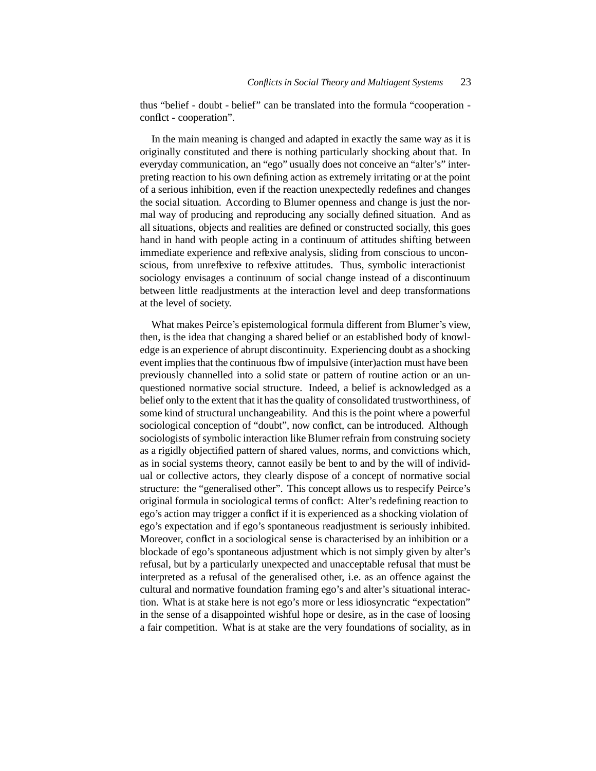thus “belief - doubt - belief” can be translated into the formula “cooperation - conflict - cooperation”.

In the main meaning is changed and adapted in exactly the same way as it is originally constituted and there is nothing particularly shocking about that. In everyday communication, an “ego” usually does not conceive an “alter’s” interpreting reaction to his own defining action as extremely irritating or at the point of a serious inhibition, even if the reaction unexpectedly redefines and changes the social situation. According to Blumer openness and change is just the normal way of producing and reproducing any socially defined situation. And as all situations, objects and realities are defined or constructed socially, this goes hand in hand with people acting in a continuum of attitudes shifting between immediate experience and reflexive analysis, sliding from conscious to unconscious, from unreflexive to reflexive attitudes. Thus, symbolic interactionist sociology envisages a continuum of social change instead of a discontinuum between little readjustments at the interaction level and deep transformations at the level of society.

What makes Peirce’s epistemological formula different from Blumer’s view, then, is the idea that changing a shared belief or an established body of knowledge is an experience of abrupt discontinuity. Experiencing doubt as a shocking event implies that the continuous flow of impulsive (inter)action must have been previously channelled into a solid state or pattern of routine action or an unquestioned normative social structure. Indeed, a belief is acknowledged as a belief only to the extent that it has the quality of consolidated trustworthiness, of some kind of structural unchangeability. And this is the point where a powerful sociological conception of “doubt”, now conflict, can be introduced. Although sociologists of symbolic interaction like Blumer refrain from construing society as a rigidly objectified pattern of shared values, norms, and convictions which, as in social systems theory, cannot easily be bent to and by the will of individual or collective actors, they clearly dispose of a concept of normative social structure: the “generalised other”. This concept allows us to respecify Peirce’s original formula in sociological terms of conflict: Alter’s redefining reaction to ego’s action may trigger a conflict if it is experienced as a shocking violation of ego’s expectation and if ego’s spontaneous readjustment is seriously inhibited. Moreover, conflict in a sociological sense is characterised by an inhibition or a blockade of ego’s spontaneous adjustment which is not simply given by alter’s refusal, but by a particularly unexpected and unacceptable refusal that must be interpreted as a refusal of the generalised other, i.e. as an offence against the cultural and normative foundation framing ego’s and alter’s situational interaction. What is at stake here is not ego’s more or less idiosyncratic “expectation” in the sense of a disappointed wishful hope or desire, as in the case of loosing a fair competition. What is at stake are the very foundations of sociality, as in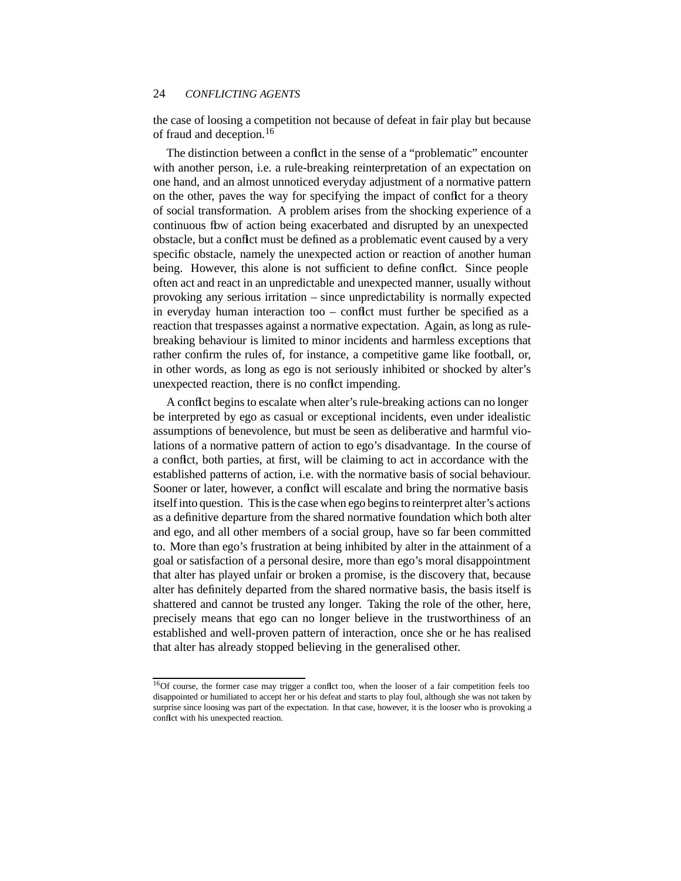the case of loosing a competition not because of defeat in fair play but because of fraud and deception.[16]

The distinction between a conflict in the sense of a "problematic" encounter with another person, i.e. a rule-breaking reinterpretation of an expectation on one hand, and an almost unnoticed everyday adjustment of a normative pattern on the other, paves the way for specifying the impact of conflict for a theory of social transformation. A problem arises from the shocking experience of a continuous flow of action being exacerbated and disrupted by an unexpected obstacle, but a conflict must be defined as a problematic event caused by a very specific obstacle, namely the unexpected action or reaction of another human being. However, this alone is not sufficient to define conflict. Since people often act and react in an unpredictable and unexpected manner, usually without provoking any serious irritation – since unpredictability is normally expected in everyday human interaction too – conflict must further be specified as a reaction that trespasses against a normative expectation. Again, as long as rule-breaking behaviour is limited to minor incidents and harmless exceptions that rather confirm the rules of, for instance, a competitive game like football, or, in other words, as long as ego is not seriously inhibited or shocked by alter's unexpected reaction, there is no conflict impending.

A conflict begins to escalate when alter's rule-breaking actions can no longer be interpreted by ego as casual or exceptional incidents, even under idealistic assumptions of benevolence, but must be seen as deliberative and harmful violations of a normative pattern of action to ego's disadvantage. In the course of a conflict, both parties, at first, will be claiming to act in accordance with the established patterns of action, i.e. with the normative basis of social behaviour. Sooner or later, however, a conflict will escalate and bring the normative basis itself into question. This is the case when ego begins to reinterpret alter's actions as a definitive departure from the shared normative foundation which both alter and ego, and all other members of a social group, have so far been committed to. More than ego's frustration at being inhibited by alter in the attainment of a goal or satisfaction of a personal desire, more than ego's moral disappointment that alter has played unfair or broken a promise, is the discovery that, because alter has definitely departed from the shared normative basis, the basis itself is shattered and cannot be trusted any longer. Taking the role of the other, here, precisely means that ego can no longer believe in the trustworthiness of an established and well-proven pattern of interaction, once she or he has realised that alter has already stopped believing in the generalised other.

[16] Of course, the former case may trigger a conflict too, when the looser of a fair competition feels too disappointed or humiliated to accept her or his defeat and starts to play foul, although she was not taken by surprise since loosing was part of the expectation. In that case, however, it is the looser who is provoking a conflict with his unexpected reaction.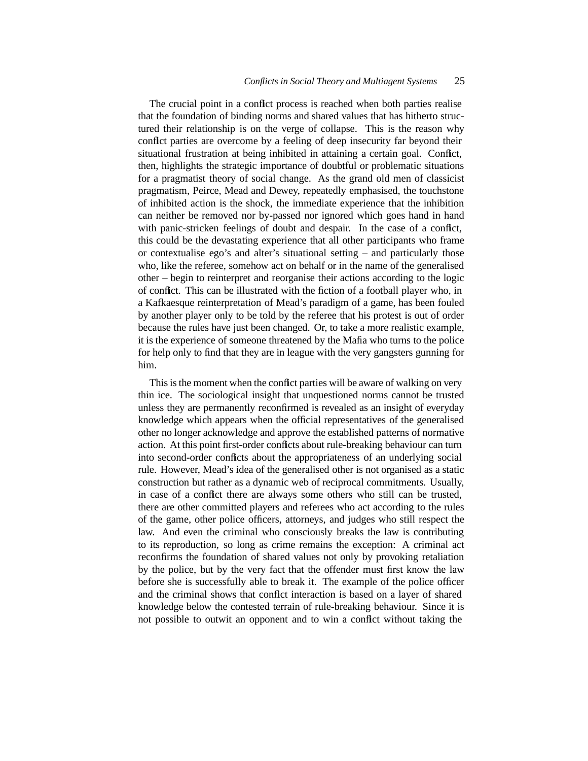The crucial point in a conflict process is reached when both parties realise that the foundation of binding norms and shared values that has hitherto structured their relationship is on the verge of collapse. This is the reason why conflict parties are overcome by a feeling of deep insecurity far beyond their situational frustration at being inhibited in attaining a certain goal. Conflict, then, highlights the strategic importance of doubtful or problematic situations for a pragmatist theory of social change. As the grand old men of classicist pragmatism, Peirce, Mead and Dewey, repeatedly emphasised, the touchstone of inhibited action is the shock, the immediate experience that the inhibition can neither be removed nor by-passed nor ignored which goes hand in hand with panic-stricken feelings of doubt and despair. In the case of a conflict, this could be the devastating experience that all other participants who frame or contextualise ego's and alter's situational setting – and particularly those who, like the referee, somehow act on behalf or in the name of the generalised other – begin to reinterpret and reorganise their actions according to the logic of conflict. This can be illustrated with the fiction of a football player who, in a Kafkaesque reinterpretation of Mead's paradigm of a game, has been fouled by another player only to be told by the referee that his protest is out of order because the rules have just been changed. Or, to take a more realistic example, it is the experience of someone threatened by the Mafia who turns to the police for help only to find that they are in league with the very gangsters gunning for him.

This is the moment when the conflict parties will be aware of walking on very thin ice. The sociological insight that unquestioned norms cannot be trusted unless they are permanently reconfirmed is revealed as an insight of everyday knowledge which appears when the official representatives of the generalised other no longer acknowledge and approve the established patterns of normative action. At this point first-order conflicts about rule-breaking behaviour can turn into second-order conflicts about the appropriateness of an underlying social rule. However, Mead's idea of the generalised other is not organised as a static construction but rather as a dynamic web of reciprocal commitments. Usually, in case of a conflict there are always some others who still can be trusted, there are other committed players and referees who act according to the rules of the game, other police officers, attorneys, and judges who still respect the law. And even the criminal who consciously breaks the law is contributing to its reproduction, so long as crime remains the exception: A criminal act reconfirms the foundation of shared values not only by provoking retaliation by the police, but by the very fact that the offender must first know the law before she is successfully able to break it. The example of the police officer and the criminal shows that conflict interaction is based on a layer of shared knowledge below the contested terrain of rule-breaking behaviour. Since it is not possible to outwit an opponent and to win a conflict without taking the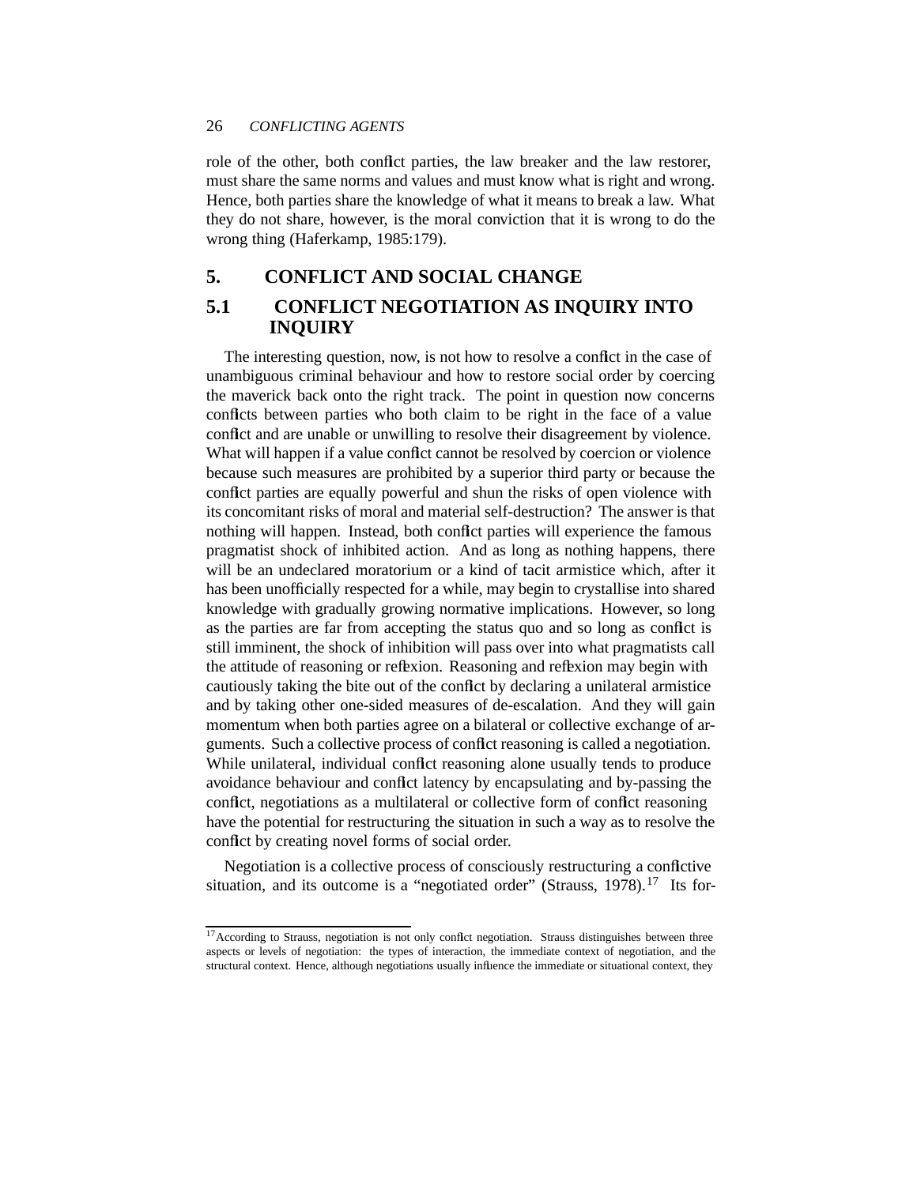role of the other, both conflict parties, the law breaker and the law restorer, must share the same norms and values and must know what is right and wrong. Hence, both parties share the knowledge of what it means to break a law. What they do not share, however, is the moral conviction that it is wrong to do the wrong thing (Haferkamp, 1985:179).

## 5. CONFLICT AND SOCIAL CHANGE

### 5.1 CONFLICT NEGOTIATION AS INQUIRY INTO INQUIRY

The interesting question, now, is not how to resolve a conflict in the case of unambiguous criminal behaviour and how to restore social order by coercing the maverick back onto the right track. The point in question now concerns conflicts between parties who both claim to be right in the face of a value conflict and are unable or unwilling to resolve their disagreement by violence. What will happen if a value conflict cannot be resolved by coercion or violence because such measures are prohibited by a superior third party or because the conflict parties are equally powerful and shun the risks of open violence with its concomitant risks of moral and material self-destruction? The answer is that nothing will happen. Instead, both conflict parties will experience the famous pragmatist shock of inhibited action. And as long as nothing happens, there will be an undeclared moratorium or a kind of tacit armistice which, after it has been unofficially respected for a while, may begin to crystallise into shared knowledge with gradually growing normative implications. However, so long as the parties are far from accepting the status quo and so long as conflict is still imminent, the shock of inhibition will pass over into what pragmatists call the attitude of reasoning or reflexion. Reasoning and reflexion may begin with cautiously taking the bite out of the conflict by declaring a unilateral armistice and by taking other one-sided measures of de-escalation. And they will gain momentum when both parties agree on a bilateral or collective exchange of arguments. Such a collective process of conflict reasoning is called a negotiation. While unilateral, individual conflict reasoning alone usually tends to produce avoidance behaviour and conflict latency by encapsulating and by-passing the conflict, negotiations as a multilateral or collective form of conflict reasoning have the potential for restructuring the situation in such a way as to resolve the conflict by creating novel forms of social order.

Negotiation is a collective process of consciously restructuring a conflictive situation, and its outcome is a "negotiated order" (Strauss, 1978).[17] Its for-

[17] According to Strauss, negotiation is not only conflict negotiation. Strauss distinguishes between three aspects or levels of negotiation: the types of interaction, the immediate context of negotiation, and the structural context. Hence, although negotiations usually influence the immediate or situational context, they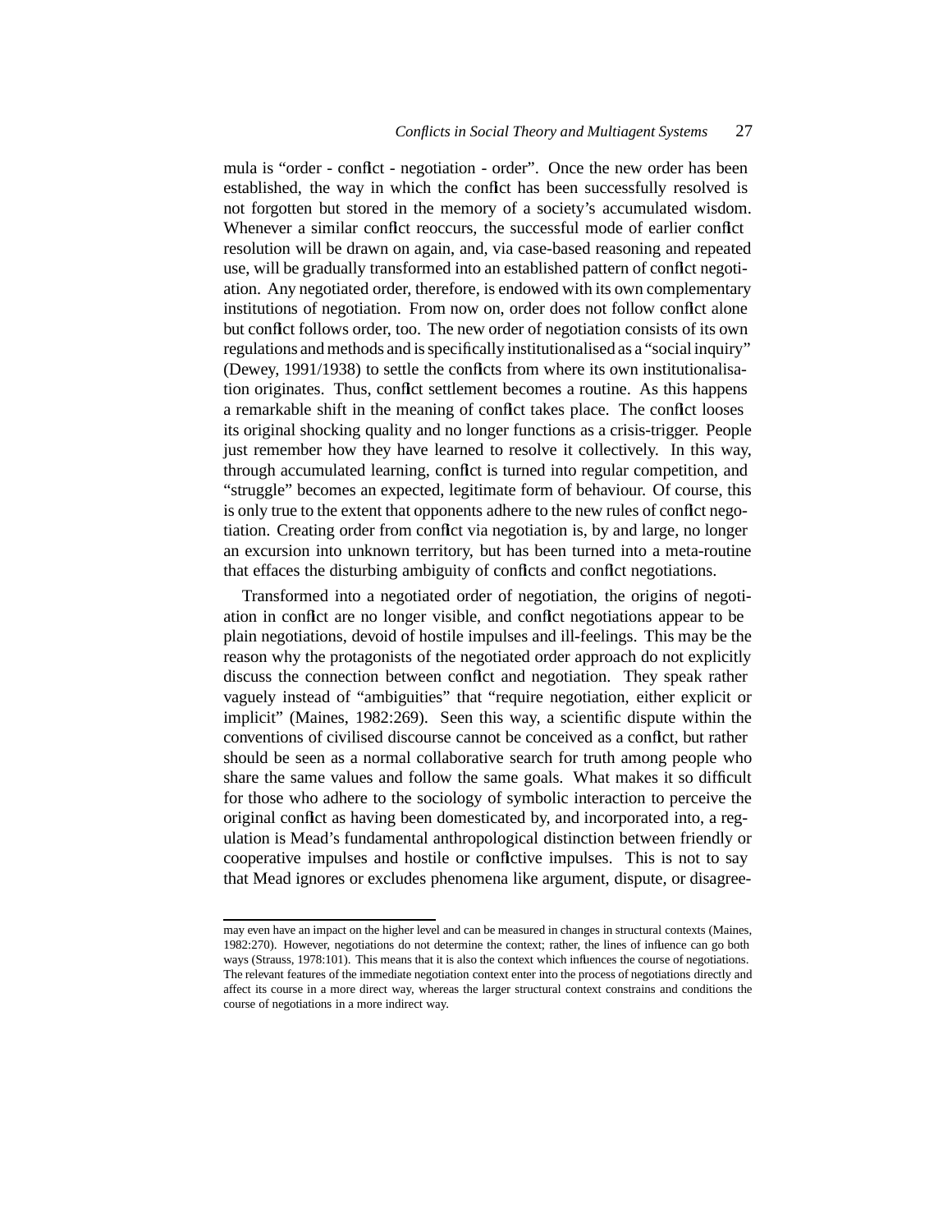mula is "order - conflict - negotiation - order". Once the new order has been established, the way in which the conflict has been successfully resolved is not forgotten but stored in the memory of a society's accumulated wisdom. Whenever a similar conflict reoccurs, the successful mode of earlier conflict resolution will be drawn on again, and, via case-based reasoning and repeated use, will be gradually transformed into an established pattern of conflict negotiation. Any negotiated order, therefore, is endowed with its own complementary institutions of negotiation. From now on, order does not follow conflict alone but conflict follows order, too. The new order of negotiation consists of its own regulations and methods and is specifically institutionalised as a "social inquiry" (Dewey, 1991/1938) to settle the conflicts from where its own institutionalisation originates. Thus, conflict settlement becomes a routine. As this happens a remarkable shift in the meaning of conflict takes place. The conflict looses its original shocking quality and no longer functions as a crisis-trigger. People just remember how they have learned to resolve it collectively. In this way, through accumulated learning, conflict is turned into regular competition, and "struggle" becomes an expected, legitimate form of behaviour. Of course, this is only true to the extent that opponents adhere to the new rules of conflict negotiation. Creating order from conflict via negotiation is, by and large, no longer an excursion into unknown territory, but has been turned into a meta-routine that effaces the disturbing ambiguity of conflicts and conflict negotiations.

Transformed into a negotiated order of negotiation, the origins of negotiation in conflict are no longer visible, and conflict negotiations appear to be plain negotiations, devoid of hostile impulses and ill-feelings. This may be the reason why the protagonists of the negotiated order approach do not explicitly discuss the connection between conflict and negotiation. They speak rather vaguely instead of "ambiguities" that "require negotiation, either explicit or implicit" (Maines, 1982:269). Seen this way, a scientific dispute within the conventions of civilised discourse cannot be conceived as a conflict, but rather should be seen as a normal collaborative search for truth among people who share the same values and follow the same goals. What makes it so difficult for those who adhere to the sociology of symbolic interaction to perceive the original conflict as having been domesticated by, and incorporated into, a regulation is Mead's fundamental anthropological distinction between friendly or cooperative impulses and hostile or conflictive impulses. This is not to say that Mead ignores or excludes phenomena like argument, dispute, or disagree-

may even have an impact on the higher level and can be measured in changes in structural contexts (Maines, 1982:270). However, negotiations do not determine the context; rather, the lines of influence can go both ways (Strauss, 1978:101). This means that it is also the context which influences the course of negotiations. The relevant features of the immediate negotiation context enter into the process of negotiations directly and affect its course in a more direct way, whereas the larger structural context constrains and conditions the course of negotiations in a more indirect way.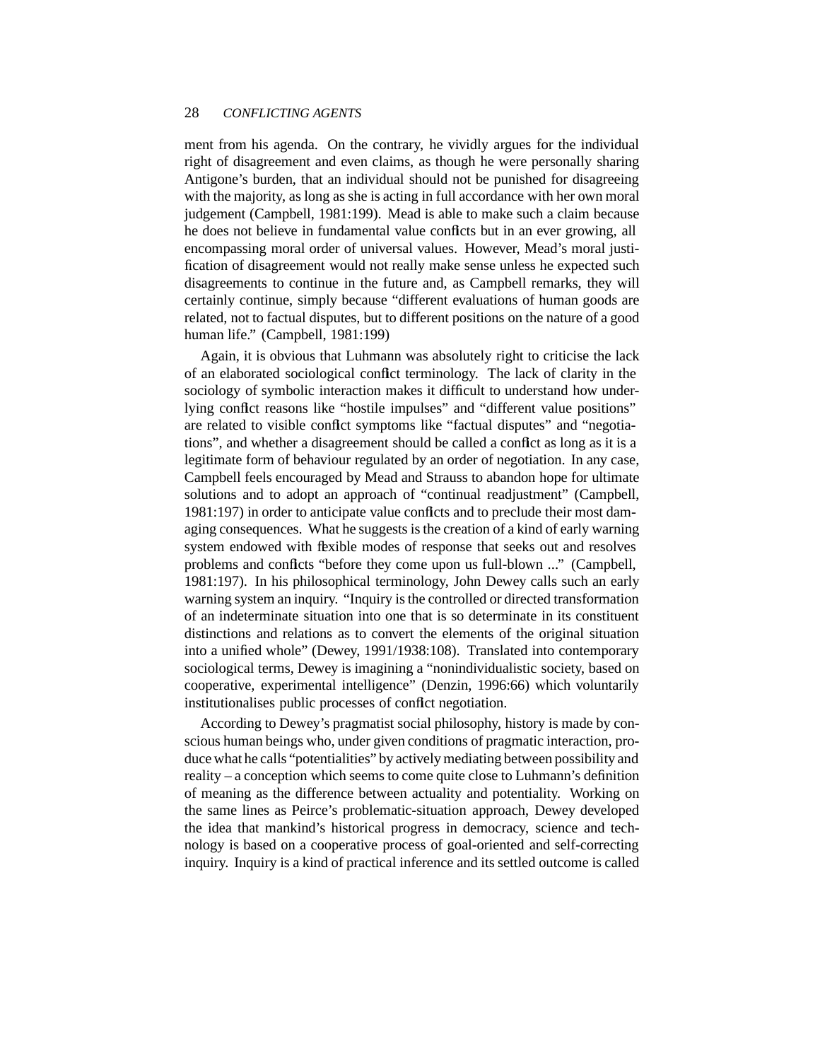ment from his agenda. On the contrary, he vividly argues for the individual right of disagreement and even claims, as though he were personally sharing Antigone's burden, that an individual should not be punished for disagreeing with the majority, as long as she is acting in full accordance with her own moral judgement (Campbell, 1981:199). Mead is able to make such a claim because he does not believe in fundamental value conflicts but in an ever growing, all encompassing moral order of universal values. However, Mead's moral justification of disagreement would not really make sense unless he expected such disagreements to continue in the future and, as Campbell remarks, they will certainly continue, simply because "different evaluations of human goods are related, not to factual disputes, but to different positions on the nature of a good human life." (Campbell, 1981:199)

Again, it is obvious that Luhmann was absolutely right to criticise the lack of an elaborated sociological conflict terminology. The lack of clarity in the sociology of symbolic interaction makes it difficult to understand how underlying conflict reasons like "hostile impulses" and "different value positions" are related to visible conflict symptoms like "factual disputes" and "negotiations", and whether a disagreement should be called a conflict as long as it is a legitimate form of behaviour regulated by an order of negotiation. In any case, Campbell feels encouraged by Mead and Strauss to abandon hope for ultimate solutions and to adopt an approach of "continual readjustment" (Campbell, 1981:197) in order to anticipate value conflicts and to preclude their most damaging consequences. What he suggests is the creation of a kind of early warning system endowed with flexible modes of response that seeks out and resolves problems and conflicts "before they come upon us full-blown ..." (Campbell, 1981:197). In his philosophical terminology, John Dewey calls such an early warning system an inquiry. "Inquiry is the controlled or directed transformation of an indeterminate situation into one that is so determinate in its constituent distinctions and relations as to convert the elements of the original situation into a unified whole" (Dewey, 1991/1938:108). Translated into contemporary sociological terms, Dewey is imagining a "nonindividualistic society, based on cooperative, experimental intelligence" (Denzin, 1996:66) which voluntarily institutionalises public processes of conflict negotiation.

According to Dewey's pragmatist social philosophy, history is made by conscious human beings who, under given conditions of pragmatic interaction, produce what he calls "potentialities" by actively mediating between possibility and reality – a conception which seems to come quite close to Luhmann's definition of meaning as the difference between actuality and potentiality. Working on the same lines as Peirce's problematic-situation approach, Dewey developed the idea that mankind's historical progress in democracy, science and technology is based on a cooperative process of goal-oriented and self-correcting inquiry. Inquiry is a kind of practical inference and its settled outcome is called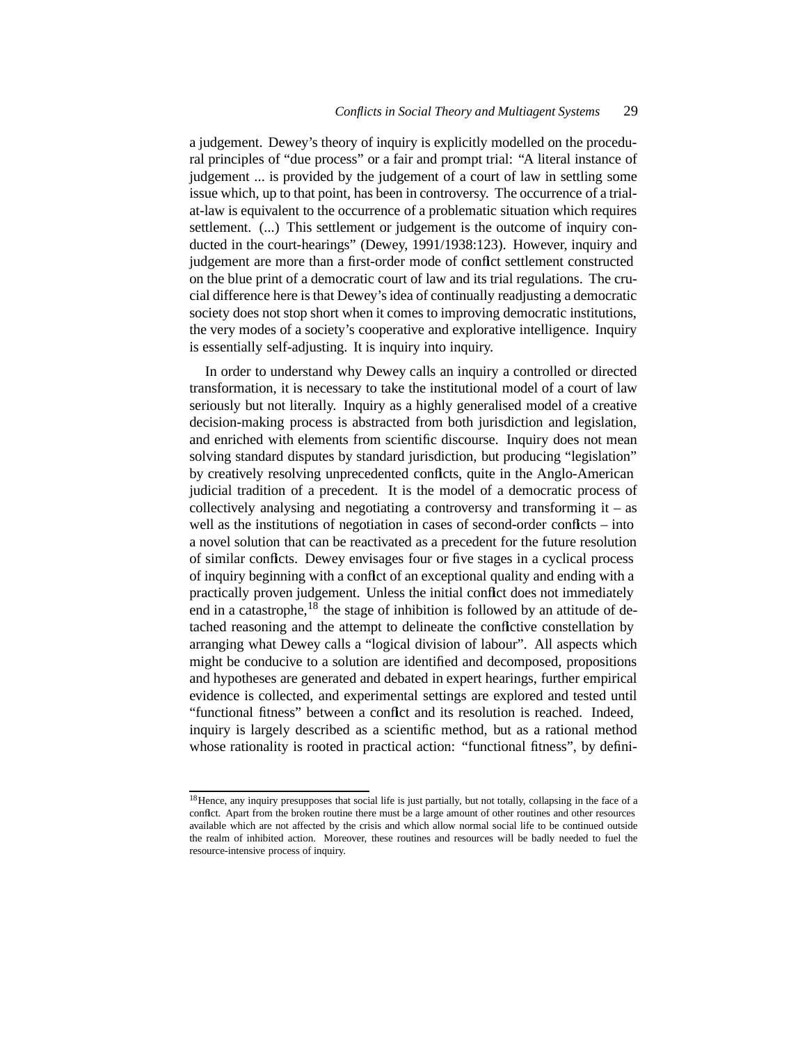a judgement. Dewey's theory of inquiry is explicitly modelled on the procedural principles of "due process" or a fair and prompt trial: "A literal instance of judgement ... is provided by the judgement of a court of law in settling some issue which, up to that point, has been in controversy. The occurrence of a trial-at-law is equivalent to the occurrence of a problematic situation which requires settlement. (...) This settlement or judgement is the outcome of inquiry conducted in the court-hearings" (Dewey, 1991/1938:123). However, inquiry and judgement are more than a first-order mode of conflict settlement constructed on the blue print of a democratic court of law and its trial regulations. The crucial difference here is that Dewey's idea of continually readjusting a democratic society does not stop short when it comes to improving democratic institutions, the very modes of a society's cooperative and explorative intelligence. Inquiry is essentially self-adjusting. It is inquiry into inquiry.

In order to understand why Dewey calls an inquiry a controlled or directed transformation, it is necessary to take the institutional model of a court of law seriously but not literally. Inquiry as a highly generalised model of a creative decision-making process is abstracted from both jurisdiction and legislation, and enriched with elements from scientific discourse. Inquiry does not mean solving standard disputes by standard jurisdiction, but producing "legislation" by creatively resolving unprecedented conflicts, quite in the Anglo-American judicial tradition of a precedent. It is the model of a democratic process of collectively analysing and negotiating a controversy and transforming it – as well as the institutions of negotiation in cases of second-order conflicts – into a novel solution that can be reactivated as a precedent for the future resolution of similar conflicts. Dewey envisages four or five stages in a cyclical process of inquiry beginning with a conflict of an exceptional quality and ending with a practically proven judgement. Unless the initial conflict does not immediately end in a catastrophe,[18] the stage of inhibition is followed by an attitude of detached reasoning and the attempt to delineate the conflictive constellation by arranging what Dewey calls a "logical division of labour". All aspects which might be conducive to a solution are identified and decomposed, propositions and hypotheses are generated and debated in expert hearings, further empirical evidence is collected, and experimental settings are explored and tested until "functional fitness" between a conflict and its resolution is reached. Indeed, inquiry is largely described as a scientific method, but as a rational method whose rationality is rooted in practical action: "functional fitness", by defini-

[18] Hence, any inquiry presupposes that social life is just partially, but not totally, collapsing in the face of a conflict. Apart from the broken routine there must be a large amount of other routines and other resources available which are not affected by the crisis and which allow normal social life to be continued outside the realm of inhibited action. Moreover, these routines and resources will be badly needed to fuel the resource-intensive process of inquiry.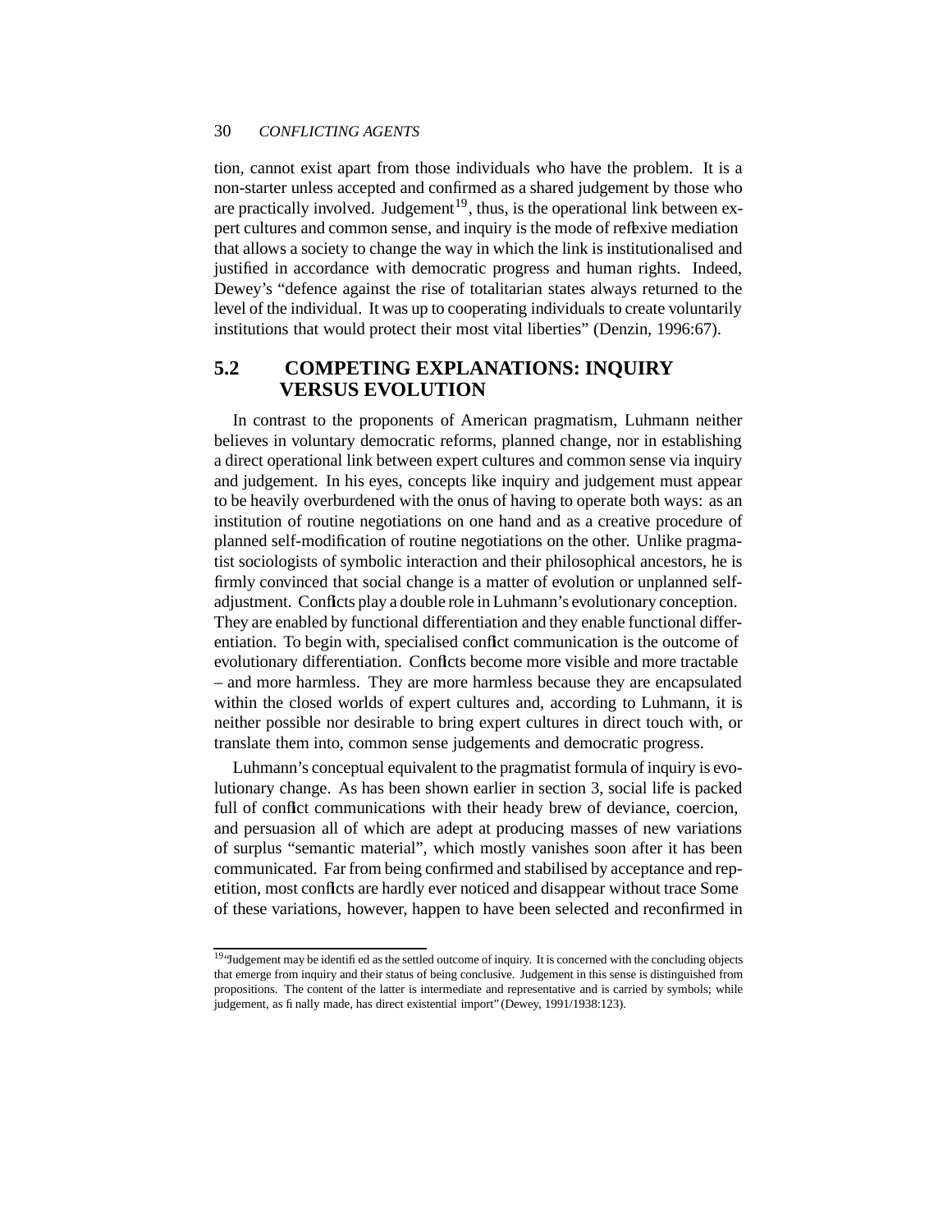tion, cannot exist apart from those individuals who have the problem. It is a non-starter unless accepted and confirmed as a shared judgement by those who are practically involved. Judgement[19], thus, is the operational link between expert cultures and common sense, and inquiry is the mode of reflexive mediation that allows a society to change the way in which the link is institutionalised and justified in accordance with democratic progress and human rights. Indeed, Dewey's "defence against the rise of totalitarian states always returned to the level of the individual. It was up to cooperating individuals to create voluntarily institutions that would protect their most vital liberties" (Denzin, 1996:67).

## 5.2 COMPETING EXPLANATIONS: INQUIRY VERSUS EVOLUTION

In contrast to the proponents of American pragmatism, Luhmann neither believes in voluntary democratic reforms, planned change, nor in establishing a direct operational link between expert cultures and common sense via inquiry and judgement. In his eyes, concepts like inquiry and judgement must appear to be heavily overburdened with the onus of having to operate both ways: as an institution of routine negotiations on one hand and as a creative procedure of planned self-modification of routine negotiations on the other. Unlike pragmatist sociologists of symbolic interaction and their philosophical ancestors, he is firmly convinced that social change is a matter of evolution or unplanned self-adjustment. Conflicts play a double role in Luhmann's evolutionary conception. They are enabled by functional differentiation and they enable functional differentiation. To begin with, specialised conflict communication is the outcome of evolutionary differentiation. Conflicts become more visible and more tractable – and more harmless. They are more harmless because they are encapsulated within the closed worlds of expert cultures and, according to Luhmann, it is neither possible nor desirable to bring expert cultures in direct touch with, or translate them into, common sense judgements and democratic progress.

Luhmann's conceptual equivalent to the pragmatist formula of inquiry is evolutionary change. As has been shown earlier in section 3, social life is packed full of conflict communications with their heady brew of deviance, coercion, and persuasion all of which are adept at producing masses of new variations of surplus "semantic material", which mostly vanishes soon after it has been communicated. Far from being confirmed and stabilised by acceptance and repetition, most conflicts are hardly ever noticed and disappear without trace Some of these variations, however, happen to have been selected and reconfirmed in

[19] "Judgement may be identified as the settled outcome of inquiry. It is concerned with the concluding objects that emerge from inquiry and their status of being conclusive. Judgement in this sense is distinguished from propositions. The content of the latter is intermediate and representative and is carried by symbols; while judgement, as finally made, has direct existential import" (Dewey, 1991/1938:123).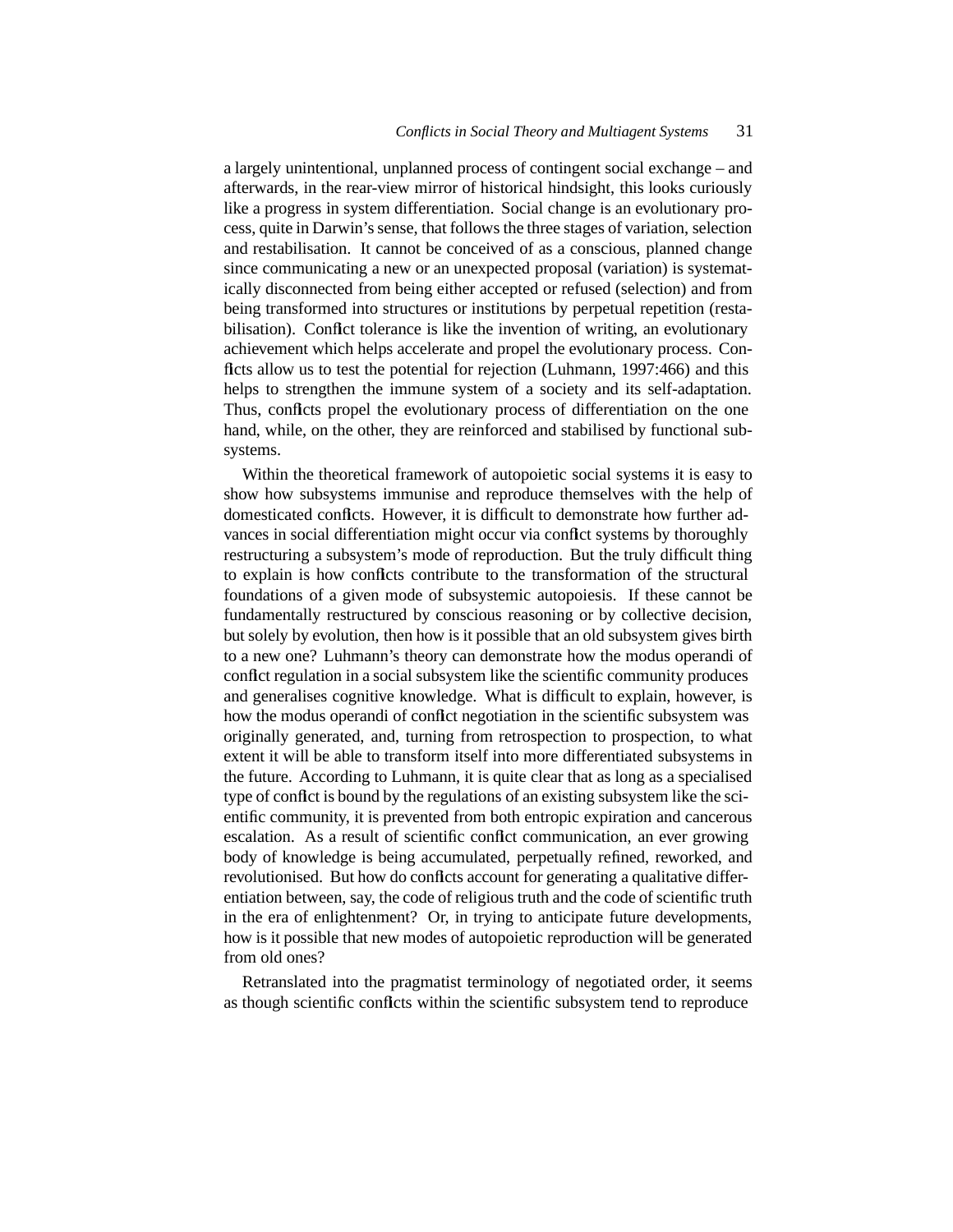a largely unintentional, unplanned process of contingent social exchange – and afterwards, in the rear-view mirror of historical hindsight, this looks curiously like a progress in system differentiation. Social change is an evolutionary process, quite in Darwin's sense, that follows the three stages of variation, selection and restabilisation. It cannot be conceived of as a conscious, planned change since communicating a new or an unexpected proposal (variation) is systematically disconnected from being either accepted or refused (selection) and from being transformed into structures or institutions by perpetual repetition (restabilisation). Conflict tolerance is like the invention of writing, an evolutionary achievement which helps accelerate and propel the evolutionary process. Conflicts allow us to test the potential for rejection (Luhmann, 1997:466) and this helps to strengthen the immune system of a society and its self-adaptation. Thus, conflicts propel the evolutionary process of differentiation on the one hand, while, on the other, they are reinforced and stabilised by functional subsystems.

Within the theoretical framework of autopoietic social systems it is easy to show how subsystems immunise and reproduce themselves with the help of domesticated conflicts. However, it is difficult to demonstrate how further advances in social differentiation might occur via conflict systems by thoroughly restructuring a subsystem's mode of reproduction. But the truly difficult thing to explain is how conflicts contribute to the transformation of the structural foundations of a given mode of subsystemic autopoiesis. If these cannot be fundamentally restructured by conscious reasoning or by collective decision, but solely by evolution, then how is it possible that an old subsystem gives birth to a new one? Luhmann's theory can demonstrate how the modus operandi of conflict regulation in a social subsystem like the scientific community produces and generalises cognitive knowledge. What is difficult to explain, however, is how the modus operandi of conflict negotiation in the scientific subsystem was originally generated, and, turning from retrospection to prospection, to what extent it will be able to transform itself into more differentiated subsystems in the future. According to Luhmann, it is quite clear that as long as a specialised type of conflict is bound by the regulations of an existing subsystem like the scientific community, it is prevented from both entropic expiration and cancerous escalation. As a result of scientific conflict communication, an ever growing body of knowledge is being accumulated, perpetually refined, reworked, and revolutionised. But how do conflicts account for generating a qualitative differentiation between, say, the code of religious truth and the code of scientific truth in the era of enlightenment? Or, in trying to anticipate future developments, how is it possible that new modes of autopoietic reproduction will be generated from old ones?

Retranslated into the pragmatist terminology of negotiated order, it seems as though scientific conflicts within the scientific subsystem tend to reproduce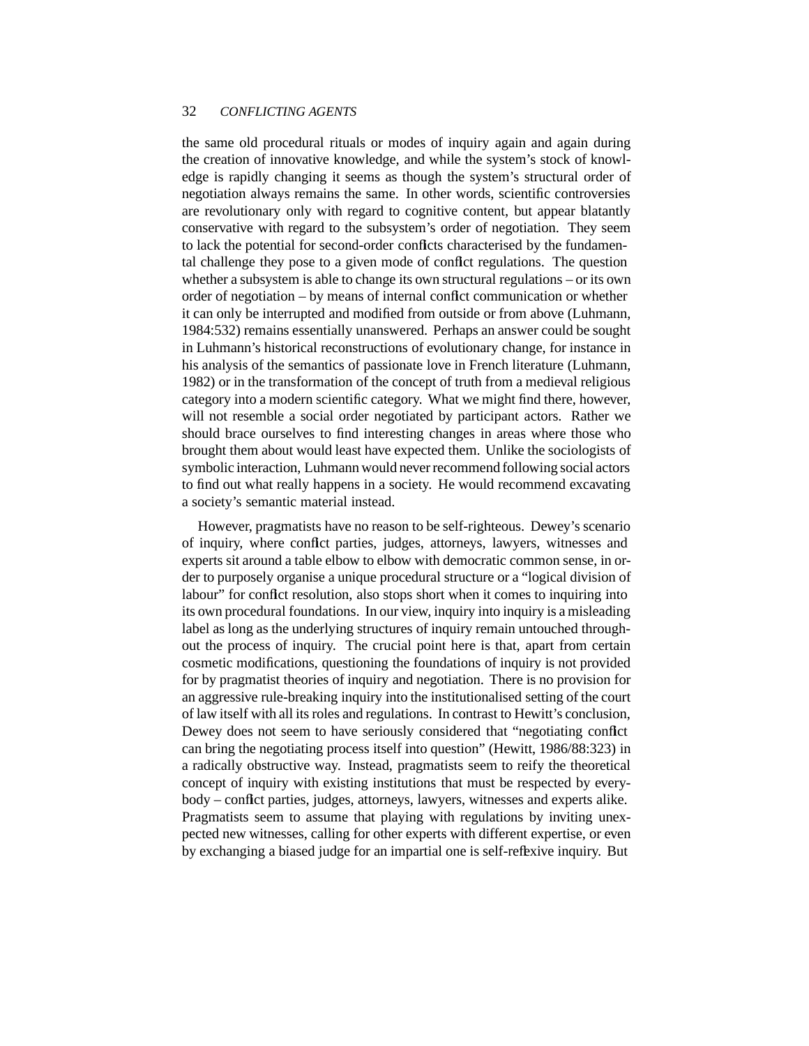the same old procedural rituals or modes of inquiry again and again during the creation of innovative knowledge, and while the system's stock of knowledge is rapidly changing it seems as though the system's structural order of negotiation always remains the same. In other words, scientific controversies are revolutionary only with regard to cognitive content, but appear blatantly conservative with regard to the subsystem's order of negotiation. They seem to lack the potential for second-order conflicts characterised by the fundamental challenge they pose to a given mode of conflict regulations. The question whether a subsystem is able to change its own structural regulations – or its own order of negotiation – by means of internal conflict communication or whether it can only be interrupted and modified from outside or from above (Luhmann, 1984:532) remains essentially unanswered. Perhaps an answer could be sought in Luhmann's historical reconstructions of evolutionary change, for instance in his analysis of the semantics of passionate love in French literature (Luhmann, 1982) or in the transformation of the concept of truth from a medieval religious category into a modern scientific category. What we might find there, however, will not resemble a social order negotiated by participant actors. Rather we should brace ourselves to find interesting changes in areas where those who brought them about would least have expected them. Unlike the sociologists of symbolic interaction, Luhmann would never recommend following social actors to find out what really happens in a society. He would recommend excavating a society's semantic material instead.

However, pragmatists have no reason to be self-righteous. Dewey's scenario of inquiry, where conflict parties, judges, attorneys, lawyers, witnesses and experts sit around a table elbow to elbow with democratic common sense, in order to purposely organise a unique procedural structure or a "logical division of labour" for conflict resolution, also stops short when it comes to inquiring into its own procedural foundations. In our view, inquiry into inquiry is a misleading label as long as the underlying structures of inquiry remain untouched throughout the process of inquiry. The crucial point here is that, apart from certain cosmetic modifications, questioning the foundations of inquiry is not provided for by pragmatist theories of inquiry and negotiation. There is no provision for an aggressive rule-breaking inquiry into the institutionalised setting of the court of law itself with all its roles and regulations. In contrast to Hewitt's conclusion, Dewey does not seem to have seriously considered that "negotiating conflict can bring the negotiating process itself into question" (Hewitt, 1986/88:323) in a radically obstructive way. Instead, pragmatists seem to reify the theoretical concept of inquiry with existing institutions that must be respected by everybody – conflict parties, judges, attorneys, lawyers, witnesses and experts alike. Pragmatists seem to assume that playing with regulations by inviting unexpected new witnesses, calling for other experts with different expertise, or even by exchanging a biased judge for an impartial one is self-reflexive inquiry. But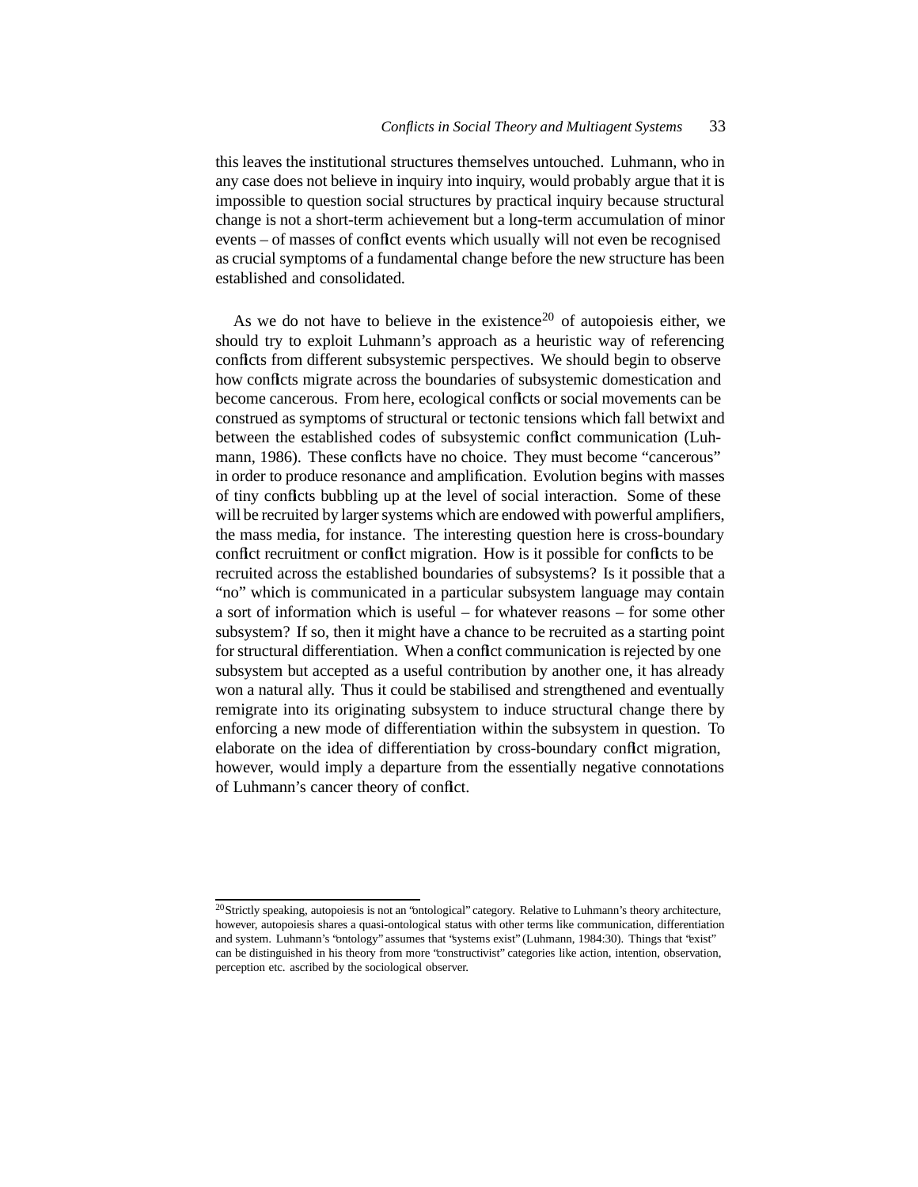this leaves the institutional structures themselves untouched. Luhmann, who in any case does not believe in inquiry into inquiry, would probably argue that it is impossible to question social structures by practical inquiry because structural change is not a short-term achievement but a long-term accumulation of minor events – of masses of conflict events which usually will not even be recognised as crucial symptoms of a fundamental change before the new structure has been established and consolidated.

As we do not have to believe in the existence[20] of autopoiesis either, we should try to exploit Luhmann's approach as a heuristic way of referencing conflicts from different subsystemic perspectives. We should begin to observe how conflicts migrate across the boundaries of subsystemic domestication and become cancerous. From here, ecological conflicts or social movements can be construed as symptoms of structural or tectonic tensions which fall betwixt and between the established codes of subsystemic conflict communication (Luhmann, 1986). These conflicts have no choice. They must become "cancerous" in order to produce resonance and amplification. Evolution begins with masses of tiny conflicts bubbling up at the level of social interaction. Some of these will be recruited by larger systems which are endowed with powerful amplifiers, the mass media, for instance. The interesting question here is cross-boundary conflict recruitment or conflict migration. How is it possible for conflicts to be recruited across the established boundaries of subsystems? Is it possible that a "no" which is communicated in a particular subsystem language may contain a sort of information which is useful – for whatever reasons – for some other subsystem? If so, then it might have a chance to be recruited as a starting point for structural differentiation. When a conflict communication is rejected by one subsystem but accepted as a useful contribution by another one, it has already won a natural ally. Thus it could be stabilised and strengthened and eventually remigrate into its originating subsystem to induce structural change there by enforcing a new mode of differentiation within the subsystem in question. To elaborate on the idea of differentiation by cross-boundary conflict migration, however, would imply a departure from the essentially negative connotations of Luhmann's cancer theory of conflict.

[20] Strictly speaking, autopoiesis is not an "ontological" category. Relative to Luhmann's theory architecture, however, autopoiesis shares a quasi-ontological status with other terms like communication, differentiation and system. Luhmann's "ontology" assumes that "systems exist" (Luhmann, 1984:30). Things that "exist" can be distinguished in his theory from more "constructivist" categories like action, intention, observation, perception etc. ascribed by the sociological observer.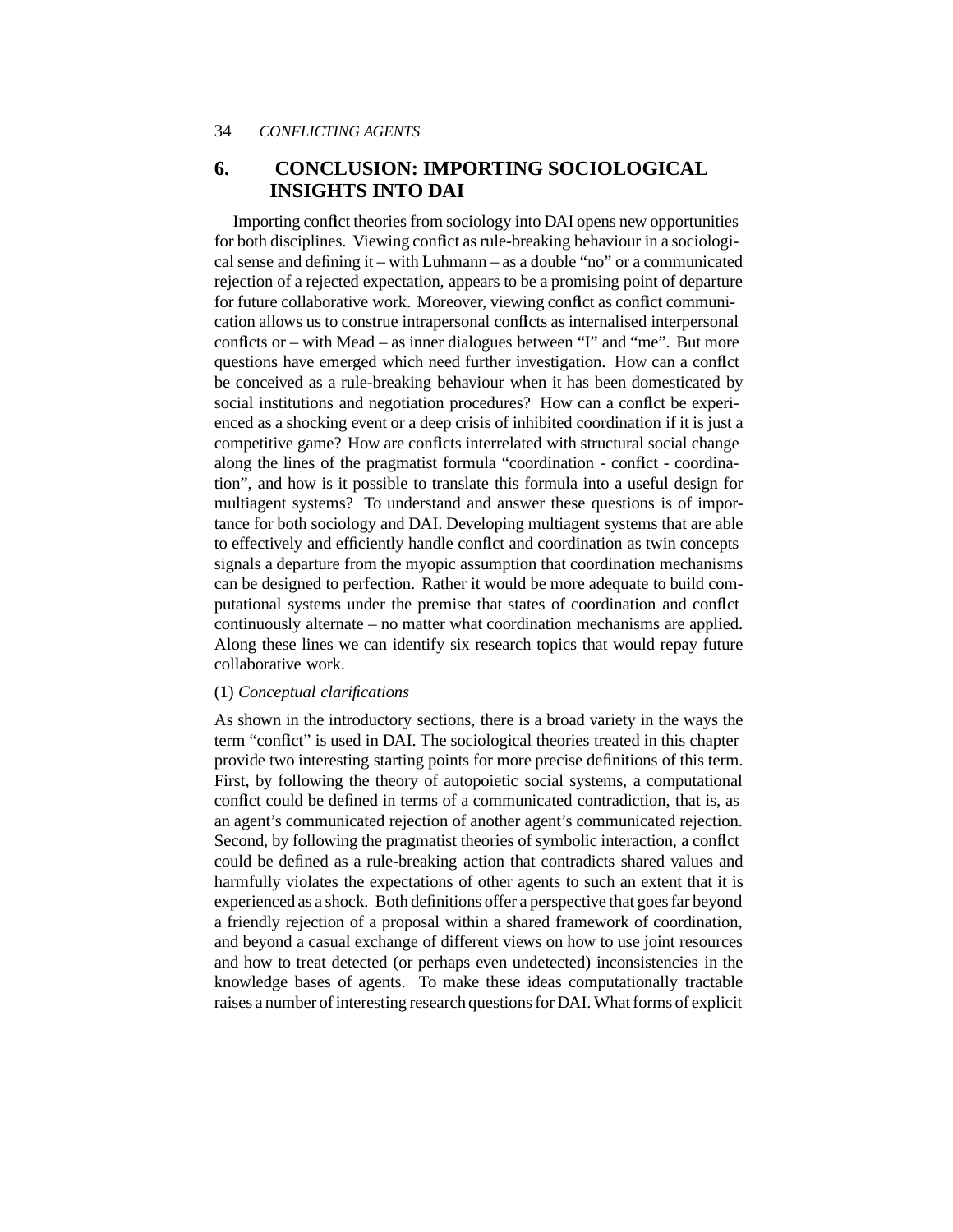## 6. CONCLUSION: IMPORTING SOCIOLOGICAL INSIGHTS INTO DAI

Importing conflict theories from sociology into DAI opens new opportunities for both disciplines. Viewing conflict as rule-breaking behaviour in a sociological sense and defining it – with Luhmann – as a double "no" or a communicated rejection of a rejected expectation, appears to be a promising point of departure for future collaborative work. Moreover, viewing conflict as conflict communication allows us to construe intrapersonal conflicts as internalised interpersonal conflicts or – with Mead – as inner dialogues between "I" and "me". But more questions have emerged which need further investigation. How can a conflict be conceived as a rule-breaking behaviour when it has been domesticated by social institutions and negotiation procedures? How can a conflict be experienced as a shocking event or a deep crisis of inhibited coordination if it is just a competitive game? How are conflicts interrelated with structural social change along the lines of the pragmatist formula "coordination - conflict - coordination", and how is it possible to translate this formula into a useful design for multiagent systems? To understand and answer these questions is of importance for both sociology and DAI. Developing multiagent systems that are able to effectively and efficiently handle conflict and coordination as twin concepts signals a departure from the myopic assumption that coordination mechanisms can be designed to perfection. Rather it would be more adequate to build computational systems under the premise that states of coordination and conflict continuously alternate – no matter what coordination mechanisms are applied. Along these lines we can identify six research topics that would repay future collaborative work.

(1) *Conceptual clarifications*

As shown in the introductory sections, there is a broad variety in the ways the term "conflict" is used in DAI. The sociological theories treated in this chapter provide two interesting starting points for more precise definitions of this term. First, by following the theory of autopoietic social systems, a computational conflict could be defined in terms of a communicated contradiction, that is, as an agent's communicated rejection of another agent's communicated rejection. Second, by following the pragmatist theories of symbolic interaction, a conflict could be defined as a rule-breaking action that contradicts shared values and harmfully violates the expectations of other agents to such an extent that it is experienced as a shock. Both definitions offer a perspective that goes far beyond a friendly rejection of a proposal within a shared framework of coordination, and beyond a casual exchange of different views on how to use joint resources and how to treat detected (or perhaps even undetected) inconsistencies in the knowledge bases of agents. To make these ideas computationally tractable raises a number of interesting research questions for DAI. What forms of explicit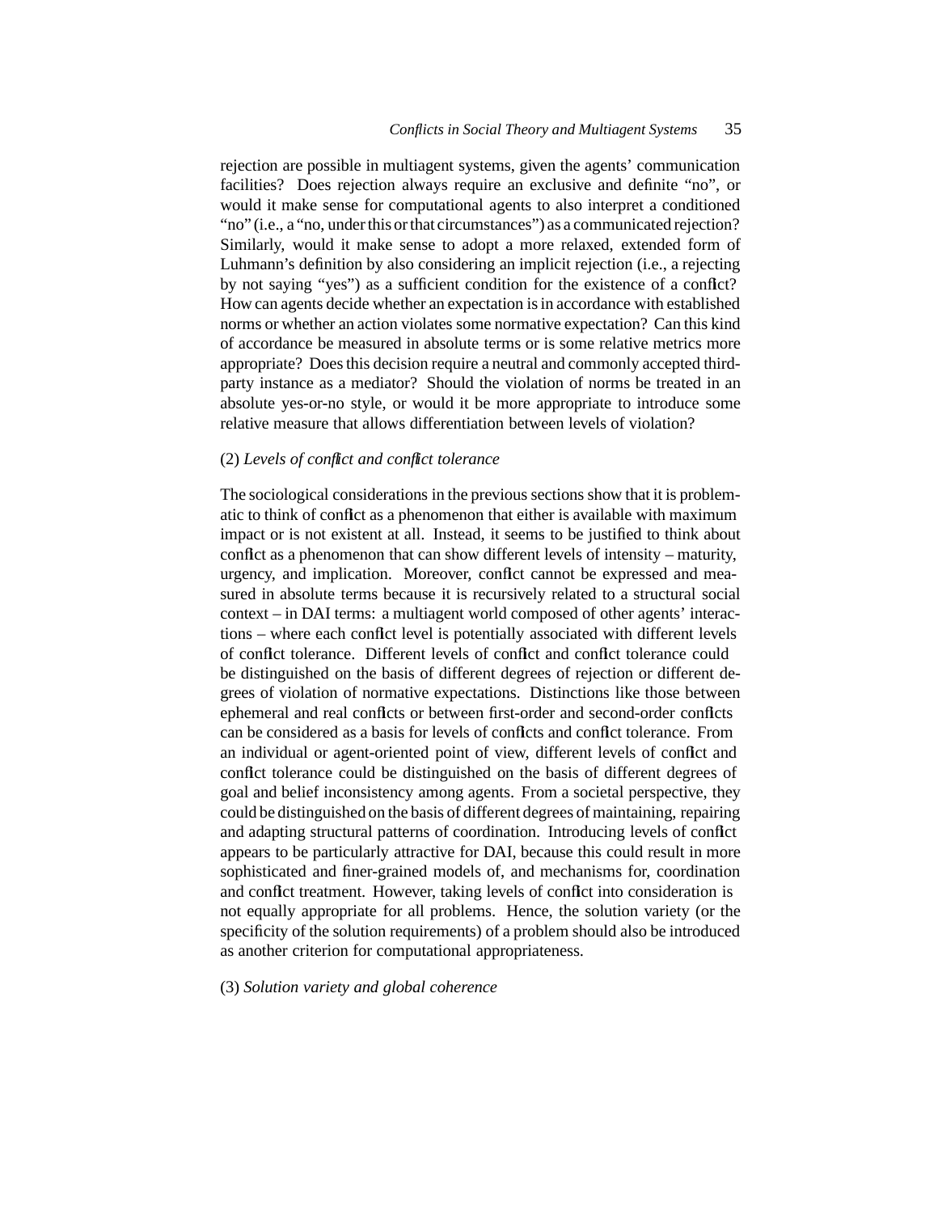rejection are possible in multiagent systems, given the agents' communication facilities? Does rejection always require an exclusive and definite "no", or would it make sense for computational agents to also interpret a conditioned "no" (i.e., a "no, under this or that circumstances") as a communicated rejection? Similarly, would it make sense to adopt a more relaxed, extended form of Luhmann's definition by also considering an implicit rejection (i.e., a rejecting by not saying "yes") as a sufficient condition for the existence of a conflict? How can agents decide whether an expectation is in accordance with established norms or whether an action violates some normative expectation? Can this kind of accordance be measured in absolute terms or is some relative metrics more appropriate? Does this decision require a neutral and commonly accepted third-party instance as a mediator? Should the violation of norms be treated in an absolute yes-or-no style, or would it be more appropriate to introduce some relative measure that allows differentiation between levels of violation?

(2) *Levels of conflict and conflict tolerance*

The sociological considerations in the previous sections show that it is problematic to think of conflict as a phenomenon that either is available with maximum impact or is not existent at all. Instead, it seems to be justified to think about conflict as a phenomenon that can show different levels of intensity – maturity, urgency, and implication. Moreover, conflict cannot be expressed and measured in absolute terms because it is recursively related to a structural social context – in DAI terms: a multiagent world composed of other agents' interactions – where each conflict level is potentially associated with different levels of conflict tolerance. Different levels of conflict and conflict tolerance could be distinguished on the basis of different degrees of rejection or different degrees of violation of normative expectations. Distinctions like those between ephemeral and real conflicts or between first-order and second-order conflicts can be considered as a basis for levels of conflicts and conflict tolerance. From an individual or agent-oriented point of view, different levels of conflict and conflict tolerance could be distinguished on the basis of different degrees of goal and belief inconsistency among agents. From a societal perspective, they could be distinguished on the basis of different degrees of maintaining, repairing and adapting structural patterns of coordination. Introducing levels of conflict appears to be particularly attractive for DAI, because this could result in more sophisticated and finer-grained models of, and mechanisms for, coordination and conflict treatment. However, taking levels of conflict into consideration is not equally appropriate for all problems. Hence, the solution variety (or the specificity of the solution requirements) of a problem should also be introduced as another criterion for computational appropriateness.

(3) *Solution variety and global coherence*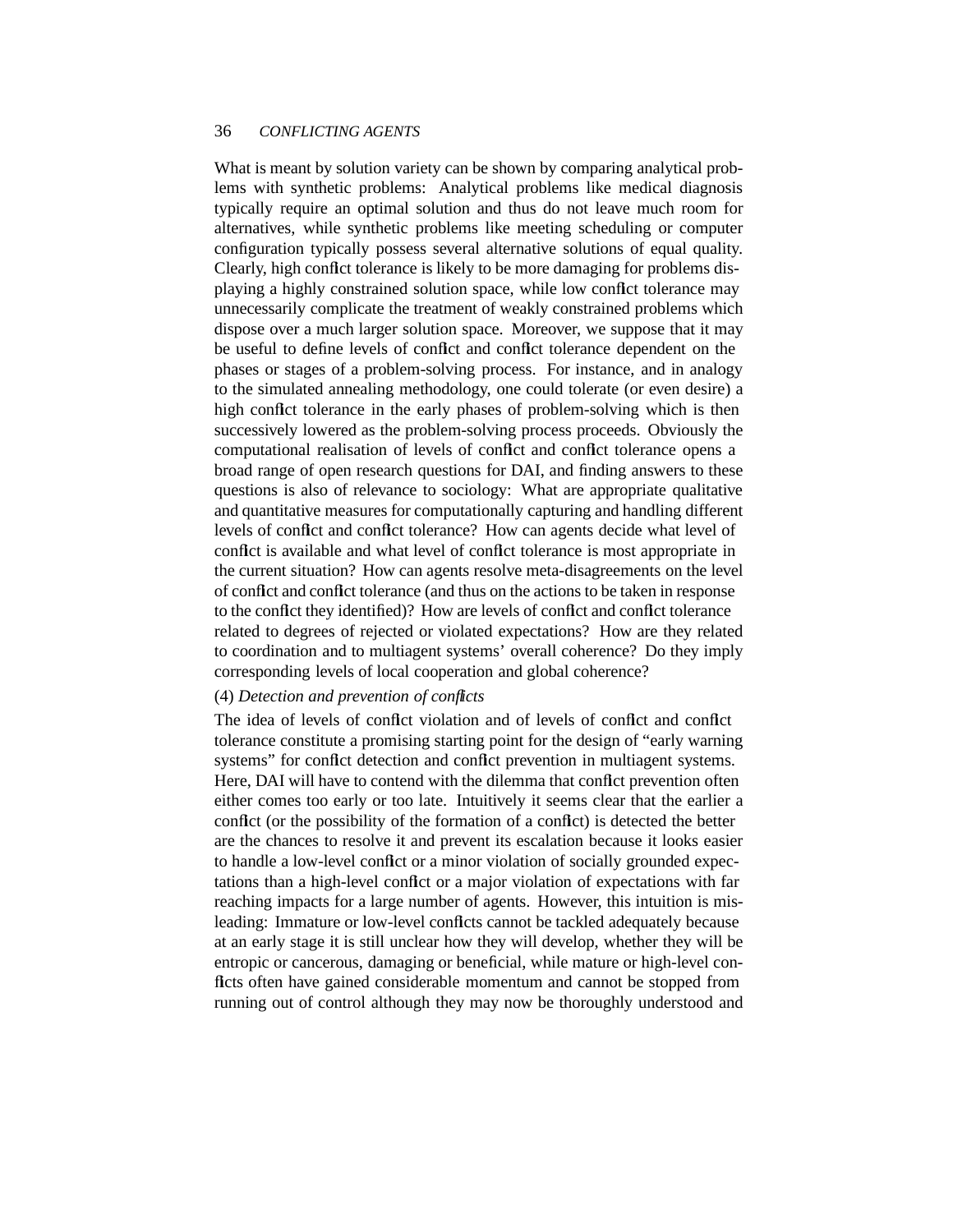What is meant by solution variety can be shown by comparing analytical problems with synthetic problems: Analytical problems like medical diagnosis typically require an optimal solution and thus do not leave much room for alternatives, while synthetic problems like meeting scheduling or computer configuration typically possess several alternative solutions of equal quality. Clearly, high conflict tolerance is likely to be more damaging for problems displaying a highly constrained solution space, while low conflict tolerance may unnecessarily complicate the treatment of weakly constrained problems which dispose over a much larger solution space. Moreover, we suppose that it may be useful to define levels of conflict and conflict tolerance dependent on the phases or stages of a problem-solving process. For instance, and in analogy to the simulated annealing methodology, one could tolerate (or even desire) a high conflict tolerance in the early phases of problem-solving which is then successively lowered as the problem-solving process proceeds. Obviously the computational realisation of levels of conflict and conflict tolerance opens a broad range of open research questions for DAI, and finding answers to these questions is also of relevance to sociology: What are appropriate qualitative and quantitative measures for computationally capturing and handling different levels of conflict and conflict tolerance? How can agents decide what level of conflict is available and what level of conflict tolerance is most appropriate in the current situation? How can agents resolve meta-disagreements on the level of conflict and conflict tolerance (and thus on the actions to be taken in response to the conflict they identified)? How are levels of conflict and conflict tolerance related to degrees of rejected or violated expectations? How are they related to coordination and to multiagent systems' overall coherence? Do they imply corresponding levels of local cooperation and global coherence?

(4) *Detection and prevention of conflicts*

The idea of levels of conflict violation and of levels of conflict and conflict tolerance constitute a promising starting point for the design of "early warning systems" for conflict detection and conflict prevention in multiagent systems. Here, DAI will have to contend with the dilemma that conflict prevention often either comes too early or too late. Intuitively it seems clear that the earlier a conflict (or the possibility of the formation of a conflict) is detected the better are the chances to resolve it and prevent its escalation because it looks easier to handle a low-level conflict or a minor violation of socially grounded expectations than a high-level conflict or a major violation of expectations with far reaching impacts for a large number of agents. However, this intuition is misleading: Immature or low-level conflicts cannot be tackled adequately because at an early stage it is still unclear how they will develop, whether they will be entropic or cancerous, damaging or beneficial, while mature or high-level conflicts often have gained considerable momentum and cannot be stopped from running out of control although they may now be thoroughly understood and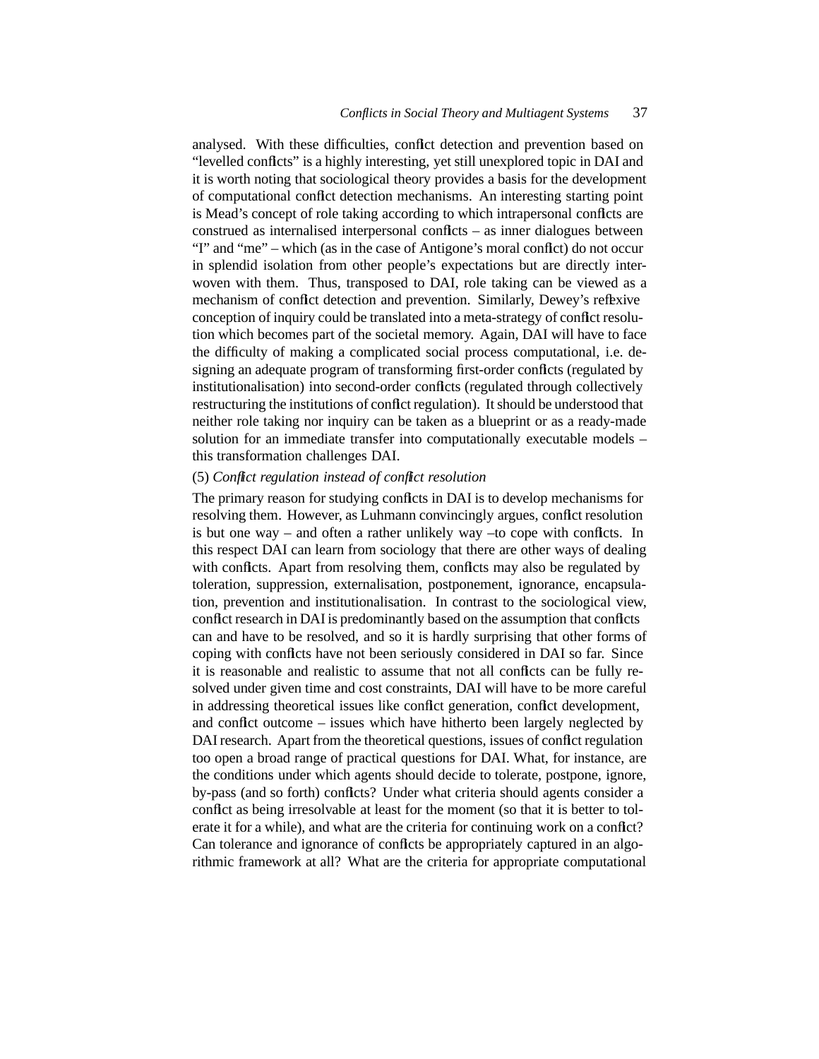analysed. With these difficulties, conflict detection and prevention based on "levelled conflicts" is a highly interesting, yet still unexplored topic in DAI and it is worth noting that sociological theory provides a basis for the development of computational conflict detection mechanisms. An interesting starting point is Mead's concept of role taking according to which intrapersonal conflicts are construed as internalised interpersonal conflicts – as inner dialogues between "I" and "me" – which (as in the case of Antigone's moral conflict) do not occur in splendid isolation from other people's expectations but are directly interwoven with them. Thus, transposed to DAI, role taking can be viewed as a mechanism of conflict detection and prevention. Similarly, Dewey's reflexive conception of inquiry could be translated into a meta-strategy of conflict resolution which becomes part of the societal memory. Again, DAI will have to face the difficulty of making a complicated social process computational, i.e. designing an adequate program of transforming first-order conflicts (regulated by institutionalisation) into second-order conflicts (regulated through collectively restructuring the institutions of conflict regulation). It should be understood that neither role taking nor inquiry can be taken as a blueprint or as a ready-made solution for an immediate transfer into computationally executable models – this transformation challenges DAI.

(5) *Conflict regulation instead of conflict resolution*

The primary reason for studying conflicts in DAI is to develop mechanisms for resolving them. However, as Luhmann convincingly argues, conflict resolution is but one way – and often a rather unlikely way –to cope with conflicts. In this respect DAI can learn from sociology that there are other ways of dealing with conflicts. Apart from resolving them, conflicts may also be regulated by toleration, suppression, externalisation, postponement, ignorance, encapsulation, prevention and institutionalisation. In contrast to the sociological view, conflict research in DAI is predominantly based on the assumption that conflicts can and have to be resolved, and so it is hardly surprising that other forms of coping with conflicts have not been seriously considered in DAI so far. Since it is reasonable and realistic to assume that not all conflicts can be fully resolved under given time and cost constraints, DAI will have to be more careful in addressing theoretical issues like conflict generation, conflict development, and conflict outcome – issues which have hitherto been largely neglected by DAI research. Apart from the theoretical questions, issues of conflict regulation too open a broad range of practical questions for DAI. What, for instance, are the conditions under which agents should decide to tolerate, postpone, ignore, by-pass (and so forth) conflicts? Under what criteria should agents consider a conflict as being irresolvable at least for the moment (so that it is better to tolerate it for a while), and what are the criteria for continuing work on a conflict? Can tolerance and ignorance of conflicts be appropriately captured in an algorithmic framework at all? What are the criteria for appropriate computational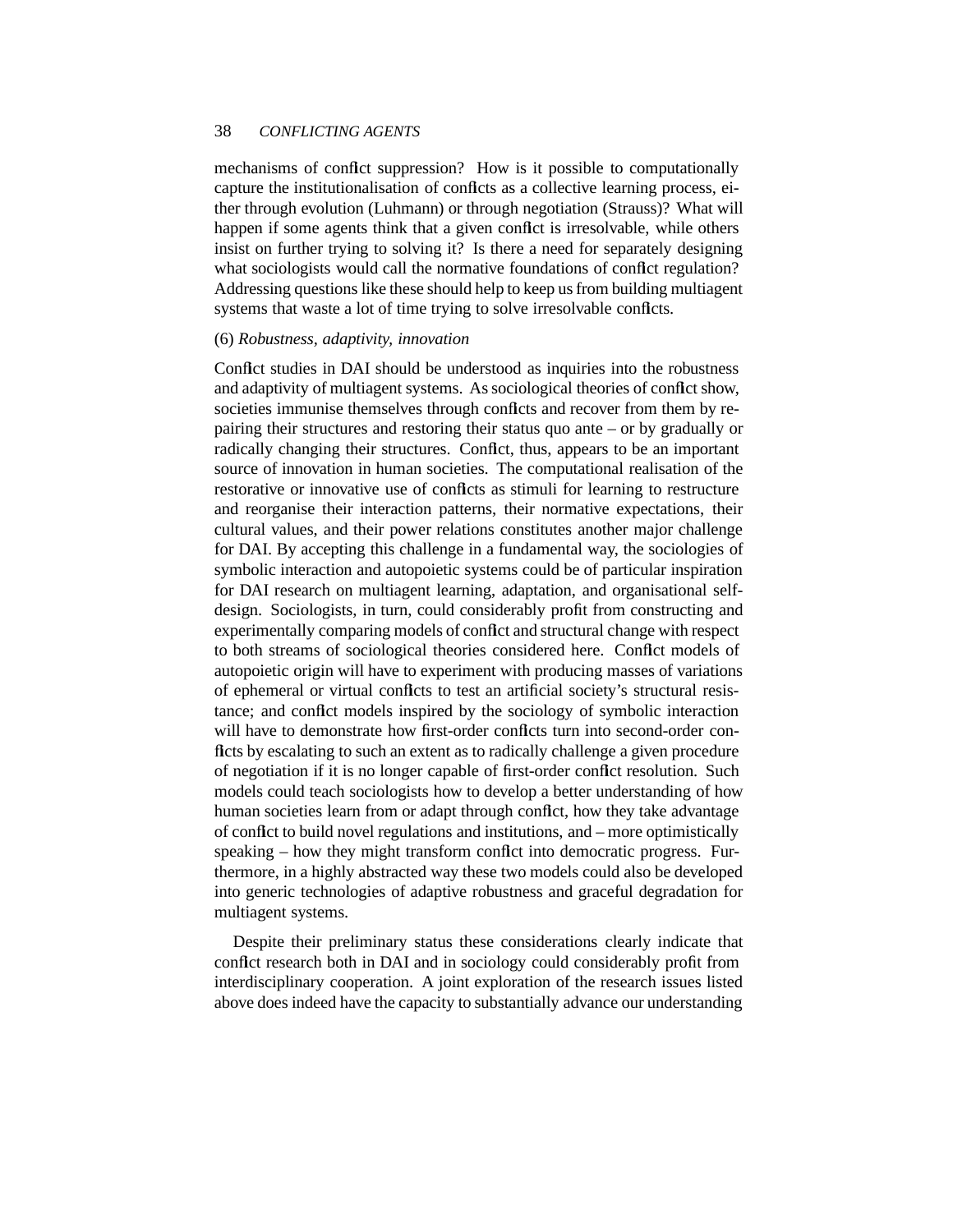mechanisms of conflict suppression? How is it possible to computationally capture the institutionalisation of conflicts as a collective learning process, either through evolution (Luhmann) or through negotiation (Strauss)? What will happen if some agents think that a given conflict is irresolvable, while others insist on further trying to solving it? Is there a need for separately designing what sociologists would call the normative foundations of conflict regulation? Addressing questions like these should help to keep us from building multiagent systems that waste a lot of time trying to solve irresolvable conflicts.

(6) *Robustness, adaptivity, innovation*

Conflict studies in DAI should be understood as inquiries into the robustness and adaptivity of multiagent systems. As sociological theories of conflict show, societies immunise themselves through conflicts and recover from them by repairing their structures and restoring their status quo ante – or by gradually or radically changing their structures. Conflict, thus, appears to be an important source of innovation in human societies. The computational realisation of the restorative or innovative use of conflicts as stimuli for learning to restructure and reorganise their interaction patterns, their normative expectations, their cultural values, and their power relations constitutes another major challenge for DAI. By accepting this challenge in a fundamental way, the sociologies of symbolic interaction and autopoietic systems could be of particular inspiration for DAI research on multiagent learning, adaptation, and organisational self-design. Sociologists, in turn, could considerably profit from constructing and experimentally comparing models of conflict and structural change with respect to both streams of sociological theories considered here. Conflict models of autopoietic origin will have to experiment with producing masses of variations of ephemeral or virtual conflicts to test an artificial society's structural resistance; and conflict models inspired by the sociology of symbolic interaction will have to demonstrate how first-order conflicts turn into second-order conflicts by escalating to such an extent as to radically challenge a given procedure of negotiation if it is no longer capable of first-order conflict resolution. Such models could teach sociologists how to develop a better understanding of how human societies learn from or adapt through conflict, how they take advantage of conflict to build novel regulations and institutions, and – more optimistically speaking – how they might transform conflict into democratic progress. Furthermore, in a highly abstracted way these two models could also be developed into generic technologies of adaptive robustness and graceful degradation for multiagent systems.

Despite their preliminary status these considerations clearly indicate that conflict research both in DAI and in sociology could considerably profit from interdisciplinary cooperation. A joint exploration of the research issues listed above does indeed have the capacity to substantially advance our understanding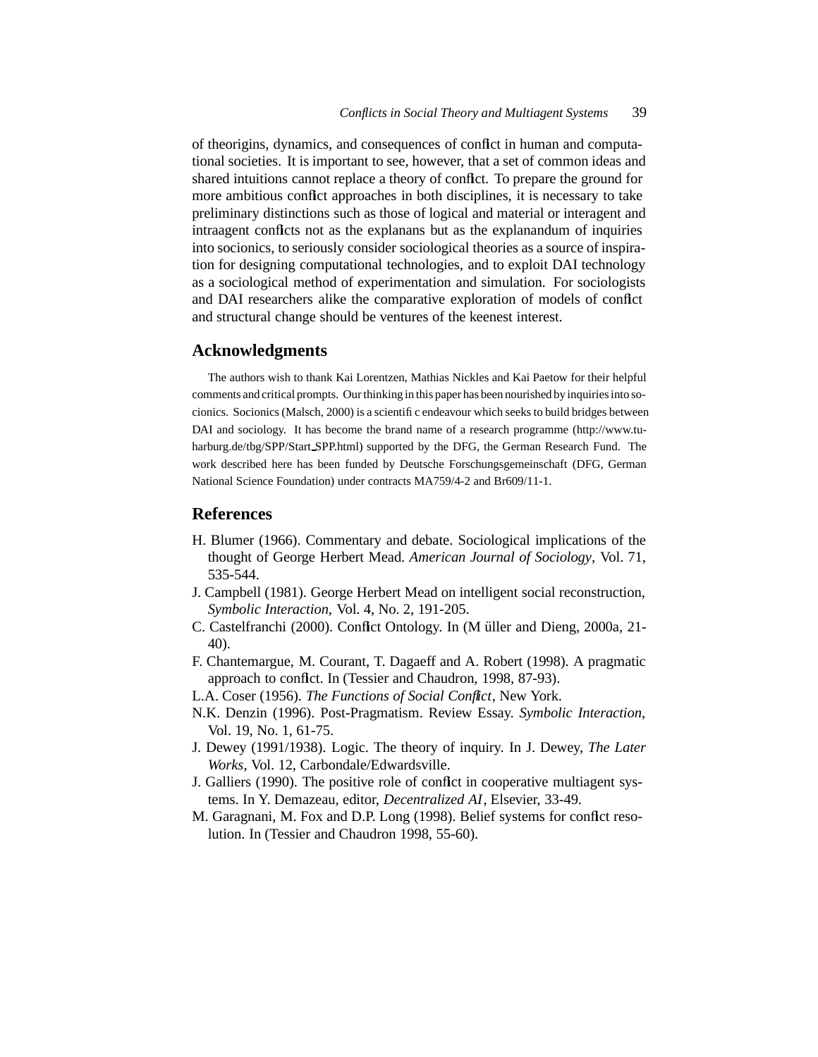of theorigins, dynamics, and consequences of conflict in human and computational societies. It is important to see, however, that a set of common ideas and shared intuitions cannot replace a theory of conflict. To prepare the ground for more ambitious conflict approaches in both disciplines, it is necessary to take preliminary distinctions such as those of logical and material or interagent and intraagent conflicts not as the explanans but as the explanandum of inquiries into socionics, to seriously consider sociological theories as a source of inspiration for designing computational technologies, and to exploit DAI technology as a sociological method of experimentation and simulation. For sociologists and DAI researchers alike the comparative exploration of models of conflict and structural change should be ventures of the keenest interest.

## Acknowledgments

The authors wish to thank Kai Lorentzen, Mathias Nickles and Kai Paetow for their helpful comments and critical prompts. Our thinking in this paper has been nourished by inquiries into socionics. Socionics (Malsch, 2000) is a scientifi c endeavour which seeks to build bridges between DAI and sociology. It has become the brand name of a research programme (http://www.tu-harburg.de/tbg/SPP/Start_SPP.html) supported by the DFG, the German Research Fund. The work described here has been funded by Deutsche Forschungsgemeinschaft (DFG, German National Science Foundation) under contracts MA759/4-2 and Br609/11-1.

## References

H. Blumer (1966). Commentary and debate. Sociological implications of the thought of George Herbert Mead. *American Journal of Sociology*, Vol. 71, 535-544.

J. Campbell (1981). George Herbert Mead on intelligent social reconstruction, *Symbolic Interaction*, Vol. 4, No. 2, 191-205.

C. Castelfranchi (2000). Conflict Ontology. In (M üller and Dieng, 2000a, 21-40).

F. Chantemargue, M. Courant, T. Dagaeff and A. Robert (1998). A pragmatic approach to conflict. In (Tessier and Chaudron, 1998, 87-93).

L.A. Coser (1956). *The Functions of Social Conflict*, New York.

N.K. Denzin (1996). Post-Pragmatism. Review Essay. *Symbolic Interaction*, Vol. 19, No. 1, 61-75.

J. Dewey (1991/1938). Logic. The theory of inquiry. In J. Dewey, *The Later Works*, Vol. 12, Carbondale/Edwardsville.

J. Galliers (1990). The positive role of conflict in cooperative multiagent systems. In Y. Demazeau, editor, *Decentralized AI*, Elsevier, 33-49.

M. Garagnani, M. Fox and D.P. Long (1998). Belief systems for conflict resolution. In (Tessier and Chaudron 1998, 55-60).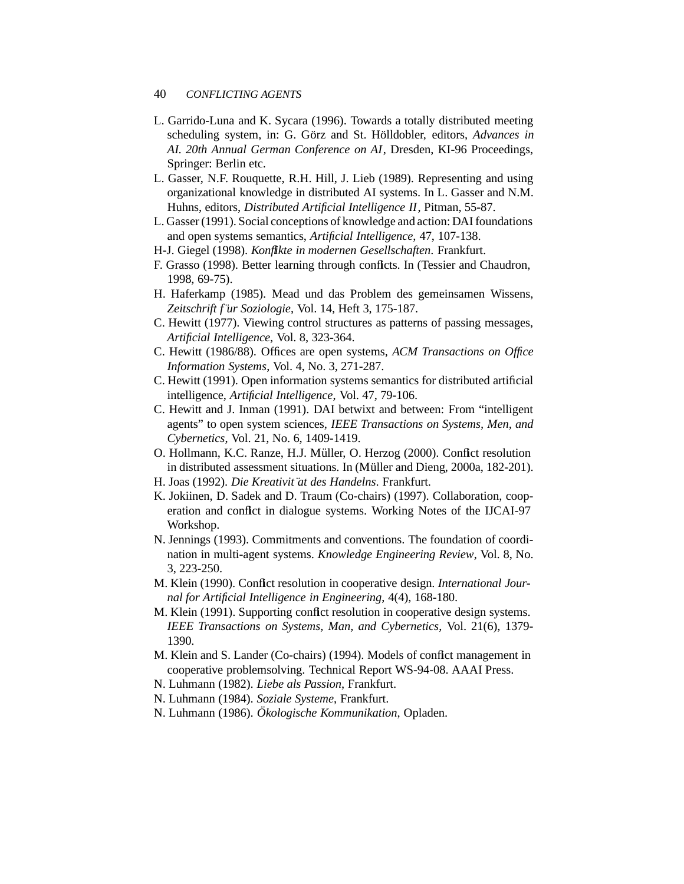L. Garrido-Luna and K. Sycara (1996). Towards a totally distributed meeting scheduling system, in: G. Görz and St. Hölldobler, editors, *Advances in AI. 20th Annual German Conference on AI*, Dresden, KI-96 Proceedings, Springer: Berlin etc.

L. Gasser, N.F. Rouquette, R.H. Hill, J. Lieb (1989). Representing and using organizational knowledge in distributed AI systems. In L. Gasser and N.M. Huhns, editors, *Distributed Artificial Intelligence II*, Pitman, 55-87.

L. Gasser (1991). Social conceptions of knowledge and action: DAI foundations and open systems semantics, *Artificial Intelligence*, 47, 107-138.

H-J. Giegel (1998). *Konflikte in modernen Gesellschaften*. Frankfurt.

F. Grasso (1998). Better learning through conflicts. In (Tessier and Chaudron, 1998, 69-75).

H. Haferkamp (1985). Mead und das Problem des gemeinsamen Wissens, *Zeitschrift für Soziologie*, Vol. 14, Heft 3, 175-187.

C. Hewitt (1977). Viewing control structures as patterns of passing messages, *Artificial Intelligence*, Vol. 8, 323-364.

C. Hewitt (1986/88). Offices are open systems, *ACM Transactions on Office Information Systems*, Vol. 4, No. 3, 271-287.

C. Hewitt (1991). Open information systems semantics for distributed artificial intelligence, *Artificial Intelligence*, Vol. 47, 79-106.

C. Hewitt and J. Inman (1991). DAI betwixt and between: From "intelligent agents" to open system sciences, *IEEE Transactions on Systems, Men, and Cybernetics*, Vol. 21, No. 6, 1409-1419.

O. Hollmann, K.C. Ranze, H.J. Müller, O. Herzog (2000). Conflict resolution in distributed assessment situations. In (Müller and Dieng, 2000a, 182-201).

H. Joas (1992). *Die Kreativität des Handelns*. Frankfurt.

K. Jokiinen, D. Sadek and D. Traum (Co-chairs) (1997). Collaboration, cooperation and conflict in dialogue systems. Working Notes of the IJCAI-97 Workshop.

N. Jennings (1993). Commitments and conventions. The foundation of coordination in multi-agent systems. *Knowledge Engineering Review*, Vol. 8, No. 3, 223-250.

M. Klein (1990). Conflict resolution in cooperative design. *International Journal for Artificial Intelligence in Engineering*, 4(4), 168-180.

M. Klein (1991). Supporting conflict resolution in cooperative design systems. *IEEE Transactions on Systems, Man, and Cybernetics*, Vol. 21(6), 1379-1390.

M. Klein and S. Lander (Co-chairs) (1994). Models of conflict management in cooperative problemsolving. Technical Report WS-94-08. AAAI Press.

N. Luhmann (1982). *Liebe als Passion*, Frankfurt.

N. Luhmann (1984). *Soziale Systeme*, Frankfurt.

N. Luhmann (1986). *Ökologische Kommunikation*, Opladen.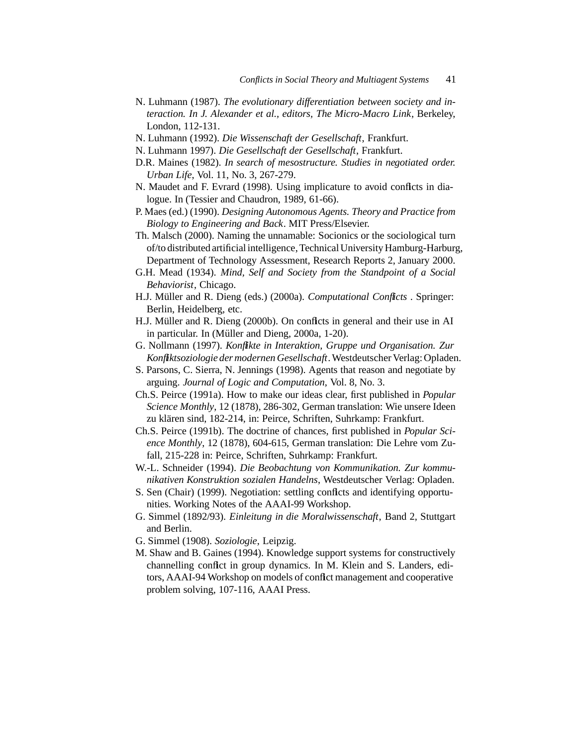N. Luhmann (1987). *The evolutionary differentiation between society and interaction. In J. Alexander et al., editors, The Micro-Macro Link*, Berkeley, London, 112-131.

N. Luhmann (1992). *Die Wissenschaft der Gesellschaft*, Frankfurt.

N. Luhmann 1997). *Die Gesellschaft der Gesellschaft*, Frankfurt.

D.R. Maines (1982). *In search of mesostructure. Studies in negotiated order. Urban Life*, Vol. 11, No. 3, 267-279.

N. Maudet and F. Evrard (1998). Using implicature to avoid conflcts in dialogue. In (Tessier and Chaudron, 1989, 61-66).

P. Maes (ed.) (1990). *Designing Autonomous Agents. Theory and Practice from Biology to Engineering and Back*. MIT Press/Elsevier.

Th. Malsch (2000). Naming the unnamable: Socionics or the sociological turn of/to distributed artificial intelligence, Technical University Hamburg-Harburg, Department of Technology Assessment, Research Reports 2, January 2000.

G.H. Mead (1934). *Mind, Self and Society from the Standpoint of a Social Behaviorist*, Chicago.

H.J. Müller and R. Dieng (eds.) (2000a). *Computational Conflicts* . Springer: Berlin, Heidelberg, etc.

H.J. Müller and R. Dieng (2000b). On conflicts in general and their use in AI in particular. In (Müller and Dieng, 2000a, 1-20).

G. Nollmann (1997). *Konflikte in Interaktion, Gruppe und Organisation. Zur Konfliktsoziologie der modernen Gesellschaft*. Westdeutscher Verlag: Opladen.

S. Parsons, C. Sierra, N. Jennings (1998). Agents that reason and negotiate by arguing. *Journal of Logic and Computation*, Vol. 8, No. 3.

Ch.S. Peirce (1991a). How to make our ideas clear, first published in *Popular Science Monthly*, 12 (1878), 286-302, German translation: Wie unsere Ideen zu klären sind, 182-214, in: Peirce, Schriften, Suhrkamp: Frankfurt.

Ch.S. Peirce (1991b). The doctrine of chances, first published in *Popular Science Monthly*, 12 (1878), 604-615, German translation: Die Lehre vom Zufall, 215-228 in: Peirce, Schriften, Suhrkamp: Frankfurt.

W.-L. Schneider (1994). *Die Beobachtung von Kommunikation. Zur kommunikativen Konstruktion sozialen Handelns*, Westdeutscher Verlag: Opladen.

S. Sen (Chair) (1999). Negotiation: settling conflcts and identifying opportunities. Working Notes of the AAAI-99 Workshop.

G. Simmel (1892/93). *Einleitung in die Moralwissenschaft*, Band 2, Stuttgart and Berlin.

G. Simmel (1908). *Soziologie*, Leipzig.

M. Shaw and B. Gaines (1994). Knowledge support systems for constructively channelling conflct in group dynamics. In M. Klein and S. Landers, editors, AAAI-94 Workshop on models of conflct management and cooperative problem solving, 107-116, AAAI Press.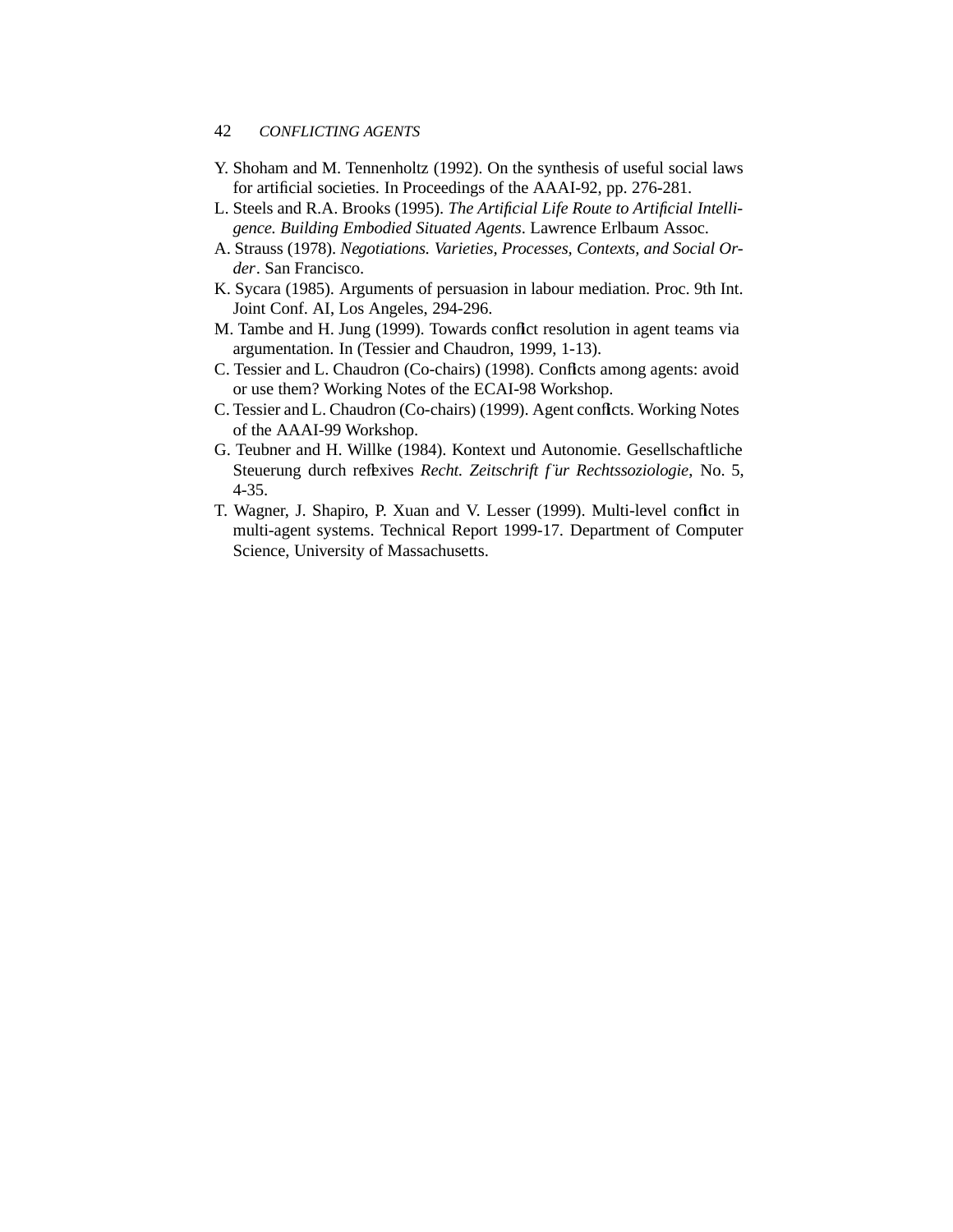Y. Shoham and M. Tennenholtz (1992). On the synthesis of useful social laws for artificial societies. In Proceedings of the AAAI-92, pp. 276-281.

L. Steels and R.A. Brooks (1995). *The Artificial Life Route to Artificial Intelligence. Building Embodied Situated Agents*. Lawrence Erlbaum Assoc.

A. Strauss (1978). *Negotiations. Varieties, Processes, Contexts, and Social Order*. San Francisco.

K. Sycara (1985). Arguments of persuasion in labour mediation. Proc. 9th Int. Joint Conf. AI, Los Angeles, 294-296.

M. Tambe and H. Jung (1999). Towards conflict resolution in agent teams via argumentation. In (Tessier and Chaudron, 1999, 1-13).

C. Tessier and L. Chaudron (Co-chairs) (1998). Conflicts among agents: avoid or use them? Working Notes of the ECAI-98 Workshop.

C. Tessier and L. Chaudron (Co-chairs) (1999). Agent conflicts. Working Notes of the AAAI-99 Workshop.

G. Teubner and H. Willke (1984). Kontext und Autonomie. Gesellschaftliche Steuerung durch reflexives *Recht. Zeitschrift für Rechtssoziologie*, No. 5, 4-35.

T. Wagner, J. Shapiro, P. Xuan and V. Lesser (1999). Multi-level conflict in multi-agent systems. Technical Report 1999-17. Department of Computer Science, University of Massachusetts.